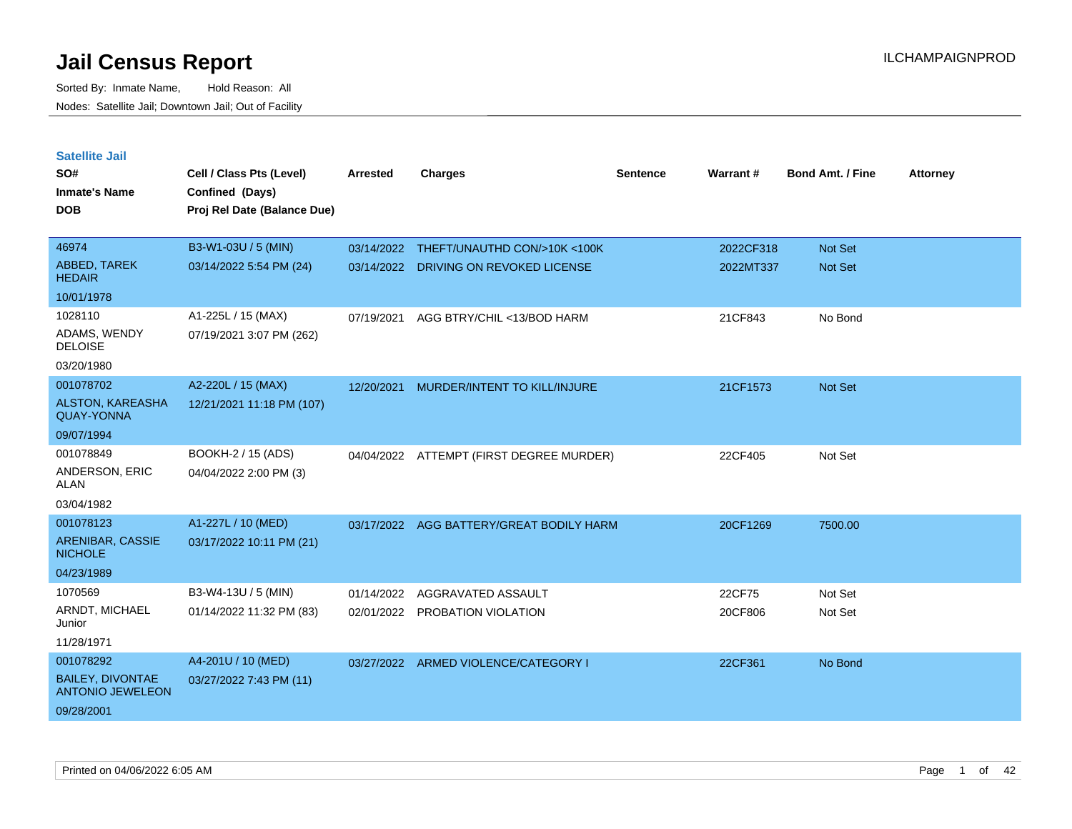# Jail Census Report

ILCHAMPAIGNPROD

Sorted By: Inmate Name, Hold Reason: All

Nodes: Satellite Jail; Downtown Jail; Out of Facility

## Satellite Jail

| SO# / Inmate's Name / DOB | Cell / Class Pts (Level) / Confined (Days) / Proj Rel Date (Balance Due) | Arrested | Charges | Sentence | Warrant # | Bond Amt. / Fine | Attorney |
|---|---|---|---|---|---|---|---|
| 46974<br>ABBED, TAREK HEDAIR<br>10/01/1978 | B3-W1-03U / 5 (MIN)<br>03/14/2022 5:54 PM (24) | 03/14/2022<br>03/14/2022 | THEFT/UNAUTHD CON/>10K <100K<br>DRIVING ON REVOKED LICENSE | | 2022CF318<br>2022MT337 | Not Set<br>Not Set | |
| 1028110<br>ADAMS, WENDY DELOISE<br>03/20/1980 | A1-225L / 15 (MAX)<br>07/19/2021 3:07 PM (262) | 07/19/2021 | AGG BTRY/CHIL <13/BOD HARM | | 21CF843 | No Bond | |
| 001078702<br>ALSTON, KAREASHA QUAY-YONNA<br>09/07/1994 | A2-220L / 15 (MAX)<br>12/21/2021 11:18 PM (107) | 12/20/2021 | MURDER/INTENT TO KILL/INJURE | | 21CF1573 | Not Set | |
| 001078849<br>ANDERSON, ERIC ALAN<br>03/04/1982 | BOOKH-2 / 15 (ADS)<br>04/04/2022 2:00 PM (3) | 04/04/2022 | ATTEMPT (FIRST DEGREE MURDER) | | 22CF405 | Not Set | |
| 001078123<br>ARENIBAR, CASSIE NICHOLE<br>04/23/1989 | A1-227L / 10 (MED)<br>03/17/2022 10:11 PM (21) | 03/17/2022 | AGG BATTERY/GREAT BODILY HARM | | 20CF1269 | 7500.00 | |
| 1070569<br>ARNDT, MICHAEL Junior<br>11/28/1971 | B3-W4-13U / 5 (MIN)<br>01/14/2022 11:32 PM (83) | 01/14/2022<br>02/01/2022 | AGGRAVATED ASSAULT<br>PROBATION VIOLATION | | 22CF75<br>20CF806 | Not Set<br>Not Set | |
| 001078292<br>BAILEY, DIVONTAE ANTONIO JEWELEON<br>09/28/2001 | A4-201U / 10 (MED)<br>03/27/2022 7:43 PM (11) | 03/27/2022 | ARMED VIOLENCE/CATEGORY I | | 22CF361 | No Bond | |

Printed on 04/06/2022 6:05 AM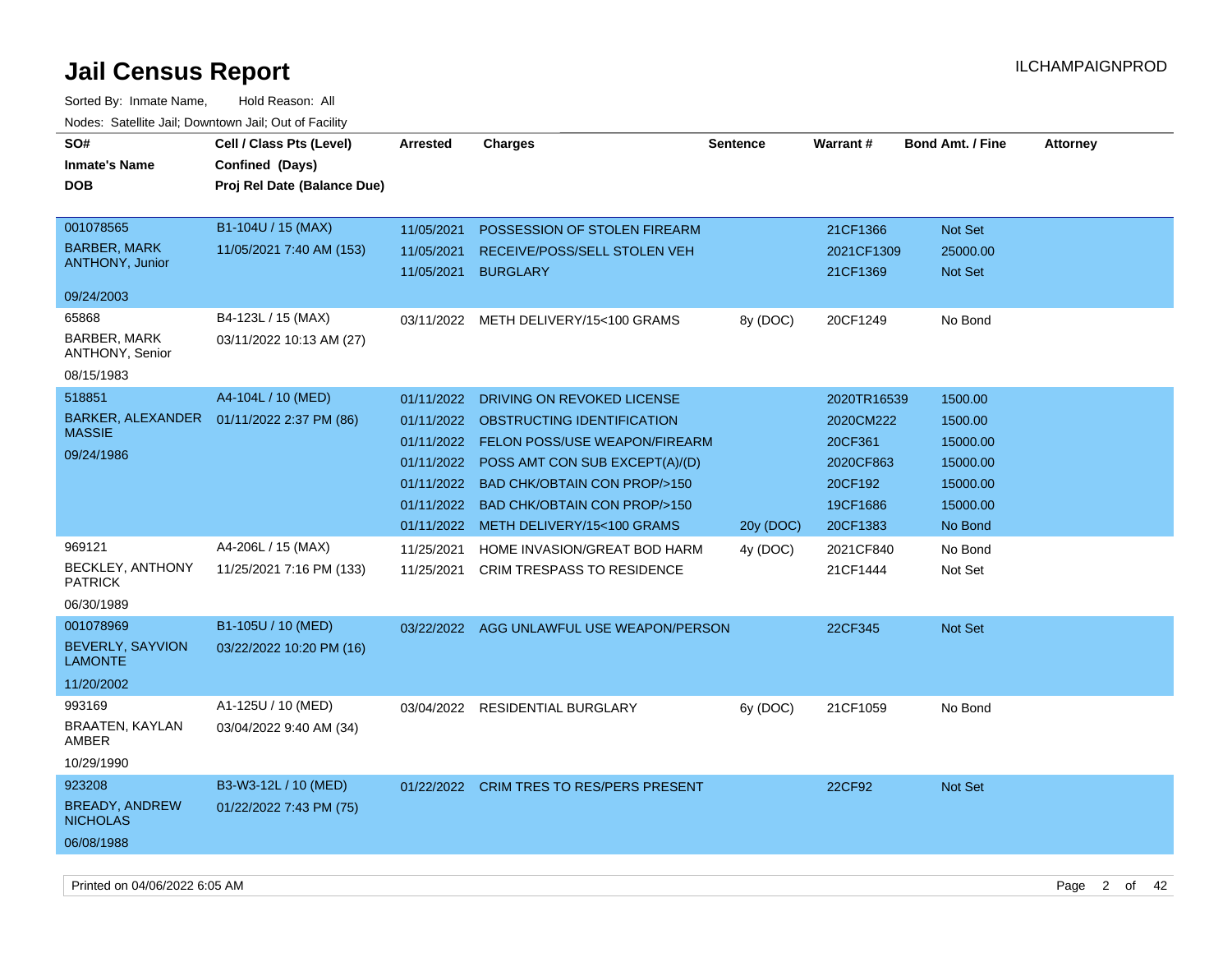# Jail Census Report

ILCHAMPAIGNPROD

Sorted By: Inmate Name, Hold Reason: All

Nodes: Satellite Jail; Downtown Jail; Out of Facility

| SO# / Inmate's Name / DOB | Cell / Class Pts (Level) / Confined (Days) / Proj Rel Date (Balance Due) | Arrested | Charges | Sentence | Warrant # | Bond Amt. / Fine | Attorney |
|---|---|---|---|---|---|---|---|
| 001078565<br>BARBER, MARK ANTHONY, Junior<br>09/24/2003 | B1-104U / 15 (MAX)<br>11/05/2021 7:40 AM (153) | 11/05/2021 | POSSESSION OF STOLEN FIREARM | | 21CF1366 | Not Set | |
| | | 11/05/2021 | RECEIVE/POSS/SELL STOLEN VEH | | 2021CF1309 | 25000.00 | |
| | | 11/05/2021 | BURGLARY | | 21CF1369 | Not Set | |
| 65868<br>BARBER, MARK ANTHONY, Senior<br>08/15/1983 | B4-123L / 15 (MAX)<br>03/11/2022 10:13 AM (27) | 03/11/2022 | METH DELIVERY/15<100 GRAMS | 8y (DOC) | 20CF1249 | No Bond | |
| 518851<br>BARKER, ALEXANDER MASSIE<br>09/24/1986 | A4-104L / 10 (MED)<br>01/11/2022 2:37 PM (86) | 01/11/2022 | DRIVING ON REVOKED LICENSE | | 2020TR16539 | 1500.00 | |
| | | 01/11/2022 | OBSTRUCTING IDENTIFICATION | | 2020CM222 | 1500.00 | |
| | | 01/11/2022 | FELON POSS/USE WEAPON/FIREARM | | 20CF361 | 15000.00 | |
| | | 01/11/2022 | POSS AMT CON SUB EXCEPT(A)/(D) | | 2020CF863 | 15000.00 | |
| | | 01/11/2022 | BAD CHK/OBTAIN CON PROP/>150 | | 20CF192 | 15000.00 | |
| | | 01/11/2022 | BAD CHK/OBTAIN CON PROP/>150 | | 19CF1686 | 15000.00 | |
| | | 01/11/2022 | METH DELIVERY/15<100 GRAMS | 20y (DOC) | 20CF1383 | No Bond | |
| 969121<br>BECKLEY, ANTHONY PATRICK<br>06/30/1989 | A4-206L / 15 (MAX)<br>11/25/2021 7:16 PM (133) | 11/25/2021 | HOME INVASION/GREAT BOD HARM | 4y (DOC) | 2021CF840 | No Bond | |
| | | 11/25/2021 | CRIM TRESPASS TO RESIDENCE | | 21CF1444 | Not Set | |
| 001078969<br>BEVERLY, SAYVION LAMONTE<br>11/20/2002 | B1-105U / 10 (MED)<br>03/22/2022 10:20 PM (16) | 03/22/2022 | AGG UNLAWFUL USE WEAPON/PERSON | | 22CF345 | Not Set | |
| 993169<br>BRAATEN, KAYLAN AMBER<br>10/29/1990 | A1-125U / 10 (MED)<br>03/04/2022 9:40 AM (34) | 03/04/2022 | RESIDENTIAL BURGLARY | 6y (DOC) | 21CF1059 | No Bond | |
| 923208<br>BREADY, ANDREW NICHOLAS<br>06/08/1988 | B3-W3-12L / 10 (MED)<br>01/22/2022 7:43 PM (75) | 01/22/2022 | CRIM TRES TO RES/PERS PRESENT | | 22CF92 | Not Set | |

Printed on 04/06/2022 6:05 AM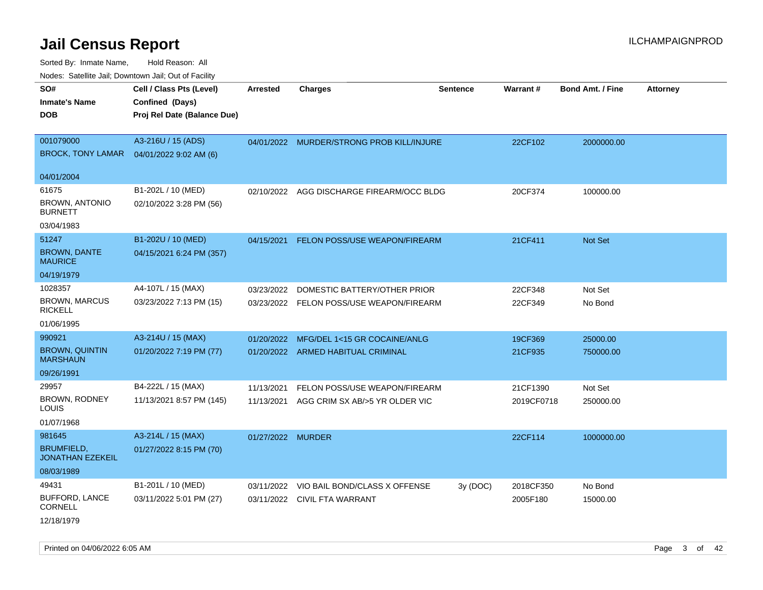# Jail Census Report

ILCHAMPAIGNPROD

Sorted By: Inmate Name, Hold Reason: All

Nodes: Satellite Jail; Downtown Jail; Out of Facility

| SO# / Inmate's Name / DOB | Cell / Class Pts (Level) / Confined (Days) / Proj Rel Date (Balance Due) | Arrested | Charges | Sentence | Warrant # | Bond Amt. / Fine | Attorney |
|---|---|---|---|---|---|---|---|
| 001079000<br>BROCK, TONY LAMAR<br>04/01/2004 | A3-216U / 15 (ADS)<br>04/01/2022 9:02 AM (6) | 04/01/2022 | MURDER/STRONG PROB KILL/INJURE | | 22CF102 | 2000000.00 | |
| 61675<br>BROWN, ANTONIO BURNETT<br>03/04/1983 | B1-202L / 10 (MED)<br>02/10/2022 3:28 PM (56) | 02/10/2022 | AGG DISCHARGE FIREARM/OCC BLDG | | 20CF374 | 100000.00 | |
| 51247<br>BROWN, DANTE MAURICE<br>04/19/1979 | B1-202U / 10 (MED)<br>04/15/2021 6:24 PM (357) | 04/15/2021 | FELON POSS/USE WEAPON/FIREARM | | 21CF411 | Not Set | |
| 1028357<br>BROWN, MARCUS RICKELL<br>01/06/1995 | A4-107L / 15 (MAX)<br>03/23/2022 7:13 PM (15) | 03/23/2022 | DOMESTIC BATTERY/OTHER PRIOR | | 22CF348 | Not Set | |
| | | 03/23/2022 | FELON POSS/USE WEAPON/FIREARM | | 22CF349 | No Bond | |
| 990921<br>BROWN, QUINTIN MARSHAUN<br>09/26/1991 | A3-214U / 15 (MAX)<br>01/20/2022 7:19 PM (77) | 01/20/2022 | MFG/DEL 1<15 GR COCAINE/ANLG | | 19CF369 | 25000.00 | |
| | | 01/20/2022 | ARMED HABITUAL CRIMINAL | | 21CF935 | 750000.00 | |
| 29957<br>BROWN, RODNEY LOUIS<br>01/07/1968 | B4-222L / 15 (MAX)<br>11/13/2021 8:57 PM (145) | 11/13/2021 | FELON POSS/USE WEAPON/FIREARM | | 21CF1390 | Not Set | |
| | | 11/13/2021 | AGG CRIM SX AB/>5 YR OLDER VIC | | 2019CF0718 | 250000.00 | |
| 981645<br>BRUMFIELD, JONATHAN EZEKEIL<br>08/03/1989 | A3-214L / 15 (MAX)<br>01/27/2022 8:15 PM (70) | 01/27/2022 | MURDER | | 22CF114 | 1000000.00 | |
| 49431<br>BUFFORD, LANCE CORNELL<br>12/18/1979 | B1-201L / 10 (MED)<br>03/11/2022 5:01 PM (27) | 03/11/2022 | VIO BAIL BOND/CLASS X OFFENSE | 3y (DOC) | 2018CF350 | No Bond | |
| | | 03/11/2022 | CIVIL FTA WARRANT | | 2005F180 | 15000.00 | |

Printed on 04/06/2022 6:05 AM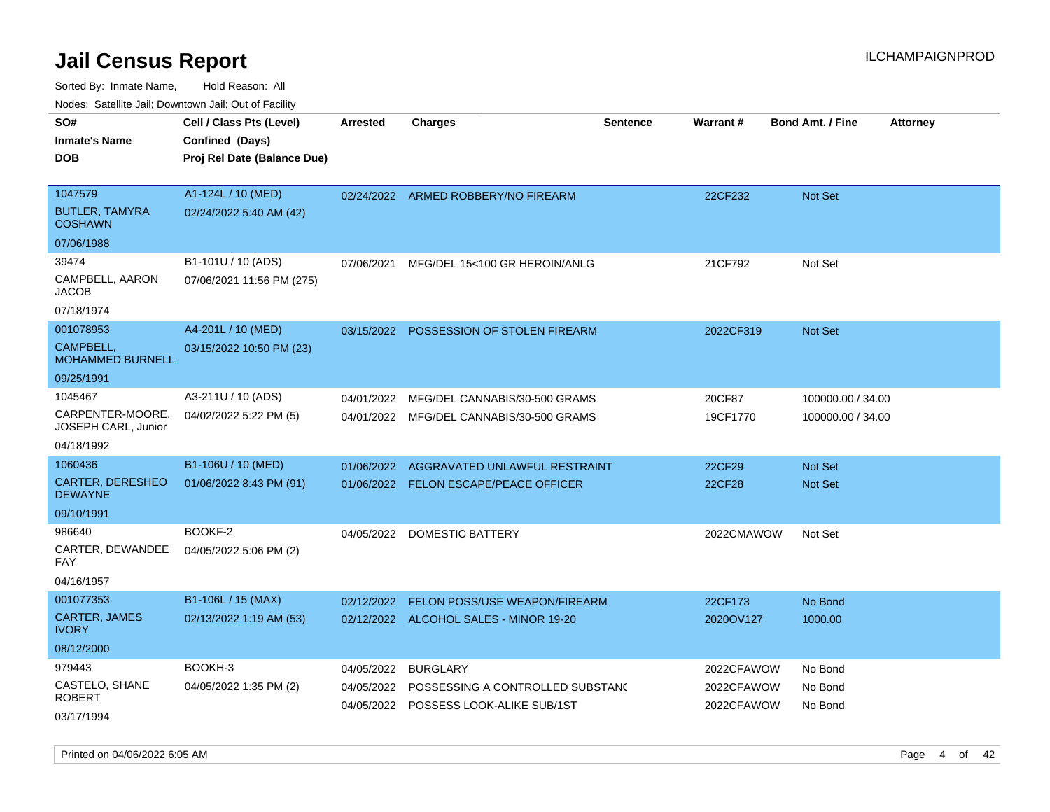# Jail Census Report

Sorted By: Inmate Name,     Hold Reason: All

Nodes: Satellite Jail; Downtown Jail; Out of Facility

| SO# / Inmate's Name / DOB | Cell / Class Pts (Level) / Confined (Days) / Proj Rel Date (Balance Due) | Arrested | Charges | Sentence | Warrant # | Bond Amt. / Fine | Attorney |
|---|---|---|---|---|---|---|---|
| 1047579<br>BUTLER, TAMYRA COSHAWN<br>07/06/1988 | A1-124L / 10 (MED)<br>02/24/2022 5:40 AM (42) | 02/24/2022 | ARMED ROBBERY/NO FIREARM | | 22CF232 | Not Set | |
| 39474<br>CAMPBELL, AARON JACOB<br>07/18/1974 | B1-101U / 10 (ADS)<br>07/06/2021 11:56 PM (275) | 07/06/2021 | MFG/DEL 15<100 GR HEROIN/ANLG | | 21CF792 | Not Set | |
| 001078953<br>CAMPBELL, MOHAMMED BURNELL<br>09/25/1991 | A4-201L / 10 (MED)<br>03/15/2022 10:50 PM (23) | 03/15/2022 | POSSESSION OF STOLEN FIREARM | | 2022CF319 | Not Set | |
| 1045467<br>CARPENTER-MOORE, JOSEPH CARL, Junior<br>04/18/1992 | A3-211U / 10 (ADS)<br>04/02/2022 5:22 PM (5) | 04/01/2022 | MFG/DEL CANNABIS/30-500 GRAMS | | 20CF87 | 100000.00 / 34.00 | |
| | | 04/01/2022 | MFG/DEL CANNABIS/30-500 GRAMS | | 19CF1770 | 100000.00 / 34.00 | |
| 1060436<br>CARTER, DERESHEO DEWAYNE<br>09/10/1991 | B1-106U / 10 (MED)<br>01/06/2022 8:43 PM (91) | 01/06/2022 | AGGRAVATED UNLAWFUL RESTRAINT | | 22CF29 | Not Set | |
| | | 01/06/2022 | FELON ESCAPE/PEACE OFFICER | | 22CF28 | Not Set | |
| 986640<br>CARTER, DEWANDEE FAY<br>04/16/1957 | BOOKF-2<br>04/05/2022 5:06 PM (2) | 04/05/2022 | DOMESTIC BATTERY | | 2022CMAWOW | Not Set | |
| 001077353<br>CARTER, JAMES IVORY<br>08/12/2000 | B1-106L / 15 (MAX)<br>02/13/2022 1:19 AM (53) | 02/12/2022 | FELON POSS/USE WEAPON/FIREARM | | 22CF173 | No Bond | |
| | | 02/12/2022 | ALCOHOL SALES - MINOR 19-20 | | 2020OV127 | 1000.00 | |
| 979443<br>CASTELO, SHANE ROBERT<br>03/17/1994 | BOOKH-3<br>04/05/2022 1:35 PM (2) | 04/05/2022 | BURGLARY | | 2022CFAWOW | No Bond | |
| | | 04/05/2022 | POSSESSING A CONTROLLED SUBSTANC | | 2022CFAWOW | No Bond | |
| | | 04/05/2022 | POSSESS LOOK-ALIKE SUB/1ST | | 2022CFAWOW | No Bond | |

Printed on 04/06/2022 6:05 AM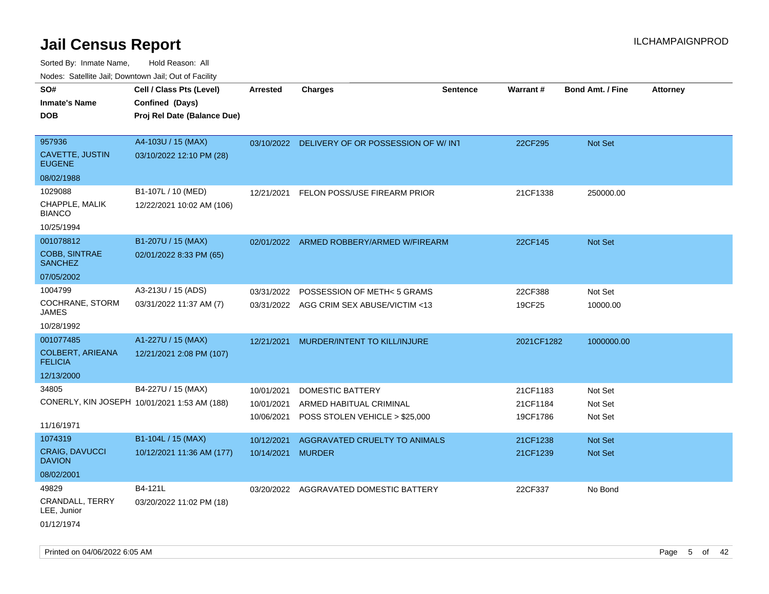# Jail Census Report

Sorted By: Inmate Name, Hold Reason: All

Nodes: Satellite Jail; Downtown Jail; Out of Facility

| SO# / Inmate's Name / DOB | Cell / Class Pts (Level) / Confined (Days) / Proj Rel Date (Balance Due) | Arrested | Charges | Sentence | Warrant # | Bond Amt. / Fine | Attorney |
|---|---|---|---|---|---|---|---|
| 957936<br>CAVETTE, JUSTIN EUGENE<br>08/02/1988 | A4-103U / 15 (MAX)<br>03/10/2022 12:10 PM (28) | 03/10/2022 | DELIVERY OF OR POSSESSION OF W/ INT | | 22CF295 | Not Set | |
| 1029088<br>CHAPPLE, MALIK BIANCO<br>10/25/1994 | B1-107L / 10 (MED)<br>12/22/2021 10:02 AM (106) | 12/21/2021 | FELON POSS/USE FIREARM PRIOR | | 21CF1338 | 250000.00 | |
| 001078812<br>COBB, SINTRAE SANCHEZ<br>07/05/2002 | B1-207U / 15 (MAX)<br>02/01/2022 8:33 PM (65) | 02/01/2022 | ARMED ROBBERY/ARMED W/FIREARM | | 22CF145 | Not Set | |
| 1004799<br>COCHRANE, STORM JAMES<br>10/28/1992 | A3-213U / 15 (ADS)<br>03/31/2022 11:37 AM (7) | 03/31/2022<br>03/31/2022 | POSSESSION OF METH< 5 GRAMS<br>AGG CRIM SEX ABUSE/VICTIM <13 | | 22CF388<br>19CF25 | Not Set<br>10000.00 | |
| 001077485<br>COLBERT, ARIEANA FELICIA<br>12/13/2000 | A1-227U / 15 (MAX)<br>12/21/2021 2:08 PM (107) | 12/21/2021 | MURDER/INTENT TO KILL/INJURE | | 2021CF1282 | 1000000.00 | |
| 34805<br>CONERLY, KIN JOSEPH<br>11/16/1971 | B4-227U / 15 (MAX)<br>10/01/2021 1:53 AM (188) | 10/01/2021<br>10/01/2021<br>10/06/2021 | DOMESTIC BATTERY<br>ARMED HABITUAL CRIMINAL<br>POSS STOLEN VEHICLE > $25,000 | | 21CF1183<br>21CF1184<br>19CF1786 | Not Set<br>Not Set<br>Not Set | |
| 1074319<br>CRAIG, DAVUCCI DAVION<br>08/02/2001 | B1-104L / 15 (MAX)<br>10/12/2021 11:36 AM (177) | 10/12/2021<br>10/14/2021 | AGGRAVATED CRUELTY TO ANIMALS<br>MURDER | | 21CF1238<br>21CF1239 | Not Set<br>Not Set | |
| 49829<br>CRANDALL, TERRY LEE, Junior<br>01/12/1974 | B4-121L<br>03/20/2022 11:02 PM (18) | 03/20/2022 | AGGRAVATED DOMESTIC BATTERY | | 22CF337 | No Bond | |

Printed on 04/06/2022 6:05 AM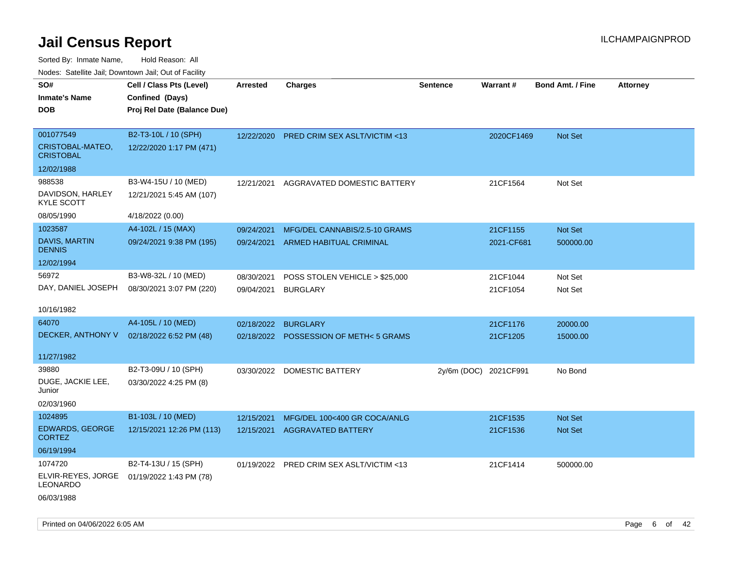# Jail Census Report

ILCHAMPAIGNPROD

Sorted By: Inmate Name, Hold Reason: All

Nodes: Satellite Jail; Downtown Jail; Out of Facility

| SO#<br>Inmate's Name<br>DOB | Cell / Class Pts (Level)<br>Confined (Days)<br>Proj Rel Date (Balance Due) | Arrested | Charges | Sentence | Warrant # | Bond Amt. / Fine | Attorney |
|---|---|---|---|---|---|---|---|
| 001077549<br>CRISTOBAL-MATEO, CRISTOBAL<br>12/02/1988 | B2-T3-10L / 10 (SPH)<br>12/22/2020 1:17 PM (471) | 12/22/2020 | PRED CRIM SEX ASLT/VICTIM <13 | | 2020CF1469 | Not Set | |
| 988538<br>DAVIDSON, HARLEY KYLE SCOTT<br>08/05/1990 | B3-W4-15U / 10 (MED)<br>12/21/2021 5:45 AM (107)<br>4/18/2022 (0.00) | 12/21/2021 | AGGRAVATED DOMESTIC BATTERY | | 21CF1564 | Not Set | |
| 1023587<br>DAVIS, MARTIN DENNIS<br>12/02/1994 | A4-102L / 15 (MAX)<br>09/24/2021 9:38 PM (195) | 09/24/2021<br>09/24/2021 | MFG/DEL CANNABIS/2.5-10 GRAMS<br>ARMED HABITUAL CRIMINAL | | 21CF1155<br>2021-CF681 | Not Set<br>500000.00 | |
| 56972<br>DAY, DANIEL JOSEPH<br>10/16/1982 | B3-W8-32L / 10 (MED)<br>08/30/2021 3:07 PM (220) | 08/30/2021<br>09/04/2021 | POSS STOLEN VEHICLE > $25,000<br>BURGLARY | | 21CF1044<br>21CF1054 | Not Set<br>Not Set | |
| 64070<br>DECKER, ANTHONY V<br>11/27/1982 | A4-105L / 10 (MED)<br>02/18/2022 6:52 PM (48) | 02/18/2022<br>02/18/2022 | BURGLARY<br>POSSESSION OF METH< 5 GRAMS | | 21CF1176<br>21CF1205 | 20000.00<br>15000.00 | |
| 39880<br>DUGE, JACKIE LEE, Junior<br>02/03/1960 | B2-T3-09U / 10 (SPH)<br>03/30/2022 4:25 PM (8) | 03/30/2022 | DOMESTIC BATTERY | 2y/6m (DOC) | 2021CF991 | No Bond | |
| 1024895<br>EDWARDS, GEORGE CORTEZ<br>06/19/1994 | B1-103L / 10 (MED)<br>12/15/2021 12:26 PM (113) | 12/15/2021<br>12/15/2021 | MFG/DEL 100<400 GR COCA/ANLG<br>AGGRAVATED BATTERY | | 21CF1535<br>21CF1536 | Not Set<br>Not Set | |
| 1074720<br>ELVIR-REYES, JORGE LEONARDO<br>06/03/1988 | B2-T4-13U / 15 (SPH)<br>01/19/2022 1:43 PM (78) | 01/19/2022 | PRED CRIM SEX ASLT/VICTIM <13 | | 21CF1414 | 500000.00 | |

Printed on 04/06/2022 6:05 AM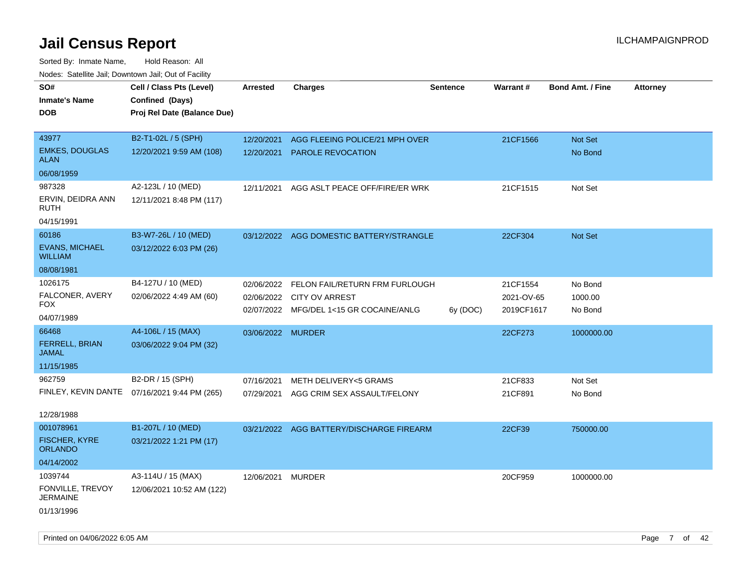# Jail Census Report

ILCHAMPAIGNPROD

Sorted By: Inmate Name, Hold Reason: All

Nodes: Satellite Jail; Downtown Jail; Out of Facility

| SO# / Inmate's Name / DOB | Cell / Class Pts (Level) / Confined (Days) / Proj Rel Date (Balance Due) | Arrested | Charges | Sentence | Warrant # | Bond Amt. / Fine | Attorney |
|---|---|---|---|---|---|---|---|
| 43977<br>EMKES, DOUGLAS ALAN<br>06/08/1959 | B2-T1-02L / 5 (SPH)<br>12/20/2021 9:59 AM (108) | 12/20/2021 | AGG FLEEING POLICE/21 MPH OVER | | 21CF1566 | Not Set | |
| | | 12/20/2021 | PAROLE REVOCATION | | | No Bond | |
| 987328<br>ERVIN, DEIDRA ANN RUTH<br>04/15/1991 | A2-123L / 10 (MED)<br>12/11/2021 8:48 PM (117) | 12/11/2021 | AGG ASLT PEACE OFF/FIRE/ER WRK | | 21CF1515 | Not Set | |
| 60186<br>EVANS, MICHAEL WILLIAM<br>08/08/1981 | B3-W7-26L / 10 (MED)<br>03/12/2022 6:03 PM (26) | 03/12/2022 | AGG DOMESTIC BATTERY/STRANGLE | | 22CF304 | Not Set | |
| 1026175<br>FALCONER, AVERY FOX<br>04/07/1989 | B4-127U / 10 (MED)<br>02/06/2022 4:49 AM (60) | 02/06/2022 | FELON FAIL/RETURN FRM FURLOUGH | | 21CF1554 | No Bond | |
| | | 02/06/2022 | CITY OV ARREST | | 2021-OV-65 | 1000.00 | |
| | | 02/07/2022 | MFG/DEL 1<15 GR COCAINE/ANLG | 6y (DOC) | 2019CF1617 | No Bond | |
| 66468<br>FERRELL, BRIAN JAMAL<br>11/15/1985 | A4-106L / 15 (MAX)<br>03/06/2022 9:04 PM (32) | 03/06/2022 | MURDER | | 22CF273 | 1000000.00 | |
| 962759<br>FINLEY, KEVIN DANTE<br>12/28/1988 | B2-DR / 15 (SPH)<br>07/16/2021 9:44 PM (265) | 07/16/2021 | METH DELIVERY<5 GRAMS | | 21CF833 | Not Set | |
| | | 07/29/2021 | AGG CRIM SEX ASSAULT/FELONY | | 21CF891 | No Bond | |
| 001078961<br>FISCHER, KYRE ORLANDO<br>04/14/2002 | B1-207L / 10 (MED)<br>03/21/2022 1:21 PM (17) | 03/21/2022 | AGG BATTERY/DISCHARGE FIREARM | | 22CF39 | 750000.00 | |
| 1039744<br>FONVILLE, TREVOY JERMAINE<br>01/13/1996 | A3-114U / 15 (MAX)<br>12/06/2021 10:52 AM (122) | 12/06/2021 | MURDER | | 20CF959 | 1000000.00 | |

Printed on 04/06/2022 6:05 AM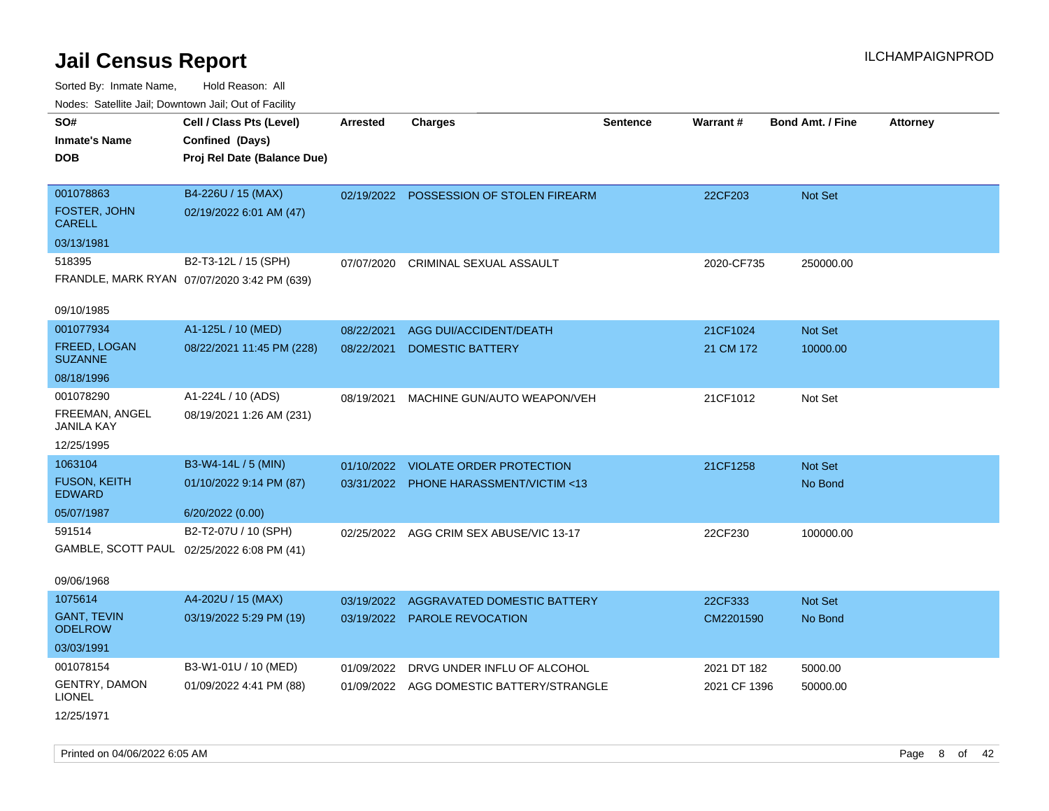# Jail Census Report

Sorted By: Inmate Name, Hold Reason: All

Nodes: Satellite Jail; Downtown Jail; Out of Facility

| SO# / Inmate's Name / DOB | Cell / Class Pts (Level) / Confined (Days) / Proj Rel Date (Balance Due) | Arrested | Charges | Sentence | Warrant # | Bond Amt. / Fine | Attorney |
|---|---|---|---|---|---|---|---|
| 001078863<br>FOSTER, JOHN CARELL<br>03/13/1981 | B4-226U / 15 (MAX)<br>02/19/2022 6:01 AM (47) | 02/19/2022 | POSSESSION OF STOLEN FIREARM | | 22CF203 | Not Set | |
| 518395<br>FRANDLE, MARK RYAN<br>09/10/1985 | B2-T3-12L / 15 (SPH)<br>07/07/2020 3:42 PM (639) | 07/07/2020 | CRIMINAL SEXUAL ASSAULT | | 2020-CF735 | 250000.00 | |
| 001077934<br>FREED, LOGAN SUZANNE<br>08/18/1996 | A1-125L / 10 (MED)<br>08/22/2021 11:45 PM (228) | 08/22/2021<br>08/22/2021 | AGG DUI/ACCIDENT/DEATH<br>DOMESTIC BATTERY | | 21CF1024<br>21 CM 172 | Not Set<br>10000.00 | |
| 001078290<br>FREEMAN, ANGEL JANILA KAY<br>12/25/1995 | A1-224L / 10 (ADS)<br>08/19/2021 1:26 AM (231) | 08/19/2021 | MACHINE GUN/AUTO WEAPON/VEH | | 21CF1012 | Not Set | |
| 1063104<br>FUSON, KEITH EDWARD<br>05/07/1987 | B3-W4-14L / 5 (MIN)<br>01/10/2022 9:14 PM (87)<br>6/20/2022 (0.00) | 01/10/2022<br>03/31/2022 | VIOLATE ORDER PROTECTION<br>PHONE HARASSMENT/VICTIM <13 | | 21CF1258 | Not Set<br>No Bond | |
| 591514<br>GAMBLE, SCOTT PAUL<br>09/06/1968 | B2-T2-07U / 10 (SPH)<br>02/25/2022 6:08 PM (41) | 02/25/2022 | AGG CRIM SEX ABUSE/VIC 13-17 | | 22CF230 | 100000.00 | |
| 1075614<br>GANT, TEVIN ODELROW<br>03/03/1991 | A4-202U / 15 (MAX)<br>03/19/2022 5:29 PM (19) | 03/19/2022<br>03/19/2022 | AGGRAVATED DOMESTIC BATTERY<br>PAROLE REVOCATION | | 22CF333<br>CM2201590 | Not Set<br>No Bond | |
| 001078154<br>GENTRY, DAMON LIONEL<br>12/25/1971 | B3-W1-01U / 10 (MED)<br>01/09/2022 4:41 PM (88) | 01/09/2022<br>01/09/2022 | DRVG UNDER INFLU OF ALCOHOL<br>AGG DOMESTIC BATTERY/STRANGLE | | 2021 DT 182<br>2021 CF 1396 | 5000.00<br>50000.00 | |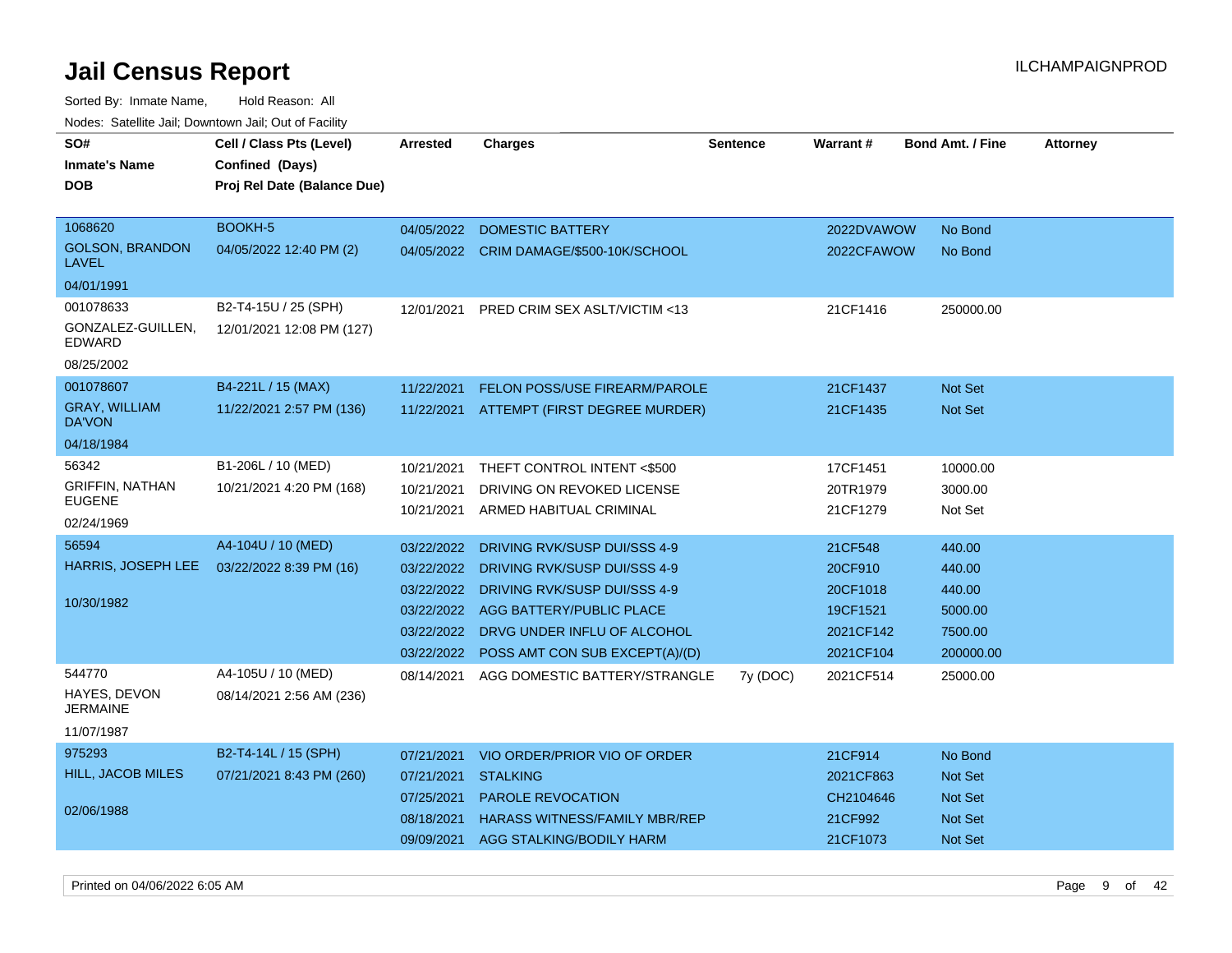# Jail Census Report

ILCHAMPAIGNPROD

Sorted By: Inmate Name, Hold Reason: All

Nodes: Satellite Jail; Downtown Jail; Out of Facility

| SO# / Inmate's Name / DOB | Cell / Class Pts (Level) / Confined (Days) / Proj Rel Date (Balance Due) | Arrested | Charges | Sentence | Warrant # | Bond Amt. / Fine | Attorney |
|---|---|---|---|---|---|---|---|
| 1068620<br>GOLSON, BRANDON LAVEL<br>04/01/1991 | BOOKH-5<br>04/05/2022 12:40 PM (2) | 04/05/2022 | DOMESTIC BATTERY | | 2022DVAWOW | No Bond | |
| | | 04/05/2022 | CRIM DAMAGE/$500-10K/SCHOOL | | 2022CFAWOW | No Bond | |
| 001078633<br>GONZALEZ-GUILLEN, EDWARD<br>08/25/2002 | B2-T4-15U / 25 (SPH)<br>12/01/2021 12:08 PM (127) | 12/01/2021 | PRED CRIM SEX ASLT/VICTIM <13 | | 21CF1416 | 250000.00 | |
| 001078607<br>GRAY, WILLIAM DA'VON<br>04/18/1984 | B4-221L / 15 (MAX)<br>11/22/2021 2:57 PM (136) | 11/22/2021 | FELON POSS/USE FIREARM/PAROLE | | 21CF1437 | Not Set | |
| | | 11/22/2021 | ATTEMPT (FIRST DEGREE MURDER) | | 21CF1435 | Not Set | |
| 56342<br>GRIFFIN, NATHAN EUGENE<br>02/24/1969 | B1-206L / 10 (MED)<br>10/21/2021 4:20 PM (168) | 10/21/2021 | THEFT CONTROL INTENT <$500 | | 17CF1451 | 10000.00 | |
| | | 10/21/2021 | DRIVING ON REVOKED LICENSE | | 20TR1979 | 3000.00 | |
| | | 10/21/2021 | ARMED HABITUAL CRIMINAL | | 21CF1279 | Not Set | |
| 56594<br>HARRIS, JOSEPH LEE<br>10/30/1982 | A4-104U / 10 (MED)<br>03/22/2022 8:39 PM (16) | 03/22/2022 | DRIVING RVK/SUSP DUI/SSS 4-9 | | 21CF548 | 440.00 | |
| | | 03/22/2022 | DRIVING RVK/SUSP DUI/SSS 4-9 | | 20CF910 | 440.00 | |
| | | 03/22/2022 | DRIVING RVK/SUSP DUI/SSS 4-9 | | 20CF1018 | 440.00 | |
| | | 03/22/2022 | AGG BATTERY/PUBLIC PLACE | | 19CF1521 | 5000.00 | |
| | | 03/22/2022 | DRVG UNDER INFLU OF ALCOHOL | | 2021CF142 | 7500.00 | |
| | | 03/22/2022 | POSS AMT CON SUB EXCEPT(A)/(D) | | 2021CF104 | 200000.00 | |
| 544770<br>HAYES, DEVON JERMAINE<br>11/07/1987 | A4-105U / 10 (MED)<br>08/14/2021 2:56 AM (236) | 08/14/2021 | AGG DOMESTIC BATTERY/STRANGLE | 7y (DOC) | 2021CF514 | 25000.00 | |
| 975293<br>HILL, JACOB MILES<br>02/06/1988 | B2-T4-14L / 15 (SPH)<br>07/21/2021 8:43 PM (260) | 07/21/2021 | VIO ORDER/PRIOR VIO OF ORDER | | 21CF914 | No Bond | |
| | | 07/21/2021 | STALKING | | 2021CF863 | Not Set | |
| | | 07/25/2021 | PAROLE REVOCATION | | CH2104646 | Not Set | |
| | | 08/18/2021 | HARASS WITNESS/FAMILY MBR/REP | | 21CF992 | Not Set | |
| | | 09/09/2021 | AGG STALKING/BODILY HARM | | 21CF1073 | Not Set | |

Printed on 04/06/2022 6:05 AM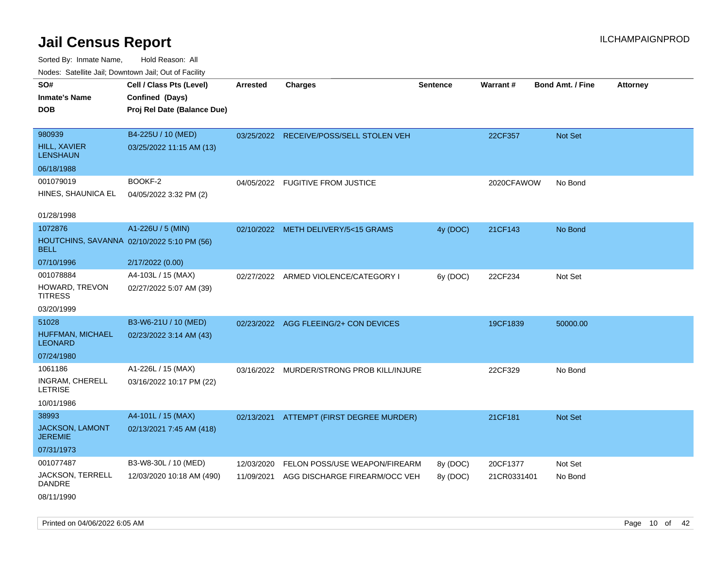# Jail Census Report

ILCHAMPAIGNPROD

Sorted By: Inmate Name, Hold Reason: All

Nodes: Satellite Jail; Downtown Jail; Out of Facility

| SO# / Inmate's Name / DOB | Cell / Class Pts (Level) / Confined (Days) / Proj Rel Date (Balance Due) | Arrested | Charges | Sentence | Warrant # | Bond Amt. / Fine | Attorney |
|---|---|---|---|---|---|---|---|
| 980939<br>HILL, XAVIER LENSHAUN<br>06/18/1988 | B4-225U / 10 (MED)<br>03/25/2022 11:15 AM (13) | 03/25/2022 | RECEIVE/POSS/SELL STOLEN VEH | | 22CF357 | Not Set | |
| 001079019<br>HINES, SHAUNICA EL<br>01/28/1998 | BOOKF-2<br>04/05/2022 3:32 PM (2) | 04/05/2022 | FUGITIVE FROM JUSTICE | | 2020CFAWOW | No Bond | |
| 1072876<br>HOUTCHINS, SAVANNA BELL<br>07/10/1996 | A1-226U / 5 (MIN)<br>02/10/2022 5:10 PM (56)<br>2/17/2022 (0.00) | 02/10/2022 | METH DELIVERY/5<15 GRAMS | 4y (DOC) | 21CF143 | No Bond | |
| 001078884<br>HOWARD, TREVON TITRESS<br>03/20/1999 | A4-103L / 15 (MAX)<br>02/27/2022 5:07 AM (39) | 02/27/2022 | ARMED VIOLENCE/CATEGORY I | 6y (DOC) | 22CF234 | Not Set | |
| 51028<br>HUFFMAN, MICHAEL LEONARD<br>07/24/1980 | B3-W6-21U / 10 (MED)<br>02/23/2022 3:14 AM (43) | 02/23/2022 | AGG FLEEING/2+ CON DEVICES | | 19CF1839 | 50000.00 | |
| 1061186<br>INGRAM, CHERELL LETRISE<br>10/01/1986 | A1-226L / 15 (MAX)<br>03/16/2022 10:17 PM (22) | 03/16/2022 | MURDER/STRONG PROB KILL/INJURE | | 22CF329 | No Bond | |
| 38993<br>JACKSON, LAMONT JEREMIE<br>07/31/1973 | A4-101L / 15 (MAX)<br>02/13/2021 7:45 AM (418) | 02/13/2021 | ATTEMPT (FIRST DEGREE MURDER) | | 21CF181 | Not Set | |
| 001077487<br>JACKSON, TERRELL DANDRE<br>08/11/1990 | B3-W8-30L / 10 (MED)<br>12/03/2020 10:18 AM (490) | 12/03/2020 | FELON POSS/USE WEAPON/FIREARM | 8y (DOC) | 20CF1377 | Not Set | |
| | | 11/09/2021 | AGG DISCHARGE FIREARM/OCC VEH | 8y (DOC) | 21CR0331401 | No Bond | |

Printed on 04/06/2022 6:05 AM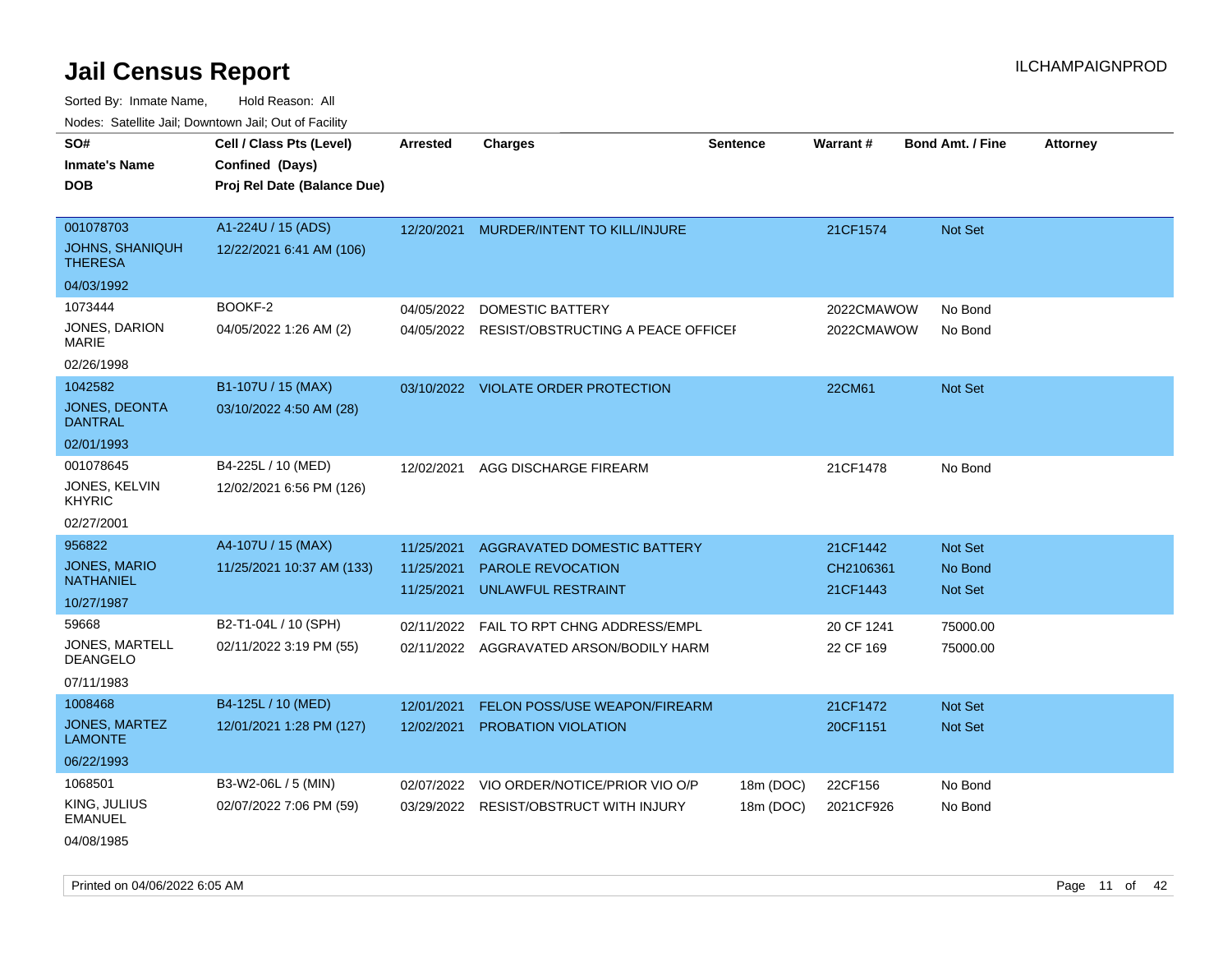# Jail Census Report

ILCHAMPAIGNPROD

Sorted By: Inmate Name, Hold Reason: All

Nodes: Satellite Jail; Downtown Jail; Out of Facility

| SO# / Inmate's Name / DOB | Cell / Class Pts (Level) / Confined (Days) / Proj Rel Date (Balance Due) | Arrested | Charges | Sentence | Warrant # | Bond Amt. / Fine | Attorney |
|---|---|---|---|---|---|---|---|
| 001078703<br>JOHNS, SHANIQUH THERESA<br>04/03/1992 | A1-224U / 15 (ADS)<br>12/22/2021 6:41 AM (106) | 12/20/2021 | MURDER/INTENT TO KILL/INJURE | | 21CF1574 | Not Set | |
| 1073444<br>JONES, DARION MARIE<br>02/26/1998 | BOOKF-2<br>04/05/2022 1:26 AM (2) | 04/05/2022 | DOMESTIC BATTERY | | 2022CMAWOW | No Bond | |
| | | 04/05/2022 | RESIST/OBSTRUCTING A PEACE OFFICEI | | 2022CMAWOW | No Bond | |
| 1042582<br>JONES, DEONTA DANTRAL<br>02/01/1993 | B1-107U / 15 (MAX)<br>03/10/2022 4:50 AM (28) | 03/10/2022 | VIOLATE ORDER PROTECTION | | 22CM61 | Not Set | |
| 001078645<br>JONES, KELVIN KHYRIC<br>02/27/2001 | B4-225L / 10 (MED)<br>12/02/2021 6:56 PM (126) | 12/02/2021 | AGG DISCHARGE FIREARM | | 21CF1478 | No Bond | |
| 956822<br>JONES, MARIO NATHANIEL<br>10/27/1987 | A4-107U / 15 (MAX)<br>11/25/2021 10:37 AM (133) | 11/25/2021 | AGGRAVATED DOMESTIC BATTERY | | 21CF1442 | Not Set | |
| | | 11/25/2021 | PAROLE REVOCATION | | CH2106361 | No Bond | |
| | | 11/25/2021 | UNLAWFUL RESTRAINT | | 21CF1443 | Not Set | |
| 59668<br>JONES, MARTELL DEANGELO<br>07/11/1983 | B2-T1-04L / 10 (SPH)<br>02/11/2022 3:19 PM (55) | 02/11/2022 | FAIL TO RPT CHNG ADDRESS/EMPL | | 20 CF 1241 | 75000.00 | |
| | | 02/11/2022 | AGGRAVATED ARSON/BODILY HARM | | 22 CF 169 | 75000.00 | |
| 1008468<br>JONES, MARTEZ LAMONTE<br>06/22/1993 | B4-125L / 10 (MED)<br>12/01/2021 1:28 PM (127) | 12/01/2021 | FELON POSS/USE WEAPON/FIREARM | | 21CF1472 | Not Set | |
| | | 12/02/2021 | PROBATION VIOLATION | | 20CF1151 | Not Set | |
| 1068501<br>KING, JULIUS EMANUEL<br>04/08/1985 | B3-W2-06L / 5 (MIN)<br>02/07/2022 7:06 PM (59) | 02/07/2022 | VIO ORDER/NOTICE/PRIOR VIO O/P | 18m (DOC) | 22CF156 | No Bond | |
| | | 03/29/2022 | RESIST/OBSTRUCT WITH INJURY | 18m (DOC) | 2021CF926 | No Bond | |

Printed on 04/06/2022 6:05 AM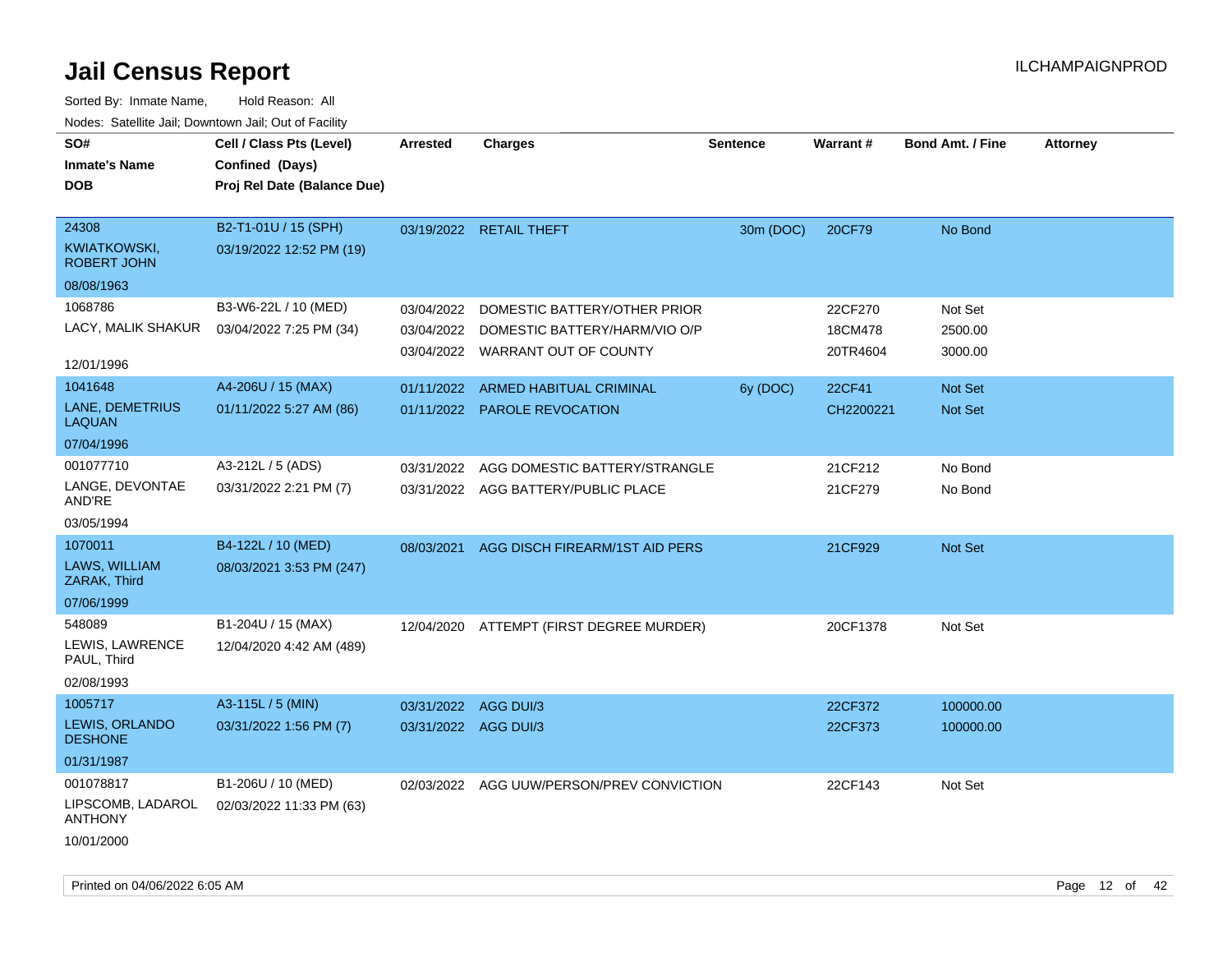# Jail Census Report

Sorted By: Inmate Name, Hold Reason: All

Nodes: Satellite Jail; Downtown Jail; Out of Facility

| SO# / Inmate's Name / DOB | Cell / Class Pts (Level) / Confined (Days) / Proj Rel Date (Balance Due) | Arrested | Charges | Sentence | Warrant # | Bond Amt. / Fine | Attorney |
|---|---|---|---|---|---|---|---|
| 24308<br>KWIATKOWSKI, ROBERT JOHN<br>08/08/1963 | B2-T1-01U / 15 (SPH)<br>03/19/2022 12:52 PM (19) | 03/19/2022 | RETAIL THEFT | 30m (DOC) | 20CF79 | No Bond | |
| 1068786<br>LACY, MALIK SHAKUR<br>12/01/1996 | B3-W6-22L / 10 (MED)<br>03/04/2022 7:25 PM (34) | 03/04/2022<br>03/04/2022<br>03/04/2022 | DOMESTIC BATTERY/OTHER PRIOR<br>DOMESTIC BATTERY/HARM/VIO O/P<br>WARRANT OUT OF COUNTY | | 22CF270<br>18CM478<br>20TR4604 | Not Set<br>2500.00<br>3000.00 | |
| 1041648<br>LANE, DEMETRIUS LAQUAN<br>07/04/1996 | A4-206U / 15 (MAX)<br>01/11/2022 5:27 AM (86) | 01/11/2022<br>01/11/2022 | ARMED HABITUAL CRIMINAL<br>PAROLE REVOCATION | 6y (DOC) | 22CF41<br>CH2200221 | Not Set<br>Not Set | |
| 001077710<br>LANGE, DEVONTAE AND'RE<br>03/05/1994 | A3-212L / 5 (ADS)<br>03/31/2022 2:21 PM (7) | 03/31/2022<br>03/31/2022 | AGG DOMESTIC BATTERY/STRANGLE<br>AGG BATTERY/PUBLIC PLACE | | 21CF212<br>21CF279 | No Bond<br>No Bond | |
| 1070011<br>LAWS, WILLIAM ZARAK, Third<br>07/06/1999 | B4-122L / 10 (MED)<br>08/03/2021 3:53 PM (247) | 08/03/2021 | AGG DISCH FIREARM/1ST AID PERS | | 21CF929 | Not Set | |
| 548089<br>LEWIS, LAWRENCE PAUL, Third<br>02/08/1993 | B1-204U / 15 (MAX)<br>12/04/2020 4:42 AM (489) | 12/04/2020 | ATTEMPT (FIRST DEGREE MURDER) | | 20CF1378 | Not Set | |
| 1005717<br>LEWIS, ORLANDO DESHONE<br>01/31/1987 | A3-115L / 5 (MIN)<br>03/31/2022 1:56 PM (7) | 03/31/2022<br>03/31/2022 | AGG DUI/3<br>AGG DUI/3 | | 22CF372<br>22CF373 | 100000.00<br>100000.00 | |
| 001078817<br>LIPSCOMB, LADAROL ANTHONY<br>10/01/2000 | B1-206U / 10 (MED)<br>02/03/2022 11:33 PM (63) | 02/03/2022 | AGG UUW/PERSON/PREV CONVICTION | | 22CF143 | Not Set | |

Printed on 04/06/2022 6:05 AM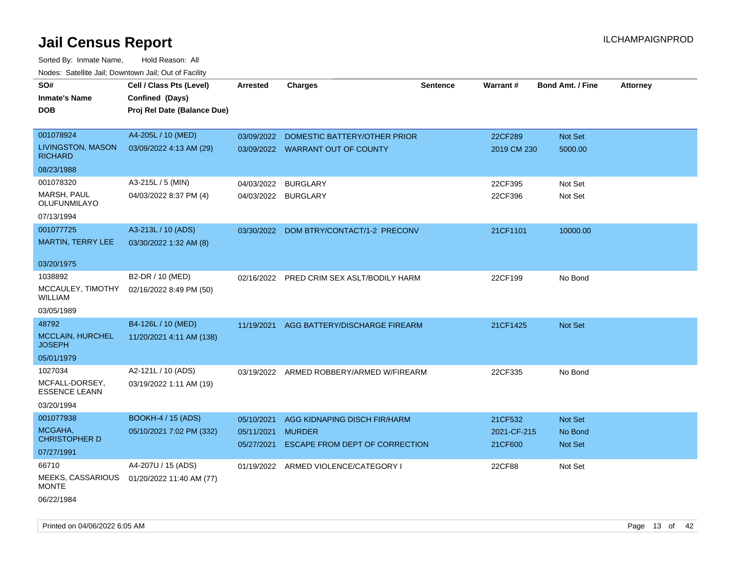# Jail Census Report

ILCHAMPAIGNPROD

Sorted By: Inmate Name, Hold Reason: All

Nodes: Satellite Jail; Downtown Jail; Out of Facility

| SO# / Inmate's Name / DOB | Cell / Class Pts (Level) / Confined (Days) / Proj Rel Date (Balance Due) | Arrested | Charges | Sentence | Warrant # | Bond Amt. / Fine | Attorney |
|---|---|---|---|---|---|---|---|
| 001078924<br>LIVINGSTON, MASON RICHARD<br>08/23/1988 | A4-205L / 10 (MED)<br>03/09/2022 4:13 AM (29) | 03/09/2022<br>03/09/2022 | DOMESTIC BATTERY/OTHER PRIOR<br>WARRANT OUT OF COUNTY | | 22CF289<br>2019 CM 230 | Not Set<br>5000.00 | |
| 001078320<br>MARSH, PAUL OLUFUNMILAYO<br>07/13/1994 | A3-215L / 5 (MIN)<br>04/03/2022 8:37 PM (4) | 04/03/2022<br>04/03/2022 | BURGLARY<br>BURGLARY | | 22CF395<br>22CF396 | Not Set<br>Not Set | |
| 001077725<br>MARTIN, TERRY LEE<br>03/20/1975 | A3-213L / 10 (ADS)<br>03/30/2022 1:32 AM (8) | 03/30/2022 | DOM BTRY/CONTACT/1-2 PRECONV | | 21CF1101 | 10000.00 | |
| 1038892<br>MCCAULEY, TIMOTHY WILLIAM<br>03/05/1989 | B2-DR / 10 (MED)<br>02/16/2022 8:49 PM (50) | 02/16/2022 | PRED CRIM SEX ASLT/BODILY HARM | | 22CF199 | No Bond | |
| 48792<br>MCCLAIN, HURCHEL JOSEPH<br>05/01/1979 | B4-126L / 10 (MED)<br>11/20/2021 4:11 AM (138) | 11/19/2021 | AGG BATTERY/DISCHARGE FIREARM | | 21CF1425 | Not Set | |
| 1027034<br>MCFALL-DORSEY, ESSENCE LEANN<br>03/20/1994 | A2-121L / 10 (ADS)<br>03/19/2022 1:11 AM (19) | 03/19/2022 | ARMED ROBBERY/ARMED W/FIREARM | | 22CF335 | No Bond | |
| 001077938<br>MCGAHA, CHRISTOPHER D<br>07/27/1991 | BOOKH-4 / 15 (ADS)<br>05/10/2021 7:02 PM (332) | 05/10/2021<br>05/11/2021<br>05/27/2021 | AGG KIDNAPING DISCH FIR/HARM<br>MURDER<br>ESCAPE FROM DEPT OF CORRECTION | | 21CF532<br>2021-CF-215<br>21CF600 | Not Set<br>No Bond<br>Not Set | |
| 66710<br>MEEKS, CASSARIOUS MONTE<br>06/22/1984 | A4-207U / 15 (ADS)<br>01/20/2022 11:40 AM (77) | 01/19/2022 | ARMED VIOLENCE/CATEGORY I | | 22CF88 | Not Set | |

Printed on 04/06/2022 6:05 AM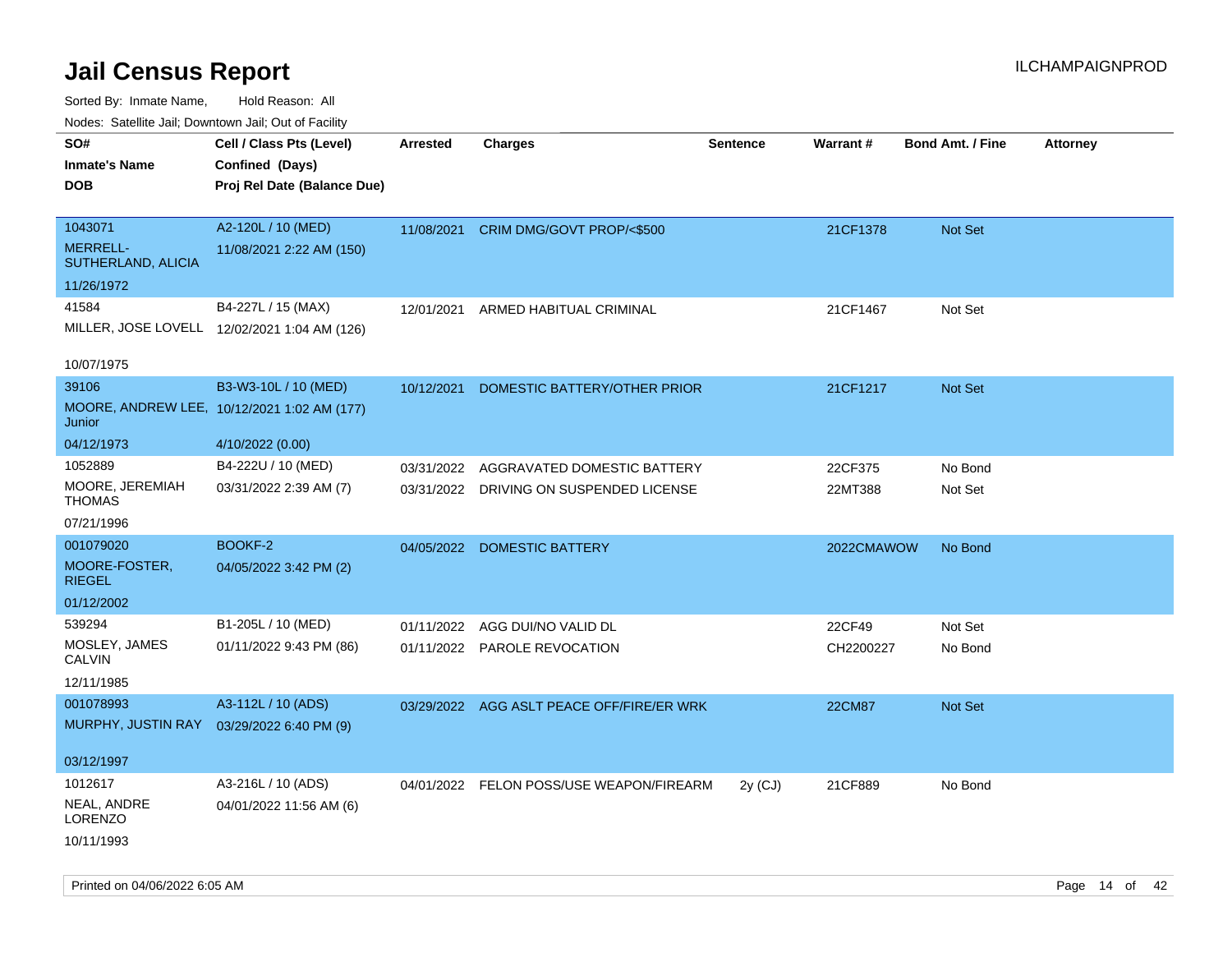# Jail Census Report

ILCHAMPAIGNPROD

Sorted By: Inmate Name, Hold Reason: All

Nodes: Satellite Jail; Downtown Jail; Out of Facility

| SO# / Inmate's Name / DOB | Cell / Class Pts (Level) / Confined (Days) / Proj Rel Date (Balance Due) | Arrested | Charges | Sentence | Warrant # | Bond Amt. / Fine | Attorney |
|---|---|---|---|---|---|---|---|
| 1043071<br>MERRELL-SUTHERLAND, ALICIA<br>11/26/1972 | A2-120L / 10 (MED)<br>11/08/2021 2:22 AM (150) | 11/08/2021 | CRIM DMG/GOVT PROP/<$500 | | 21CF1378 | Not Set | |
| 41584<br>MILLER, JOSE LOVELL<br>10/07/1975 | B4-227L / 15 (MAX)<br>12/02/2021 1:04 AM (126) | 12/01/2021 | ARMED HABITUAL CRIMINAL | | 21CF1467 | Not Set | |
| 39106<br>MOORE, ANDREW LEE, Junior<br>04/12/1973 | B3-W3-10L / 10 (MED)<br>10/12/2021 1:02 AM (177)<br>4/10/2022 (0.00) | 10/12/2021 | DOMESTIC BATTERY/OTHER PRIOR | | 21CF1217 | Not Set | |
| 1052889<br>MOORE, JEREMIAH THOMAS<br>07/21/1996 | B4-222U / 10 (MED)<br>03/31/2022 2:39 AM (7) | 03/31/2022 | AGGRAVATED DOMESTIC BATTERY | | 22CF375 | No Bond | |
| | | 03/31/2022 | DRIVING ON SUSPENDED LICENSE | | 22MT388 | Not Set | |
| 001079020<br>MOORE-FOSTER, RIEGEL<br>01/12/2002 | BOOKF-2<br>04/05/2022 3:42 PM (2) | 04/05/2022 | DOMESTIC BATTERY | | 2022CMAWOW | No Bond | |
| 539294<br>MOSLEY, JAMES CALVIN<br>12/11/1985 | B1-205L / 10 (MED)<br>01/11/2022 9:43 PM (86) | 01/11/2022 | AGG DUI/NO VALID DL | | 22CF49 | Not Set | |
| | | 01/11/2022 | PAROLE REVOCATION | | CH2200227 | No Bond | |
| 001078993<br>MURPHY, JUSTIN RAY<br>03/12/1997 | A3-112L / 10 (ADS)<br>03/29/2022 6:40 PM (9) | 03/29/2022 | AGG ASLT PEACE OFF/FIRE/ER WRK | | 22CM87 | Not Set | |
| 1012617<br>NEAL, ANDRE LORENZO<br>10/11/1993 | A3-216L / 10 (ADS)<br>04/01/2022 11:56 AM (6) | 04/01/2022 | FELON POSS/USE WEAPON/FIREARM | 2y (CJ) | 21CF889 | No Bond | |

Printed on 04/06/2022 6:05 AM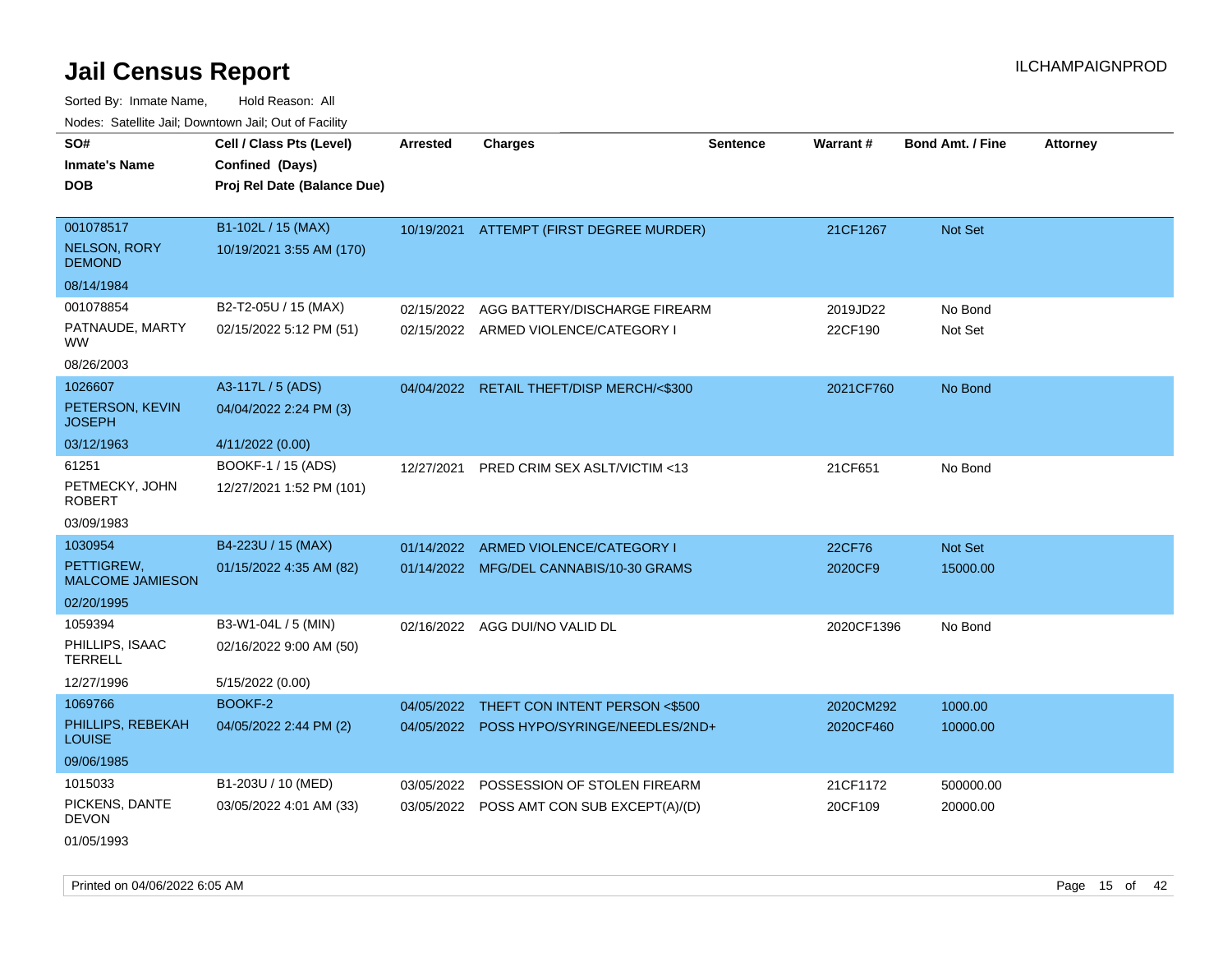# Jail Census Report

Sorted By: Inmate Name, Hold Reason: All

Nodes: Satellite Jail; Downtown Jail; Out of Facility

| SO#<br>Inmate's Name<br>DOB | Cell / Class Pts (Level)<br>Confined (Days)<br>Proj Rel Date (Balance Due) | Arrested | Charges | Sentence | Warrant # | Bond Amt. / Fine | Attorney |
|---|---|---|---|---|---|---|---|
| 001078517<br>NELSON, RORY DEMOND<br>08/14/1984 | B1-102L / 15 (MAX)<br>10/19/2021 3:55 AM (170) | 10/19/2021 | ATTEMPT (FIRST DEGREE MURDER) | | 21CF1267 | Not Set | |
| 001078854<br>PATNAUDE, MARTY WW<br>08/26/2003 | B2-T2-05U / 15 (MAX)<br>02/15/2022 5:12 PM (51) | 02/15/2022<br>02/15/2022 | AGG BATTERY/DISCHARGE FIREARM<br>ARMED VIOLENCE/CATEGORY I | | 2019JD22<br>22CF190 | No Bond<br>Not Set | |
| 1026607<br>PETERSON, KEVIN JOSEPH<br>03/12/1963 | A3-117L / 5 (ADS)<br>04/04/2022 2:24 PM (3)<br>4/11/2022 (0.00) | 04/04/2022 | RETAIL THEFT/DISP MERCH/<$300 | | 2021CF760 | No Bond | |
| 61251<br>PETMECKY, JOHN ROBERT<br>03/09/1983 | BOOKF-1 / 15 (ADS)<br>12/27/2021 1:52 PM (101) | 12/27/2021 | PRED CRIM SEX ASLT/VICTIM <13 | | 21CF651 | No Bond | |
| 1030954<br>PETTIGREW, MALCOME JAMIESON<br>02/20/1995 | B4-223U / 15 (MAX)<br>01/15/2022 4:35 AM (82) | 01/14/2022<br>01/14/2022 | ARMED VIOLENCE/CATEGORY I<br>MFG/DEL CANNABIS/10-30 GRAMS | | 22CF76<br>2020CF9 | Not Set<br>15000.00 | |
| 1059394<br>PHILLIPS, ISAAC TERRELL<br>12/27/1996 | B3-W1-04L / 5 (MIN)<br>02/16/2022 9:00 AM (50)<br>5/15/2022 (0.00) | 02/16/2022 | AGG DUI/NO VALID DL | | 2020CF1396 | No Bond | |
| 1069766<br>PHILLIPS, REBEKAH LOUISE<br>09/06/1985 | BOOKF-2<br>04/05/2022 2:44 PM (2) | 04/05/2022<br>04/05/2022 | THEFT CON INTENT PERSON <$500<br>POSS HYPO/SYRINGE/NEEDLES/2ND+ | | 2020CM292<br>2020CF460 | 1000.00<br>10000.00 | |
| 1015033<br>PICKENS, DANTE DEVON<br>01/05/1993 | B1-203U / 10 (MED)<br>03/05/2022 4:01 AM (33) | 03/05/2022<br>03/05/2022 | POSSESSION OF STOLEN FIREARM<br>POSS AMT CON SUB EXCEPT(A)/(D) | | 21CF1172<br>20CF109 | 500000.00<br>20000.00 | |

Printed on 04/06/2022 6:05 AM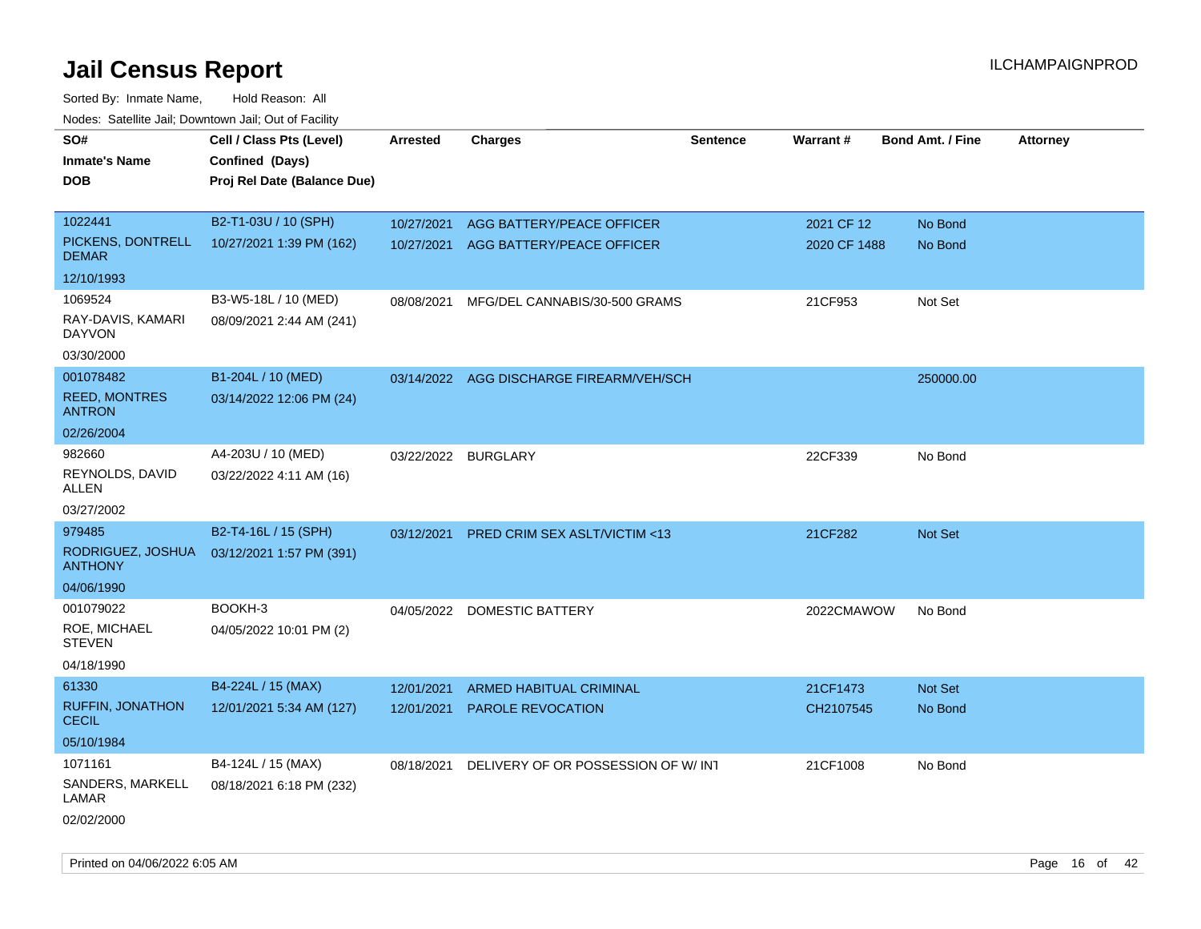# Jail Census Report

Sorted By: Inmate Name, Hold Reason: All

Nodes: Satellite Jail; Downtown Jail; Out of Facility

| SO# / Inmate's Name / DOB | Cell / Class Pts (Level) / Confined (Days) / Proj Rel Date (Balance Due) | Arrested | Charges | Sentence | Warrant # | Bond Amt. / Fine | Attorney |
|---|---|---|---|---|---|---|---|
| 1022441 PICKENS, DONTRELL DEMAR 12/10/1993 | B2-T1-03U / 10 (SPH) 10/27/2021 1:39 PM (162) | 10/27/2021 | AGG BATTERY/PEACE OFFICER | | 2021 CF 12 | No Bond | |
| | | 10/27/2021 | AGG BATTERY/PEACE OFFICER | | 2020 CF 1488 | No Bond | |
| 1069524 RAY-DAVIS, KAMARI DAYVON 03/30/2000 | B3-W5-18L / 10 (MED) 08/09/2021 2:44 AM (241) | 08/08/2021 | MFG/DEL CANNABIS/30-500 GRAMS | | 21CF953 | Not Set | |
| 001078482 REED, MONTRES ANTRON 02/26/2004 | B1-204L / 10 (MED) 03/14/2022 12:06 PM (24) | 03/14/2022 | AGG DISCHARGE FIREARM/VEH/SCH | | | 250000.00 | |
| 982660 REYNOLDS, DAVID ALLEN 03/27/2002 | A4-203U / 10 (MED) 03/22/2022 4:11 AM (16) | 03/22/2022 | BURGLARY | | 22CF339 | No Bond | |
| 979485 RODRIGUEZ, JOSHUA ANTHONY 04/06/1990 | B2-T4-16L / 15 (SPH) 03/12/2021 1:57 PM (391) | 03/12/2021 | PRED CRIM SEX ASLT/VICTIM <13 | | 21CF282 | Not Set | |
| 001079022 ROE, MICHAEL STEVEN 04/18/1990 | BOOKH-3 04/05/2022 10:01 PM (2) | 04/05/2022 | DOMESTIC BATTERY | | 2022CMAWOW | No Bond | |
| 61330 RUFFIN, JONATHON CECIL 05/10/1984 | B4-224L / 15 (MAX) 12/01/2021 5:34 AM (127) | 12/01/2021 | ARMED HABITUAL CRIMINAL | | 21CF1473 | Not Set | |
| | | 12/01/2021 | PAROLE REVOCATION | | CH2107545 | No Bond | |
| 1071161 SANDERS, MARKELL LAMAR 02/02/2000 | B4-124L / 15 (MAX) 08/18/2021 6:18 PM (232) | 08/18/2021 | DELIVERY OF OR POSSESSION OF W/ INT | | 21CF1008 | No Bond | |

Printed on 04/06/2022 6:05 AM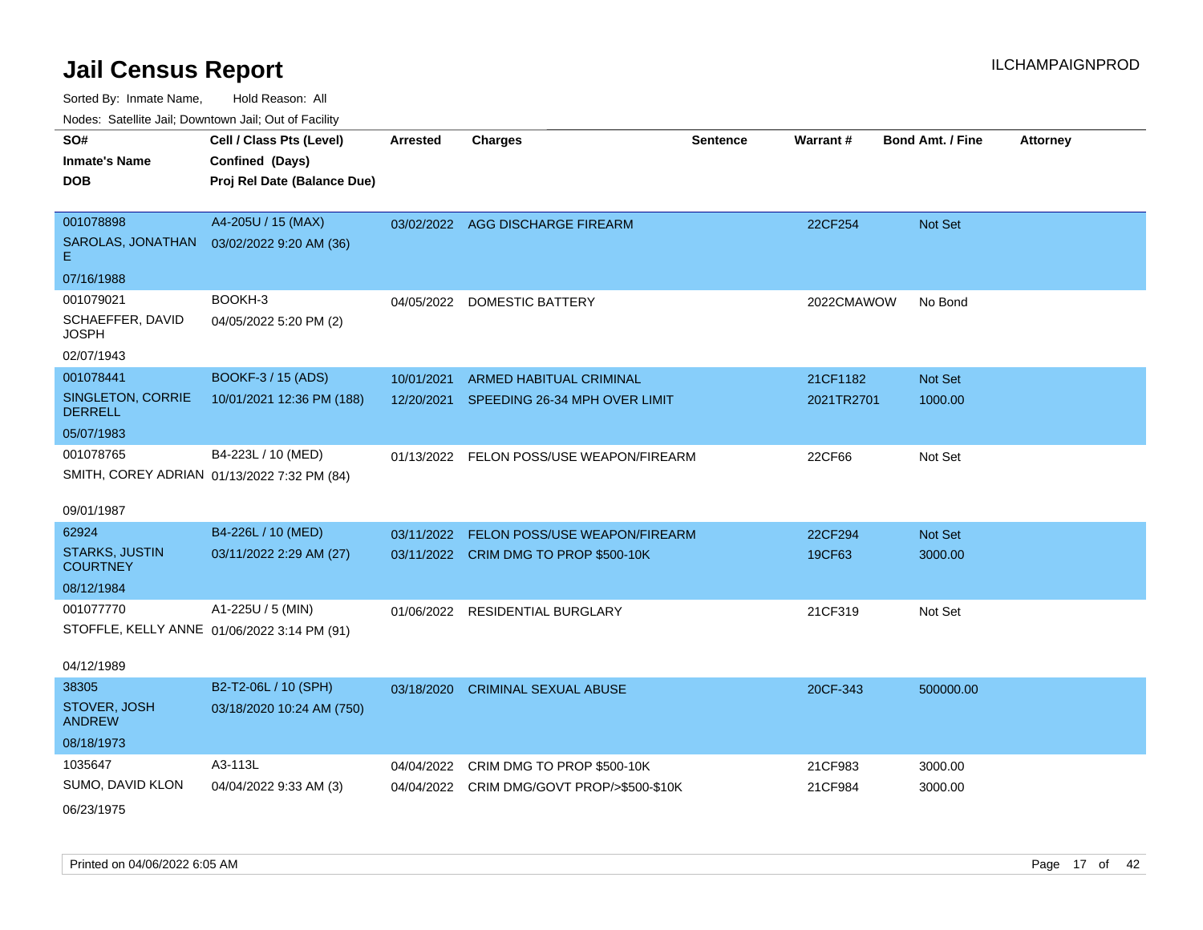# Jail Census Report

Sorted By: Inmate Name, Hold Reason: All

Nodes: Satellite Jail; Downtown Jail; Out of Facility

| SO# / Inmate's Name / DOB | Cell / Class Pts (Level) / Confined (Days) / Proj Rel Date (Balance Due) | Arrested | Charges | Sentence | Warrant # | Bond Amt. / Fine | Attorney |
|---|---|---|---|---|---|---|---|
| 001078898<br>SAROLAS, JONATHAN E<br>07/16/1988 | A4-205U / 15 (MAX)<br>03/02/2022 9:20 AM (36) | 03/02/2022 | AGG DISCHARGE FIREARM | | 22CF254 | Not Set | |
| 001079021<br>SCHAEFFER, DAVID JOSPH<br>02/07/1943 | BOOKH-3<br>04/05/2022 5:20 PM (2) | 04/05/2022 | DOMESTIC BATTERY | | 2022CMAWOW | No Bond | |
| 001078441<br>SINGLETON, CORRIE DERRELL<br>05/07/1983 | BOOKF-3 / 15 (ADS)<br>10/01/2021 12:36 PM (188) | 10/01/2021<br>12/20/2021 | ARMED HABITUAL CRIMINAL<br>SPEEDING 26-34 MPH OVER LIMIT | | 21CF1182<br>2021TR2701 | Not Set<br>1000.00 | |
| 001078765<br>SMITH, COREY ADRIAN<br>09/01/1987 | B4-223L / 10 (MED)<br>01/13/2022 7:32 PM (84) | 01/13/2022 | FELON POSS/USE WEAPON/FIREARM | | 22CF66 | Not Set | |
| 62924<br>STARKS, JUSTIN COURTNEY<br>08/12/1984 | B4-226L / 10 (MED)<br>03/11/2022 2:29 AM (27) | 03/11/2022<br>03/11/2022 | FELON POSS/USE WEAPON/FIREARM<br>CRIM DMG TO PROP $500-10K | | 22CF294<br>19CF63 | Not Set<br>3000.00 | |
| 001077770<br>STOFFLE, KELLY ANNE<br>04/12/1989 | A1-225U / 5 (MIN)<br>01/06/2022 3:14 PM (91) | 01/06/2022 | RESIDENTIAL BURGLARY | | 21CF319 | Not Set | |
| 38305<br>STOVER, JOSH ANDREW<br>08/18/1973 | B2-T2-06L / 10 (SPH)<br>03/18/2020 10:24 AM (750) | 03/18/2020 | CRIMINAL SEXUAL ABUSE | | 20CF-343 | 500000.00 | |
| 1035647<br>SUMO, DAVID KLON<br>06/23/1975 | A3-113L<br>04/04/2022 9:33 AM (3) | 04/04/2022<br>04/04/2022 | CRIM DMG TO PROP $500-10K<br>CRIM DMG/GOVT PROP/>$500-$10K | | 21CF983<br>21CF984 | 3000.00<br>3000.00 | |

Printed on 04/06/2022 6:05 AM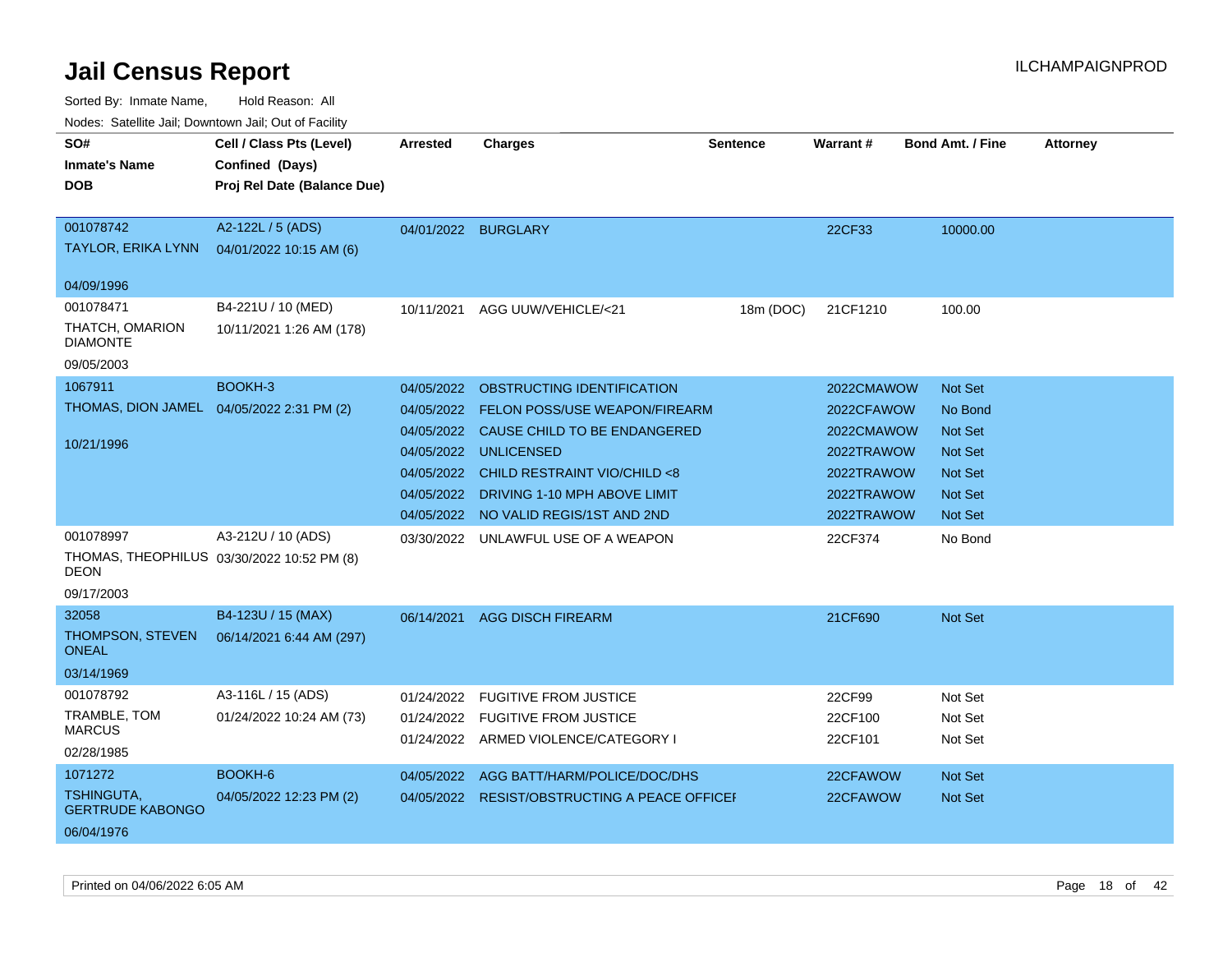# Jail Census Report

ILCHAMPAIGNPROD

Sorted By: Inmate Name, Hold Reason: All

Nodes: Satellite Jail; Downtown Jail; Out of Facility

| SO# / Inmate's Name / DOB | Cell / Class Pts (Level) / Confined (Days) / Proj Rel Date (Balance Due) | Arrested | Charges | Sentence | Warrant # | Bond Amt. / Fine | Attorney |
|---|---|---|---|---|---|---|---|
| 001078742 TAYLOR, ERIKA LYNN 04/09/1996 | A2-122L / 5 (ADS) 04/01/2022 10:15 AM (6) | 04/01/2022 | BURGLARY | | 22CF33 | 10000.00 | |
| 001078471 THATCH, OMARION DIAMONTE 09/05/2003 | B4-221U / 10 (MED) 10/11/2021 1:26 AM (178) | 10/11/2021 | AGG UUW/VEHICLE/<21 | 18m (DOC) | 21CF1210 | 100.00 | |
| 1067911 THOMAS, DION JAMEL 10/21/1996 | BOOKH-3 04/05/2022 2:31 PM (2) | 04/05/2022 | OBSTRUCTING IDENTIFICATION | | 2022CMAWOW | Not Set | |
| | | 04/05/2022 | FELON POSS/USE WEAPON/FIREARM | | 2022CFAWOW | No Bond | |
| | | 04/05/2022 | CAUSE CHILD TO BE ENDANGERED | | 2022CMAWOW | Not Set | |
| | | 04/05/2022 | UNLICENSED | | 2022TRAWOW | Not Set | |
| | | 04/05/2022 | CHILD RESTRAINT VIO/CHILD <8 | | 2022TRAWOW | Not Set | |
| | | 04/05/2022 | DRIVING 1-10 MPH ABOVE LIMIT | | 2022TRAWOW | Not Set | |
| | | 04/05/2022 | NO VALID REGIS/1ST AND 2ND | | 2022TRAWOW | Not Set | |
| 001078997 THOMAS, THEOPHILUS DEON 09/17/2003 | A3-212U / 10 (ADS) 03/30/2022 10:52 PM (8) | 03/30/2022 | UNLAWFUL USE OF A WEAPON | | 22CF374 | No Bond | |
| 32058 THOMPSON, STEVEN ONEAL 03/14/1969 | B4-123U / 15 (MAX) 06/14/2021 6:44 AM (297) | 06/14/2021 | AGG DISCH FIREARM | | 21CF690 | Not Set | |
| 001078792 TRAMBLE, TOM MARCUS 02/28/1985 | A3-116L / 15 (ADS) 01/24/2022 10:24 AM (73) | 01/24/2022 | FUGITIVE FROM JUSTICE | | 22CF99 | Not Set | |
| | | 01/24/2022 | FUGITIVE FROM JUSTICE | | 22CF100 | Not Set | |
| | | 01/24/2022 | ARMED VIOLENCE/CATEGORY I | | 22CF101 | Not Set | |
| 1071272 TSHINGUTA, GERTRUDE KABONGO 06/04/1976 | BOOKH-6 04/05/2022 12:23 PM (2) | 04/05/2022 | AGG BATT/HARM/POLICE/DOC/DHS | | 22CFAWOW | Not Set | |
| | | 04/05/2022 | RESIST/OBSTRUCTING A PEACE OFFICEI | | 22CFAWOW | Not Set | |

Printed on 04/06/2022 6:05 AM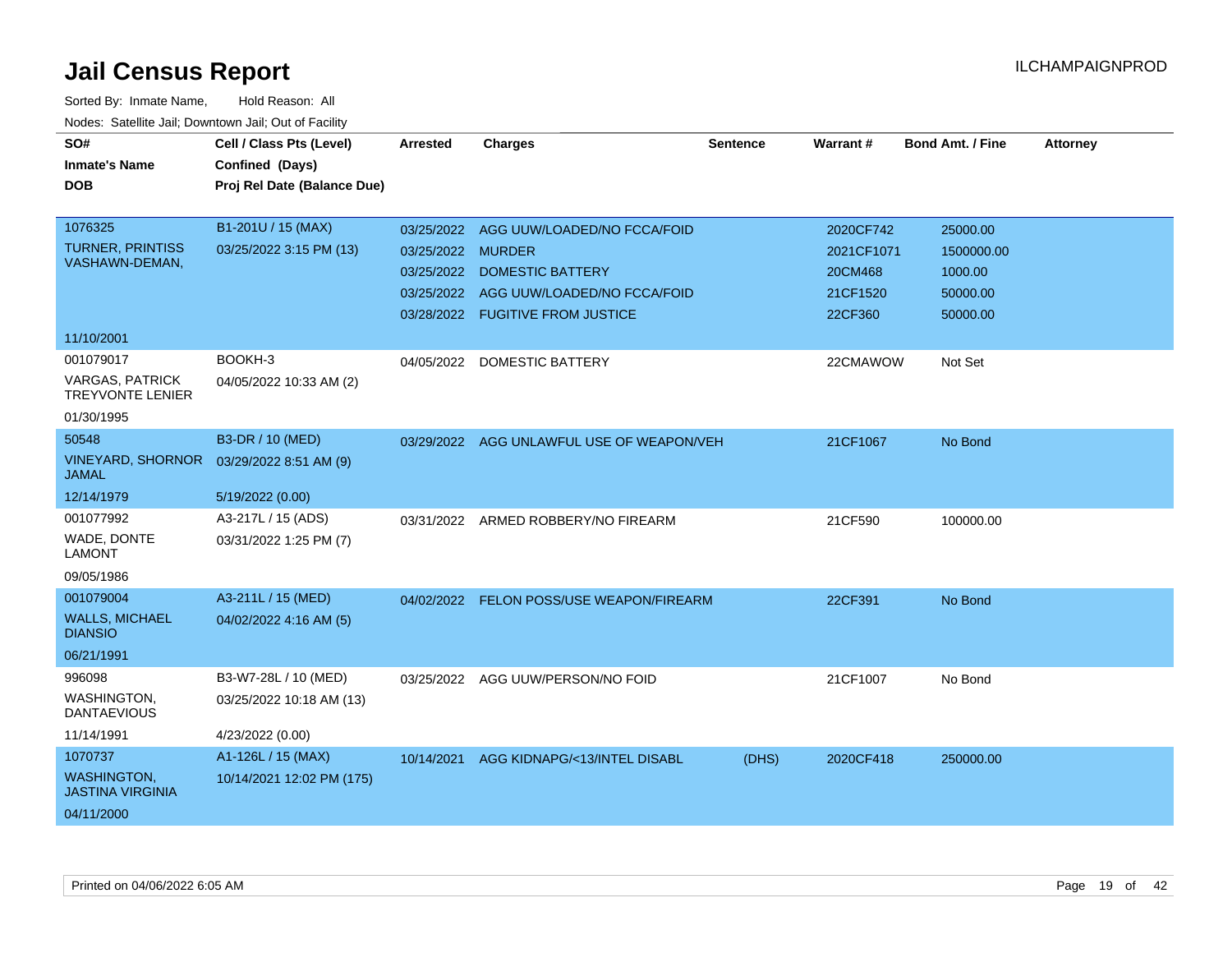# Jail Census Report

ILCHAMPAIGNPROD

Sorted By: Inmate Name, Hold Reason: All

Nodes: Satellite Jail; Downtown Jail; Out of Facility

| SO# / Inmate's Name / DOB | Cell / Class Pts (Level) / Confined (Days) / Proj Rel Date (Balance Due) | Arrested | Charges | Sentence | Warrant # | Bond Amt. / Fine | Attorney |
|---|---|---|---|---|---|---|---|
| 1076325<br>TURNER, PRINTISS VASHAWN-DEMAN,<br>11/10/2001 | B1-201U / 15 (MAX)<br>03/25/2022 3:15 PM (13) | 03/25/2022 | AGG UUW/LOADED/NO FCCA/FOID | | 2020CF742 | 25000.00 | |
| | | 03/25/2022 | MURDER | | 2021CF1071 | 1500000.00 | |
| | | 03/25/2022 | DOMESTIC BATTERY | | 20CM468 | 1000.00 | |
| | | 03/25/2022 | AGG UUW/LOADED/NO FCCA/FOID | | 21CF1520 | 50000.00 | |
| | | 03/28/2022 | FUGITIVE FROM JUSTICE | | 22CF360 | 50000.00 | |
| 001079017<br>VARGAS, PATRICK TREYVONTE LENIER<br>01/30/1995 | BOOKH-3<br>04/05/2022 10:33 AM (2) | 04/05/2022 | DOMESTIC BATTERY | | 22CMAWOW | Not Set | |
| 50548<br>VINEYARD, SHORNOR JAMAL<br>12/14/1979 | B3-DR / 10 (MED)<br>03/29/2022 8:51 AM (9)<br>5/19/2022 (0.00) | 03/29/2022 | AGG UNLAWFUL USE OF WEAPON/VEH | | 21CF1067 | No Bond | |
| 001077992<br>WADE, DONTE LAMONT<br>09/05/1986 | A3-217L / 15 (ADS)<br>03/31/2022 1:25 PM (7) | 03/31/2022 | ARMED ROBBERY/NO FIREARM | | 21CF590 | 100000.00 | |
| 001079004<br>WALLS, MICHAEL DIANSIO<br>06/21/1991 | A3-211L / 15 (MED)<br>04/02/2022 4:16 AM (5) | 04/02/2022 | FELON POSS/USE WEAPON/FIREARM | | 22CF391 | No Bond | |
| 996098<br>WASHINGTON, DANTAEVIOUS<br>11/14/1991 | B3-W7-28L / 10 (MED)<br>03/25/2022 10:18 AM (13)<br>4/23/2022 (0.00) | 03/25/2022 | AGG UUW/PERSON/NO FOID | | 21CF1007 | No Bond | |
| 1070737<br>WASHINGTON, JASTINA VIRGINIA<br>04/11/2000 | A1-126L / 15 (MAX)<br>10/14/2021 12:02 PM (175) | 10/14/2021 | AGG KIDNAPG/<13/INTEL DISABL | (DHS) | 2020CF418 | 250000.00 | |

Printed on 04/06/2022 6:05 AM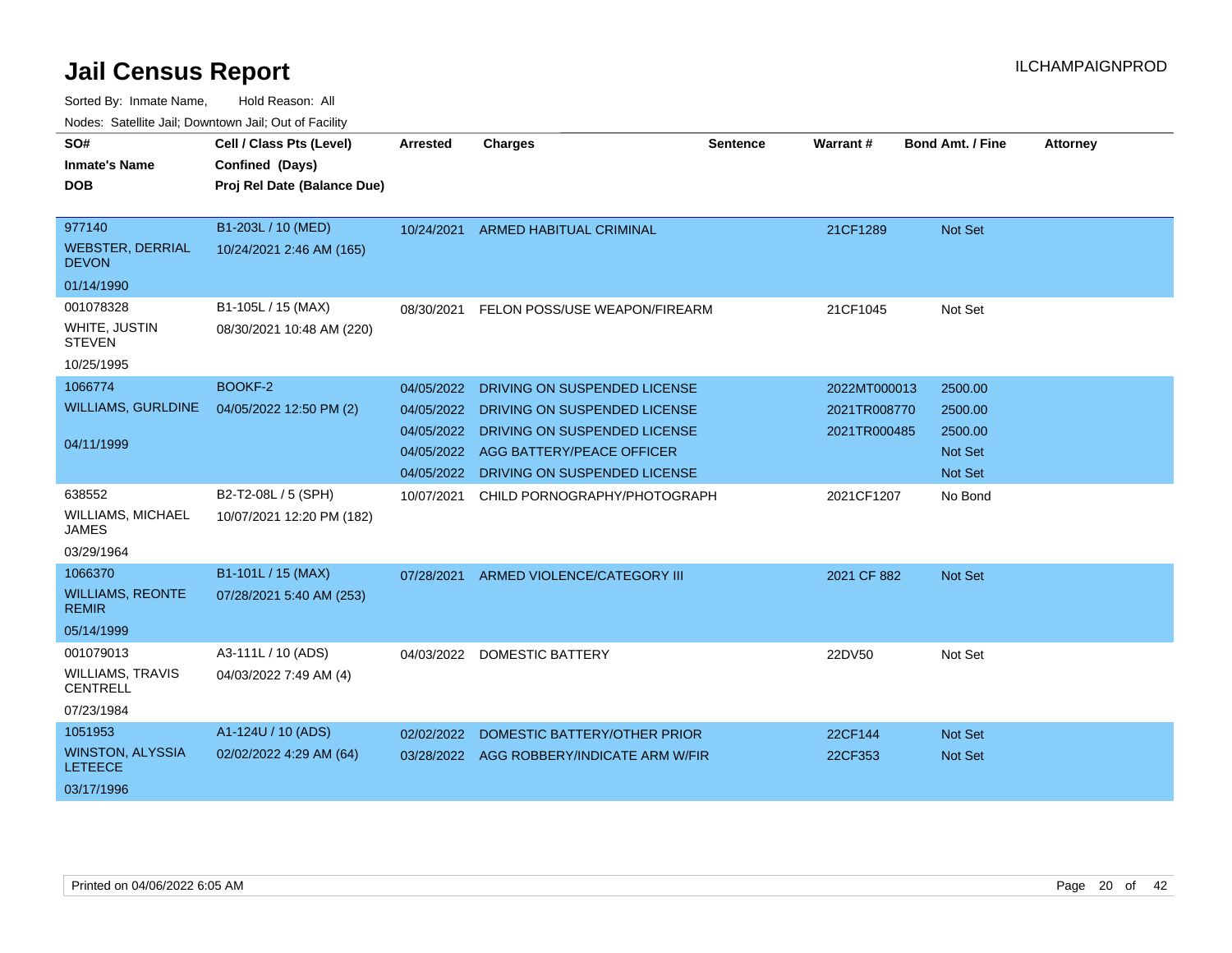# Jail Census Report

ILCHAMPAIGNPROD

Sorted By: Inmate Name, Hold Reason: All

Nodes: Satellite Jail; Downtown Jail; Out of Facility

| SO# / Inmate's Name / DOB | Cell / Class Pts (Level) / Confined (Days) / Proj Rel Date (Balance Due) | Arrested | Charges | Sentence | Warrant # | Bond Amt. / Fine | Attorney |
|---|---|---|---|---|---|---|---|
| 977140 WEBSTER, DERRIAL DEVON 01/14/1990 | B1-203L / 10 (MED) 10/24/2021 2:46 AM (165) | 10/24/2021 | ARMED HABITUAL CRIMINAL | | 21CF1289 | Not Set | |
| 001078328 WHITE, JUSTIN STEVEN 10/25/1995 | B1-105L / 15 (MAX) 08/30/2021 10:48 AM (220) | 08/30/2021 | FELON POSS/USE WEAPON/FIREARM | | 21CF1045 | Not Set | |
| 1066774 WILLIAMS, GURLDINE 04/11/1999 | BOOKF-2 04/05/2022 12:50 PM (2) | 04/05/2022 | DRIVING ON SUSPENDED LICENSE | | 2022MT000013 | 2500.00 | |
| | | 04/05/2022 | DRIVING ON SUSPENDED LICENSE | | 2021TR008770 | 2500.00 | |
| | | 04/05/2022 | DRIVING ON SUSPENDED LICENSE | | 2021TR000485 | 2500.00 | |
| | | 04/05/2022 | AGG BATTERY/PEACE OFFICER | | | Not Set | |
| | | 04/05/2022 | DRIVING ON SUSPENDED LICENSE | | | Not Set | |
| 638552 WILLIAMS, MICHAEL JAMES 03/29/1964 | B2-T2-08L / 5 (SPH) 10/07/2021 12:20 PM (182) | 10/07/2021 | CHILD PORNOGRAPHY/PHOTOGRAPH | | 2021CF1207 | No Bond | |
| 1066370 WILLIAMS, REONTE REMIR 05/14/1999 | B1-101L / 15 (MAX) 07/28/2021 5:40 AM (253) | 07/28/2021 | ARMED VIOLENCE/CATEGORY III | | 2021 CF 882 | Not Set | |
| 001079013 WILLIAMS, TRAVIS CENTRELL 07/23/1984 | A3-111L / 10 (ADS) 04/03/2022 7:49 AM (4) | 04/03/2022 | DOMESTIC BATTERY | | 22DV50 | Not Set | |
| 1051953 WINSTON, ALYSSIA LETEECE 03/17/1996 | A1-124U / 10 (ADS) 02/02/2022 4:29 AM (64) | 02/02/2022 | DOMESTIC BATTERY/OTHER PRIOR | | 22CF144 | Not Set | |
| | | 03/28/2022 | AGG ROBBERY/INDICATE ARM W/FIR | | 22CF353 | Not Set | |

Printed on 04/06/2022 6:05 AM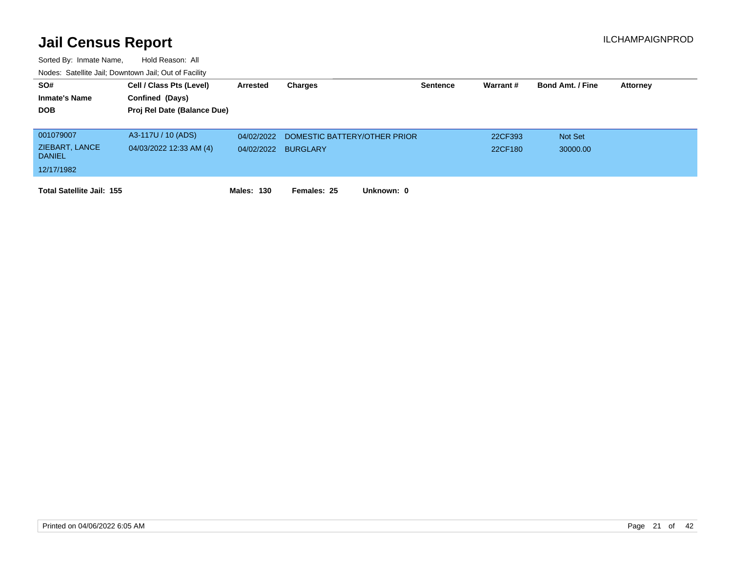# Jail Census Report

ILCHAMPAIGNPROD

Sorted By: Inmate Name, Hold Reason: All

Nodes: Satellite Jail; Downtown Jail; Out of Facility

| SO# / Inmate's Name / DOB | Cell / Class Pts (Level) / Confined (Days) / Proj Rel Date (Balance Due) | Arrested | Charges | Sentence | Warrant # | Bond Amt. / Fine | Attorney |
|---|---|---|---|---|---|---|---|
| 001079007 | A3-117U / 10 (ADS) | 04/02/2022 | DOMESTIC BATTERY/OTHER PRIOR | | 22CF393 | Not Set | |
| ZIEBART, LANCE DANIEL | 04/03/2022 12:33 AM (4) | 04/02/2022 | BURGLARY | | 22CF180 | 30000.00 | |
| 12/17/1982 | | | | | | | |

**Total Satellite Jail: 155** **Males: 130** **Females: 25** **Unknown: 0**

Printed on 04/06/2022 6:05 AM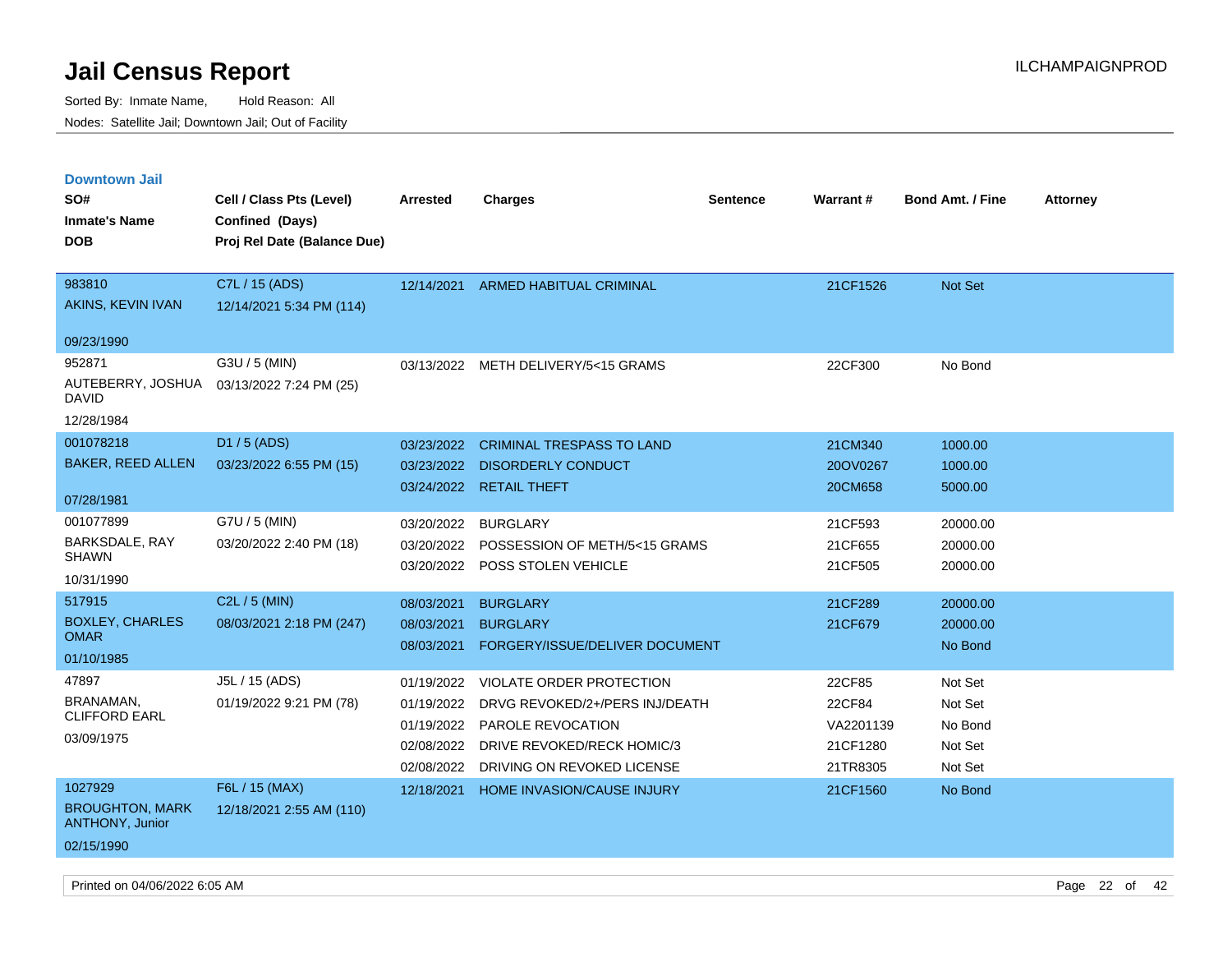# Jail Census Report

Sorted By: Inmate Name, Hold Reason: All

Nodes: Satellite Jail; Downtown Jail; Out of Facility

ILCHAMPAIGNPROD

## Downtown Jail

| SO# / Inmate's Name / DOB | Cell / Class Pts (Level) / Confined (Days) / Proj Rel Date (Balance Due) | Arrested | Charges | Sentence | Warrant # | Bond Amt. / Fine | Attorney |
|---|---|---|---|---|---|---|---|
| 983810<br>AKINS, KEVIN IVAN<br>09/23/1990 | C7L / 15 (ADS)<br>12/14/2021 5:34 PM (114) | 12/14/2021 | ARMED HABITUAL CRIMINAL | | 21CF1526 | Not Set | |
| 952871<br>AUTEBERRY, JOSHUA DAVID<br>12/28/1984 | G3U / 5 (MIN)<br>03/13/2022 7:24 PM (25) | 03/13/2022 | METH DELIVERY/5<15 GRAMS | | 22CF300 | No Bond | |
| 001078218<br>BAKER, REED ALLEN<br>07/28/1981 | D1 / 5 (ADS)<br>03/23/2022 6:55 PM (15) | 03/23/2022 | CRIMINAL TRESPASS TO LAND | | 21CM340 | 1000.00 | |
| | | 03/23/2022 | DISORDERLY CONDUCT | | 20OV0267 | 1000.00 | |
| | | 03/24/2022 | RETAIL THEFT | | 20CM658 | 5000.00 | |
| 001077899<br>BARKSDALE, RAY SHAWN<br>10/31/1990 | G7U / 5 (MIN)<br>03/20/2022 2:40 PM (18) | 03/20/2022 | BURGLARY | | 21CF593 | 20000.00 | |
| | | 03/20/2022 | POSSESSION OF METH/5<15 GRAMS | | 21CF655 | 20000.00 | |
| | | 03/20/2022 | POSS STOLEN VEHICLE | | 21CF505 | 20000.00 | |
| 517915<br>BOXLEY, CHARLES OMAR<br>01/10/1985 | C2L / 5 (MIN)<br>08/03/2021 2:18 PM (247) | 08/03/2021 | BURGLARY | | 21CF289 | 20000.00 | |
| | | 08/03/2021 | BURGLARY | | 21CF679 | 20000.00 | |
| | | 08/03/2021 | FORGERY/ISSUE/DELIVER DOCUMENT | | | No Bond | |
| 47897<br>BRANAMAN, CLIFFORD EARL<br>03/09/1975 | J5L / 15 (ADS)<br>01/19/2022 9:21 PM (78) | 01/19/2022 | VIOLATE ORDER PROTECTION | | 22CF85 | Not Set | |
| | | 01/19/2022 | DRVG REVOKED/2+/PERS INJ/DEATH | | 22CF84 | Not Set | |
| | | 01/19/2022 | PAROLE REVOCATION | | VA2201139 | No Bond | |
| | | 02/08/2022 | DRIVE REVOKED/RECK HOMIC/3 | | 21CF1280 | Not Set | |
| | | 02/08/2022 | DRIVING ON REVOKED LICENSE | | 21TR8305 | Not Set | |
| 1027929<br>BROUGHTON, MARK ANTHONY, Junior<br>02/15/1990 | F6L / 15 (MAX)<br>12/18/2021 2:55 AM (110) | 12/18/2021 | HOME INVASION/CAUSE INJURY | | 21CF1560 | No Bond | |

Printed on 04/06/2022 6:05 AM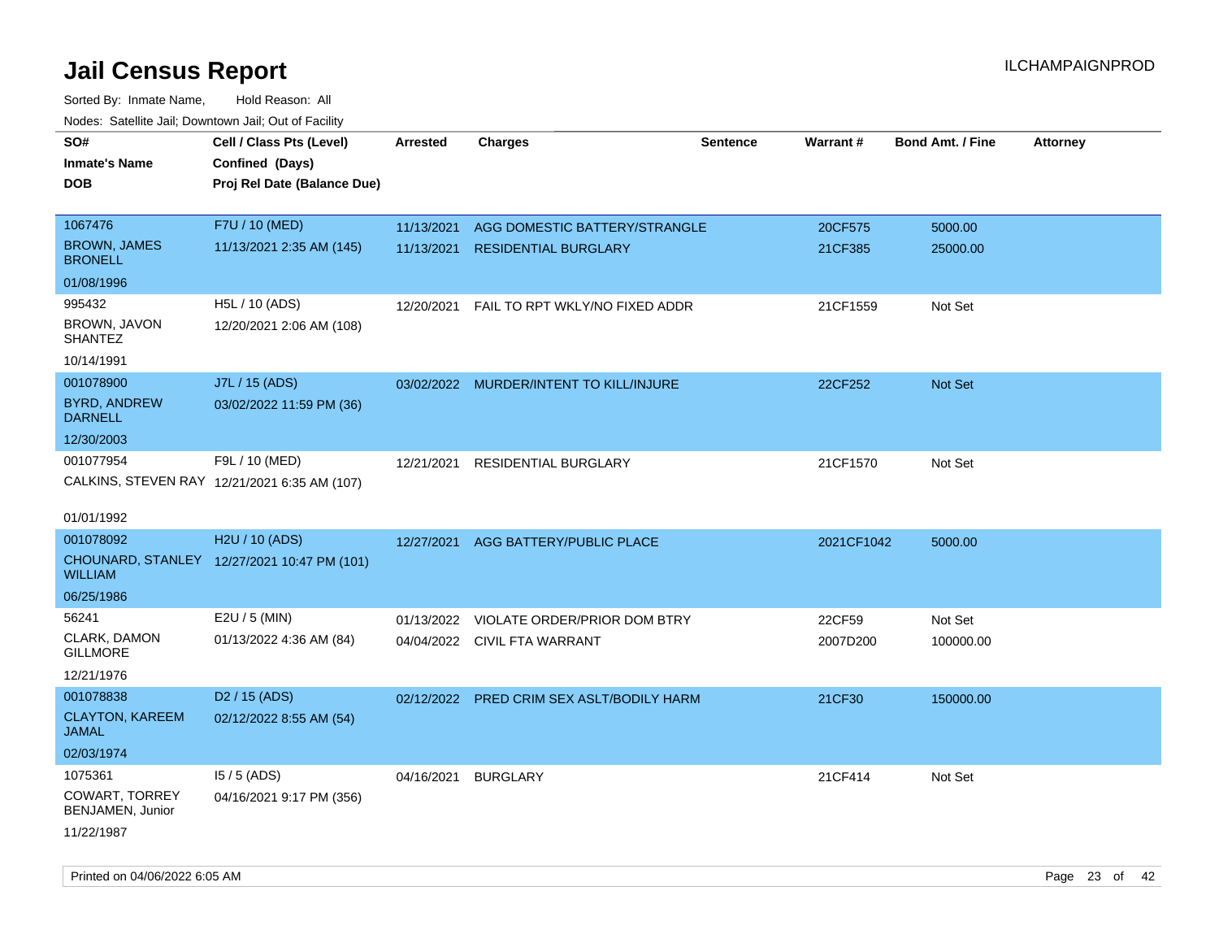# Jail Census Report

ILCHAMPAIGNPROD

Sorted By: Inmate Name, Hold Reason: All

Nodes: Satellite Jail; Downtown Jail; Out of Facility

| SO# / Inmate's Name / DOB | Cell / Class Pts (Level) / Confined (Days) / Proj Rel Date (Balance Due) | Arrested | Charges | Sentence | Warrant # | Bond Amt. / Fine | Attorney |
|---|---|---|---|---|---|---|---|
| 1067476<br>BROWN, JAMES BRONELL<br>01/08/1996 | F7U / 10 (MED)<br>11/13/2021 2:35 AM (145) | 11/13/2021<br>11/13/2021 | AGG DOMESTIC BATTERY/STRANGLE<br>RESIDENTIAL BURGLARY | | 20CF575<br>21CF385 | 5000.00<br>25000.00 | |
| 995432<br>BROWN, JAVON SHANTEZ<br>10/14/1991 | H5L / 10 (ADS)<br>12/20/2021 2:06 AM (108) | 12/20/2021 | FAIL TO RPT WKLY/NO FIXED ADDR | | 21CF1559 | Not Set | |
| 001078900<br>BYRD, ANDREW DARNELL<br>12/30/2003 | J7L / 15 (ADS)<br>03/02/2022 11:59 PM (36) | 03/02/2022 | MURDER/INTENT TO KILL/INJURE | | 22CF252 | Not Set | |
| 001077954<br>CALKINS, STEVEN RAY<br>01/01/1992 | F9L / 10 (MED)<br>12/21/2021 6:35 AM (107) | 12/21/2021 | RESIDENTIAL BURGLARY | | 21CF1570 | Not Set | |
| 001078092<br>CHOUNARD, STANLEY WILLIAM<br>06/25/1986 | H2U / 10 (ADS)<br>12/27/2021 10:47 PM (101) | 12/27/2021 | AGG BATTERY/PUBLIC PLACE | | 2021CF1042 | 5000.00 | |
| 56241<br>CLARK, DAMON GILLMORE<br>12/21/1976 | E2U / 5 (MIN)<br>01/13/2022 4:36 AM (84) | 01/13/2022<br>04/04/2022 | VIOLATE ORDER/PRIOR DOM BTRY<br>CIVIL FTA WARRANT | | 22CF59<br>2007D200 | Not Set<br>100000.00 | |
| 001078838<br>CLAYTON, KAREEM JAMAL<br>02/03/1974 | D2 / 15 (ADS)<br>02/12/2022 8:55 AM (54) | 02/12/2022 | PRED CRIM SEX ASLT/BODILY HARM | | 21CF30 | 150000.00 | |
| 1075361<br>COWART, TORREY BENJAMEN, Junior<br>11/22/1987 | I5 / 5 (ADS)<br>04/16/2021 9:17 PM (356) | 04/16/2021 | BURGLARY | | 21CF414 | Not Set | |

Printed on 04/06/2022 6:05 AM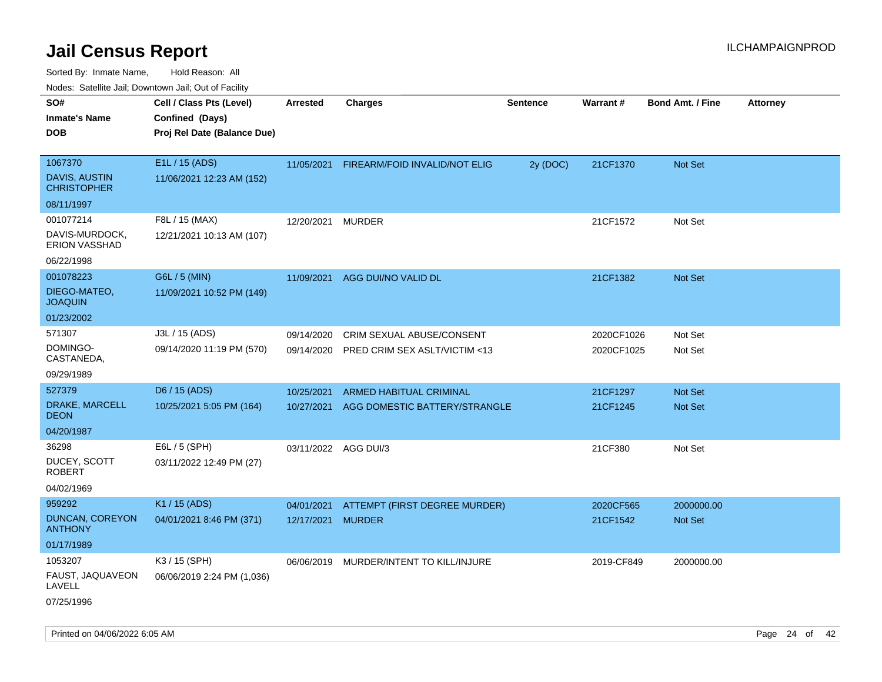# Jail Census Report

ILCHAMPAIGNPROD

Sorted By: Inmate Name, Hold Reason: All

Nodes: Satellite Jail; Downtown Jail; Out of Facility

| SO# / Inmate's Name / DOB | Cell / Class Pts (Level) / Confined (Days) / Proj Rel Date (Balance Due) | Arrested | Charges | Sentence | Warrant # | Bond Amt. / Fine | Attorney |
|---|---|---|---|---|---|---|---|
| 1067370<br>DAVIS, AUSTIN CHRISTOPHER<br>08/11/1997 | E1L / 15 (ADS)<br>11/06/2021 12:23 AM (152) | 11/05/2021 | FIREARM/FOID INVALID/NOT ELIG | 2y (DOC) | 21CF1370 | Not Set | |
| 001077214<br>DAVIS-MURDOCK, ERION VASSHAD<br>06/22/1998 | F8L / 15 (MAX)<br>12/21/2021 10:13 AM (107) | 12/20/2021 | MURDER | | 21CF1572 | Not Set | |
| 001078223<br>DIEGO-MATEO, JOAQUIN<br>01/23/2002 | G6L / 5 (MIN)<br>11/09/2021 10:52 PM (149) | 11/09/2021 | AGG DUI/NO VALID DL | | 21CF1382 | Not Set | |
| 571307<br>DOMINGO-CASTANEDA,<br>09/29/1989 | J3L / 15 (ADS)<br>09/14/2020 11:19 PM (570) | 09/14/2020<br>09/14/2020 | CRIM SEXUAL ABUSE/CONSENT<br>PRED CRIM SEX ASLT/VICTIM <13 | | 2020CF1026<br>2020CF1025 | Not Set<br>Not Set | |
| 527379<br>DRAKE, MARCELL DEON<br>04/20/1987 | D6 / 15 (ADS)<br>10/25/2021 5:05 PM (164) | 10/25/2021<br>10/27/2021 | ARMED HABITUAL CRIMINAL<br>AGG DOMESTIC BATTERY/STRANGLE | | 21CF1297<br>21CF1245 | Not Set<br>Not Set | |
| 36298<br>DUCEY, SCOTT ROBERT<br>04/02/1969 | E6L / 5 (SPH)<br>03/11/2022 12:49 PM (27) | 03/11/2022 | AGG DUI/3 | | 21CF380 | Not Set | |
| 959292<br>DUNCAN, COREYON ANTHONY<br>01/17/1989 | K1 / 15 (ADS)<br>04/01/2021 8:46 PM (371) | 04/01/2021<br>12/17/2021 | ATTEMPT (FIRST DEGREE MURDER)<br>MURDER | | 2020CF565<br>21CF1542 | 2000000.00<br>Not Set | |
| 1053207<br>FAUST, JAQUAVEON LAVELL<br>07/25/1996 | K3 / 15 (SPH)<br>06/06/2019 2:24 PM (1,036) | 06/06/2019 | MURDER/INTENT TO KILL/INJURE | | 2019-CF849 | 2000000.00 | |

Printed on 04/06/2022 6:05 AM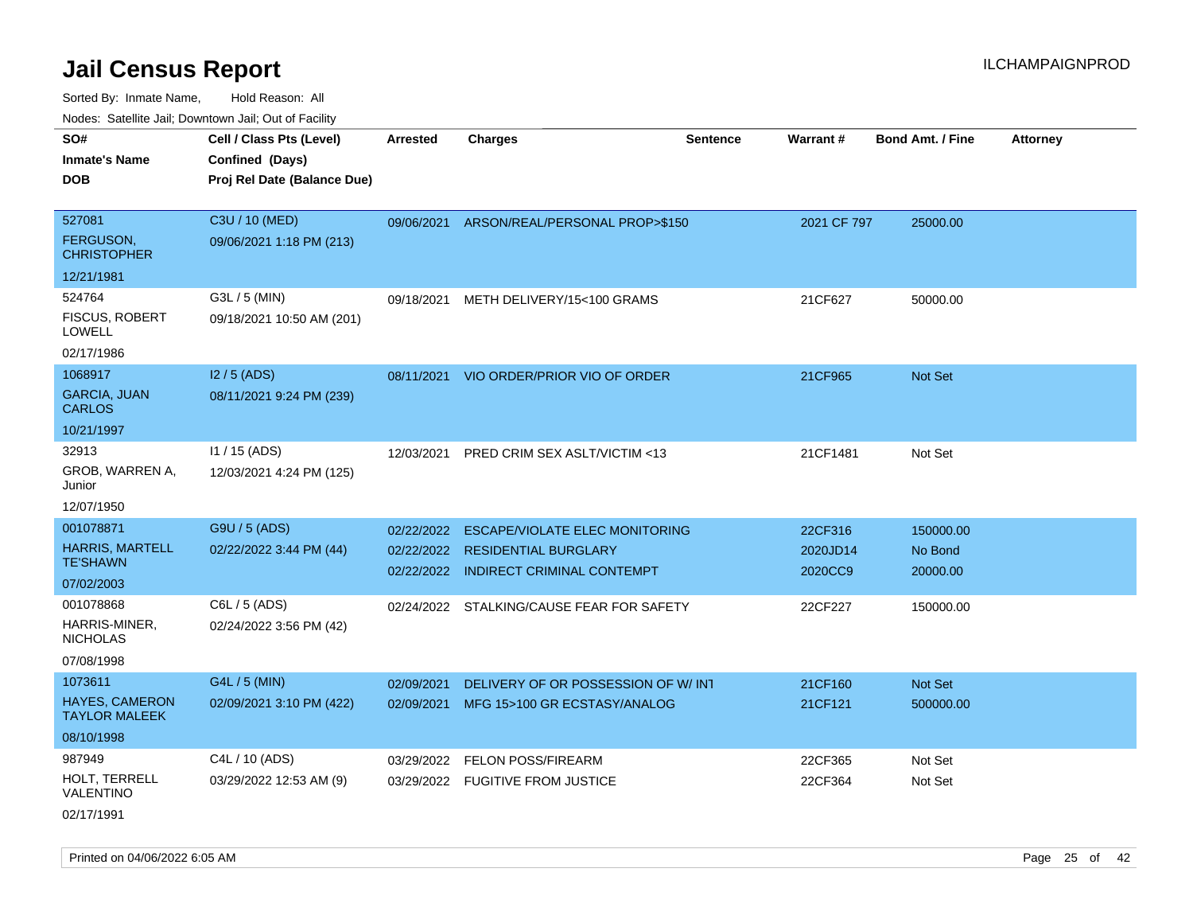# Jail Census Report

ILCHAMPAIGNPROD

Sorted By: Inmate Name, Hold Reason: All

Nodes: Satellite Jail; Downtown Jail; Out of Facility

| SO# / Inmate's Name / DOB | Cell / Class Pts (Level) / Confined (Days) / Proj Rel Date (Balance Due) | Arrested | Charges | Sentence | Warrant # | Bond Amt. / Fine | Attorney |
|---|---|---|---|---|---|---|---|
| 527081<br>FERGUSON, CHRISTOPHER<br>12/21/1981 | C3U / 10 (MED)<br>09/06/2021 1:18 PM (213) | 09/06/2021 | ARSON/REAL/PERSONAL PROP>$150 | | 2021 CF 797 | 25000.00 | |
| 524764<br>FISCUS, ROBERT LOWELL<br>02/17/1986 | G3L / 5 (MIN)<br>09/18/2021 10:50 AM (201) | 09/18/2021 | METH DELIVERY/15<100 GRAMS | | 21CF627 | 50000.00 | |
| 1068917<br>GARCIA, JUAN CARLOS<br>10/21/1997 | I2 / 5 (ADS)<br>08/11/2021 9:24 PM (239) | 08/11/2021 | VIO ORDER/PRIOR VIO OF ORDER | | 21CF965 | Not Set | |
| 32913<br>GROB, WARREN A, Junior<br>12/07/1950 | I1 / 15 (ADS)<br>12/03/2021 4:24 PM (125) | 12/03/2021 | PRED CRIM SEX ASLT/VICTIM <13 | | 21CF1481 | Not Set | |
| 001078871<br>HARRIS, MARTELL TE'SHAWN<br>07/02/2003 | G9U / 5 (ADS)<br>02/22/2022 3:44 PM (44) | 02/22/2022<br>02/22/2022<br>02/22/2022 | ESCAPE/VIOLATE ELEC MONITORING<br>RESIDENTIAL BURGLARY<br>INDIRECT CRIMINAL CONTEMPT | | 22CF316<br>2020JD14<br>2020CC9 | 150000.00<br>No Bond<br>20000.00 | |
| 001078868<br>HARRIS-MINER, NICHOLAS<br>07/08/1998 | C6L / 5 (ADS)<br>02/24/2022 3:56 PM (42) | 02/24/2022 | STALKING/CAUSE FEAR FOR SAFETY | | 22CF227 | 150000.00 | |
| 1073611<br>HAYES, CAMERON TAYLOR MALEEK<br>08/10/1998 | G4L / 5 (MIN)<br>02/09/2021 3:10 PM (422) | 02/09/2021<br>02/09/2021 | DELIVERY OF OR POSSESSION OF W/ INT<br>MFG 15>100 GR ECSTASY/ANALOG | | 21CF160<br>21CF121 | Not Set<br>500000.00 | |
| 987949<br>HOLT, TERRELL VALENTINO<br>02/17/1991 | C4L / 10 (ADS)<br>03/29/2022 12:53 AM (9) | 03/29/2022<br>03/29/2022 | FELON POSS/FIREARM<br>FUGITIVE FROM JUSTICE | | 22CF365<br>22CF364 | Not Set<br>Not Set | |

Printed on 04/06/2022 6:05 AM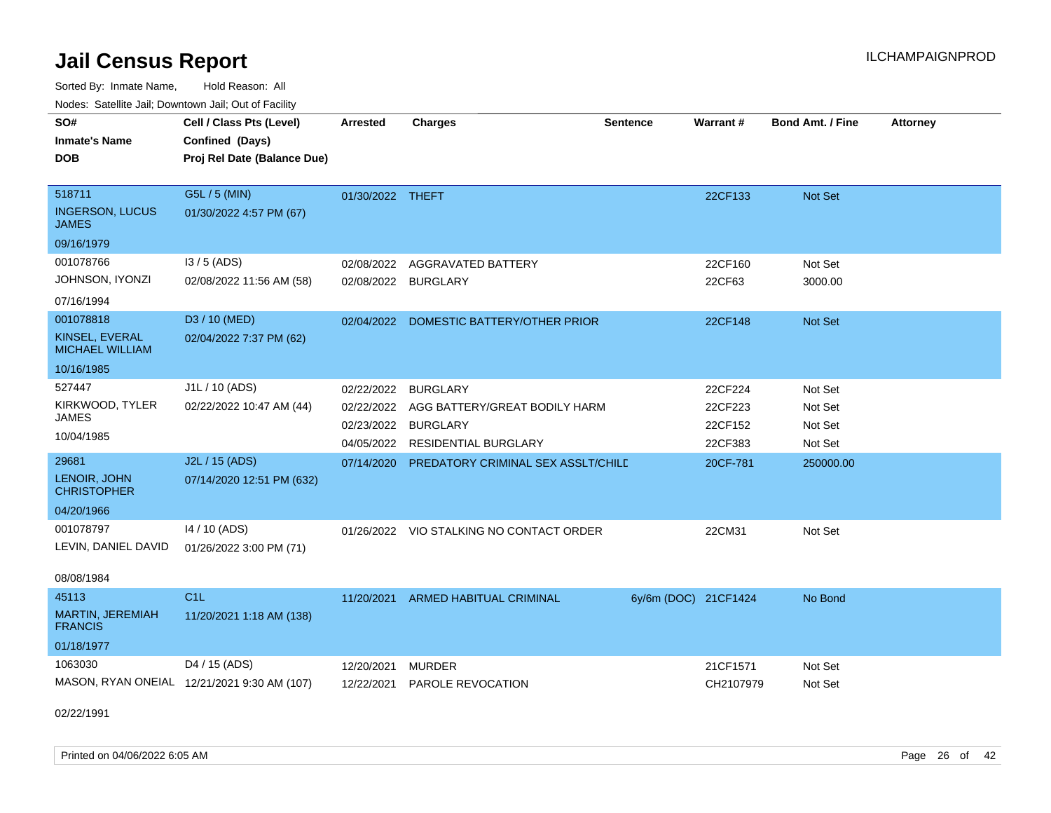# Jail Census Report

Sorted By: Inmate Name,     Hold Reason: All

Nodes: Satellite Jail; Downtown Jail; Out of Facility

| SO# / Inmate's Name / DOB | Cell / Class Pts (Level) / Confined (Days) / Proj Rel Date (Balance Due) | Arrested | Charges | Sentence | Warrant # | Bond Amt. / Fine | Attorney |
|---|---|---|---|---|---|---|---|
| 518711<br>INGERSON, LUCUS JAMES<br>09/16/1979 | G5L / 5 (MIN)<br>01/30/2022 4:57 PM (67) | 01/30/2022 | THEFT | | 22CF133 | Not Set | |
| 001078766<br>JOHNSON, IYONZI<br>07/16/1994 | I3 / 5 (ADS)<br>02/08/2022 11:56 AM (58) | 02/08/2022<br>02/08/2022 | AGGRAVATED BATTERY<br>BURGLARY | | 22CF160<br>22CF63 | Not Set<br>3000.00 | |
| 001078818<br>KINSEL, EVERAL MICHAEL WILLIAM<br>10/16/1985 | D3 / 10 (MED)<br>02/04/2022 7:37 PM (62) | 02/04/2022 | DOMESTIC BATTERY/OTHER PRIOR | | 22CF148 | Not Set | |
| 527447<br>KIRKWOOD, TYLER JAMES<br>10/04/1985 | J1L / 10 (ADS)<br>02/22/2022 10:47 AM (44) | 02/22/2022<br>02/22/2022<br>02/23/2022<br>04/05/2022 | BURGLARY<br>AGG BATTERY/GREAT BODILY HARM<br>BURGLARY<br>RESIDENTIAL BURGLARY | | 22CF224<br>22CF223<br>22CF152<br>22CF383 | Not Set<br>Not Set<br>Not Set<br>Not Set | |
| 29681<br>LENOIR, JOHN CHRISTOPHER<br>04/20/1966 | J2L / 15 (ADS)<br>07/14/2020 12:51 PM (632) | 07/14/2020 | PREDATORY CRIMINAL SEX ASSLT/CHILD | | 20CF-781 | 250000.00 | |
| 001078797<br>LEVIN, DANIEL DAVID<br>08/08/1984 | I4 / 10 (ADS)<br>01/26/2022 3:00 PM (71) | 01/26/2022 | VIO STALKING NO CONTACT ORDER | | 22CM31 | Not Set | |
| 45113<br>MARTIN, JEREMIAH FRANCIS<br>01/18/1977 | C1L<br>11/20/2021 1:18 AM (138) | 11/20/2021 | ARMED HABITUAL CRIMINAL | 6y/6m (DOC) | 21CF1424 | No Bond | |
| 1063030<br>MASON, RYAN ONEIAL<br>02/22/1991 | D4 / 15 (ADS)<br>12/21/2021 9:30 AM (107) | 12/20/2021<br>12/22/2021 | MURDER<br>PAROLE REVOCATION | | 21CF1571<br>CH2107979 | Not Set<br>Not Set | |

Printed on 04/06/2022 6:05 AM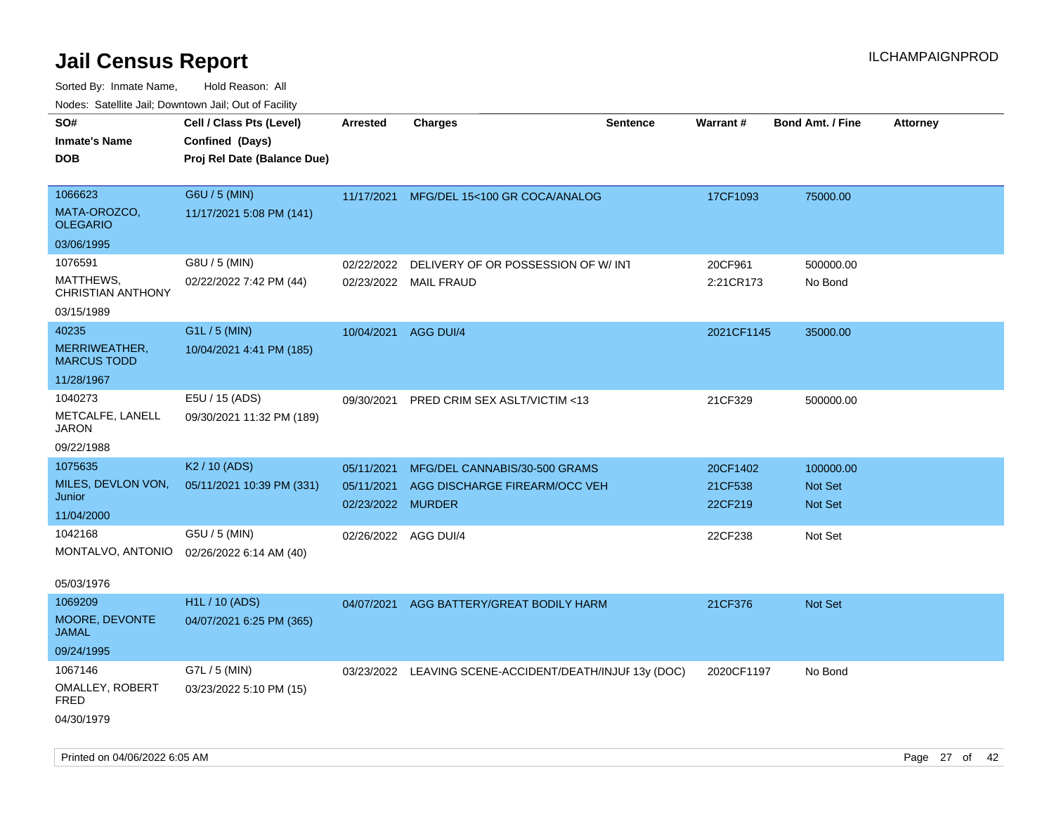# Jail Census Report

Sorted By: Inmate Name, Hold Reason: All

Nodes: Satellite Jail; Downtown Jail; Out of Facility

| SO# / Inmate's Name / DOB | Cell / Class Pts (Level) / Confined (Days) / Proj Rel Date (Balance Due) | Arrested | Charges | Sentence | Warrant # | Bond Amt. / Fine | Attorney |
|---|---|---|---|---|---|---|---|
| 1066623 MATA-OROZCO, OLEGARIO 03/06/1995 | G6U / 5 (MIN) 11/17/2021 5:08 PM (141) | 11/17/2021 | MFG/DEL 15<100 GR COCA/ANALOG | | 17CF1093 | 75000.00 | |
| 1076591 MATTHEWS, CHRISTIAN ANTHONY 03/15/1989 | G8U / 5 (MIN) 02/22/2022 7:42 PM (44) | 02/22/2022 | DELIVERY OF OR POSSESSION OF W/ INT | | 20CF961 | 500000.00 | |
| | | 02/23/2022 | MAIL FRAUD | | 2:21CR173 | No Bond | |
| 40235 MERRIWEATHER, MARCUS TODD 11/28/1967 | G1L / 5 (MIN) 10/04/2021 4:41 PM (185) | 10/04/2021 | AGG DUI/4 | | 2021CF1145 | 35000.00 | |
| 1040273 METCALFE, LANELL JARON 09/22/1988 | E5U / 15 (ADS) 09/30/2021 11:32 PM (189) | 09/30/2021 | PRED CRIM SEX ASLT/VICTIM <13 | | 21CF329 | 500000.00 | |
| 1075635 MILES, DEVLON VON, Junior 11/04/2000 | K2 / 10 (ADS) 05/11/2021 10:39 PM (331) | 05/11/2021 | MFG/DEL CANNABIS/30-500 GRAMS | | 20CF1402 | 100000.00 | |
| | | 05/11/2021 | AGG DISCHARGE FIREARM/OCC VEH | | 21CF538 | Not Set | |
| | | 02/23/2022 | MURDER | | 22CF219 | Not Set | |
| 1042168 MONTALVO, ANTONIO 05/03/1976 | G5U / 5 (MIN) 02/26/2022 6:14 AM (40) | 02/26/2022 | AGG DUI/4 | | 22CF238 | Not Set | |
| 1069209 MOORE, DEVONTE JAMAL 09/24/1995 | H1L / 10 (ADS) 04/07/2021 6:25 PM (365) | 04/07/2021 | AGG BATTERY/GREAT BODILY HARM | | 21CF376 | Not Set | |
| 1067146 OMALLEY, ROBERT FRED 04/30/1979 | G7L / 5 (MIN) 03/23/2022 5:10 PM (15) | 03/23/2022 | LEAVING SCENE-ACCIDENT/DEATH/INJUF | 13y (DOC) | 2020CF1197 | No Bond | |

Printed on 04/06/2022 6:05 AM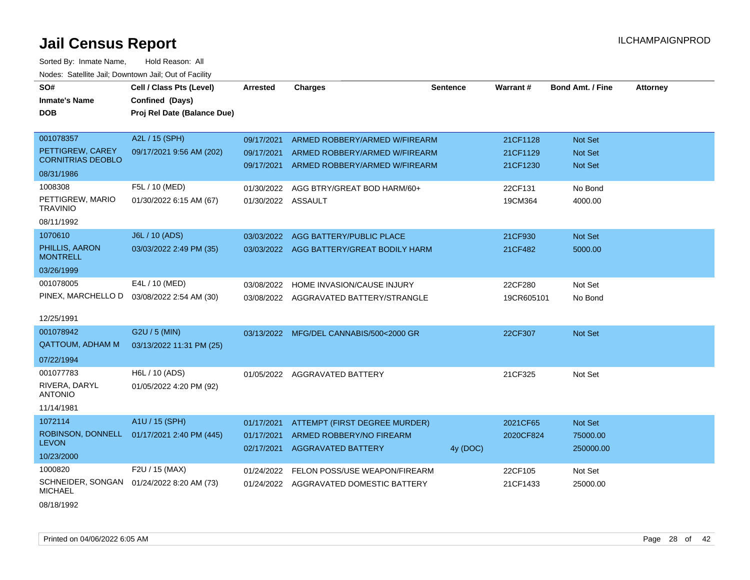# Jail Census Report

ILCHAMPAIGNPROD

Sorted By: Inmate Name, Hold Reason: All

Nodes: Satellite Jail; Downtown Jail; Out of Facility

| SO#<br>Inmate's Name<br>DOB | Cell / Class Pts (Level)<br>Confined (Days)<br>Proj Rel Date (Balance Due) | Arrested | Charges | Sentence | Warrant # | Bond Amt. / Fine | Attorney |
|---|---|---|---|---|---|---|---|
| 001078357<br>PETTIGREW, CAREY CORNITRIAS DEOBLO<br>08/31/1986 | A2L / 15 (SPH)<br>09/17/2021 9:56 AM (202) | 09/17/2021<br>09/17/2021<br>09/17/2021 | ARMED ROBBERY/ARMED W/FIREARM<br>ARMED ROBBERY/ARMED W/FIREARM<br>ARMED ROBBERY/ARMED W/FIREARM | | 21CF1128<br>21CF1129<br>21CF1230 | Not Set<br>Not Set<br>Not Set | |
| 1008308<br>PETTIGREW, MARIO TRAVINIO<br>08/11/1992 | F5L / 10 (MED)<br>01/30/2022 6:15 AM (67) | 01/30/2022<br>01/30/2022 | AGG BTRY/GREAT BOD HARM/60+<br>ASSAULT | | 22CF131<br>19CM364 | No Bond<br>4000.00 | |
| 1070610<br>PHILLIS, AARON MONTRELL<br>03/26/1999 | J6L / 10 (ADS)<br>03/03/2022 2:49 PM (35) | 03/03/2022<br>03/03/2022 | AGG BATTERY/PUBLIC PLACE<br>AGG BATTERY/GREAT BODILY HARM | | 21CF930<br>21CF482 | Not Set<br>5000.00 | |
| 001078005<br>PINEX, MARCHELLO D<br>12/25/1991 | E4L / 10 (MED)<br>03/08/2022 2:54 AM (30) | 03/08/2022<br>03/08/2022 | HOME INVASION/CAUSE INJURY<br>AGGRAVATED BATTERY/STRANGLE | | 22CF280<br>19CR605101 | Not Set<br>No Bond | |
| 001078942<br>QATTOUM, ADHAM M<br>07/22/1994 | G2U / 5 (MIN)<br>03/13/2022 11:31 PM (25) | 03/13/2022 | MFG/DEL CANNABIS/500<2000 GR | | 22CF307 | Not Set | |
| 001077783<br>RIVERA, DARYL ANTONIO<br>11/14/1981 | H6L / 10 (ADS)<br>01/05/2022 4:20 PM (92) | 01/05/2022 | AGGRAVATED BATTERY | | 21CF325 | Not Set | |
| 1072114<br>ROBINSON, DONNELL LEVON<br>10/23/2000 | A1U / 15 (SPH)<br>01/17/2021 2:40 PM (445) | 01/17/2021<br>01/17/2021<br>02/17/2021 | ATTEMPT (FIRST DEGREE MURDER)<br>ARMED ROBBERY/NO FIREARM<br>AGGRAVATED BATTERY | <br><br>4y (DOC) | 2021CF65<br>2020CF824 | Not Set<br>75000.00<br>250000.00 | |
| 1000820<br>SCHNEIDER, SONGAN MICHAEL<br>08/18/1992 | F2U / 15 (MAX)<br>01/24/2022 8:20 AM (73) | 01/24/2022<br>01/24/2022 | FELON POSS/USE WEAPON/FIREARM<br>AGGRAVATED DOMESTIC BATTERY | | 22CF105<br>21CF1433 | Not Set<br>25000.00 | |

Printed on 04/06/2022 6:05 AM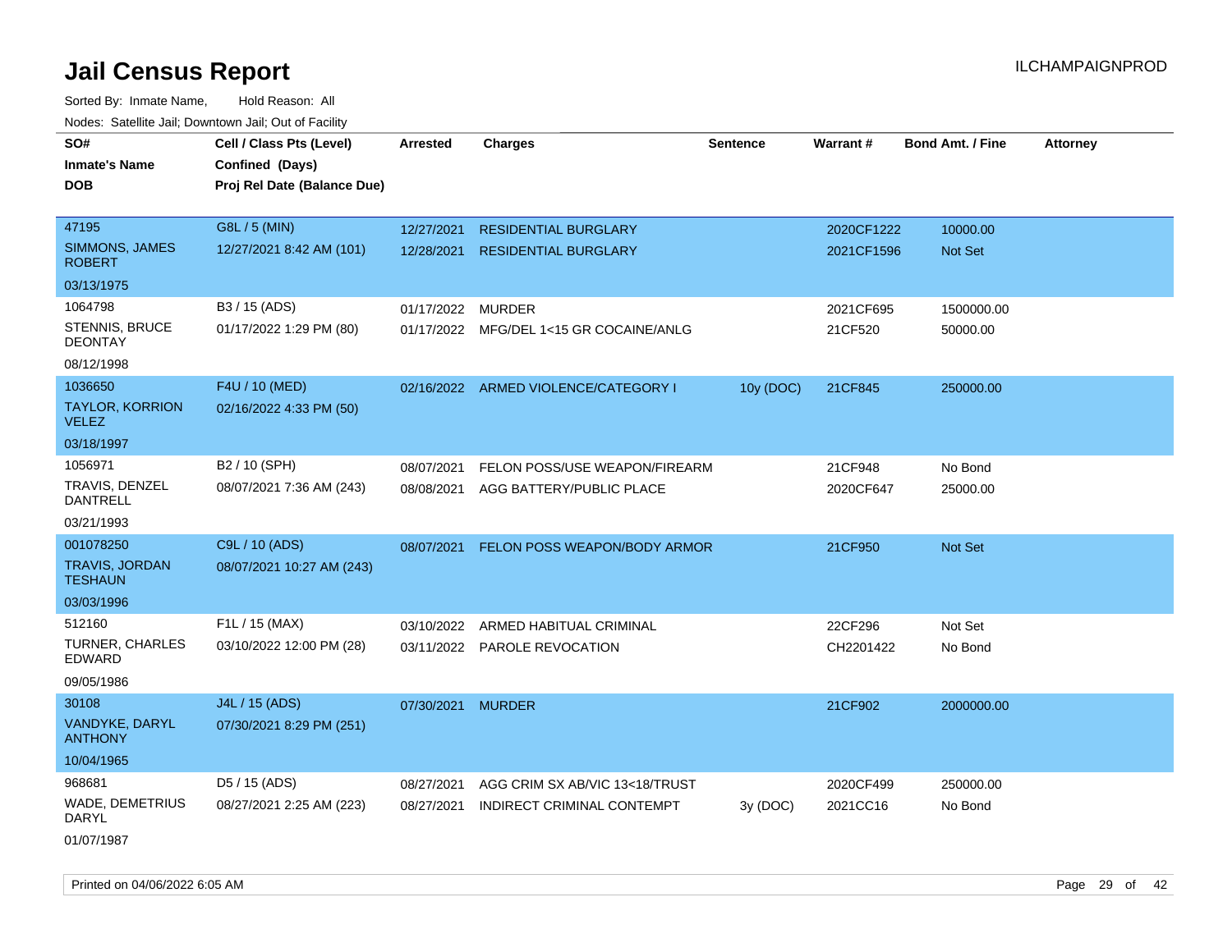# Jail Census Report

ILCHAMPAIGNPROD

Sorted By: Inmate Name, Hold Reason: All

Nodes: Satellite Jail; Downtown Jail; Out of Facility

| SO# / Inmate's Name / DOB | Cell / Class Pts (Level) / Confined (Days) / Proj Rel Date (Balance Due) | Arrested | Charges | Sentence | Warrant # | Bond Amt. / Fine | Attorney |
|---|---|---|---|---|---|---|---|
| 47195 | G8L / 5 (MIN) | 12/27/2021 | RESIDENTIAL BURGLARY | | 2020CF1222 | 10000.00 | |
| SIMMONS, JAMES ROBERT | 12/27/2021 8:42 AM (101) | 12/28/2021 | RESIDENTIAL BURGLARY | | 2021CF1596 | Not Set | |
| 03/13/1975 | | | | | | | |
| 1064798 | B3 / 15 (ADS) | 01/17/2022 | MURDER | | 2021CF695 | 1500000.00 | |
| STENNIS, BRUCE DEONTAY | 01/17/2022 1:29 PM (80) | 01/17/2022 | MFG/DEL 1<15 GR COCAINE/ANLG | | 21CF520 | 50000.00 | |
| 08/12/1998 | | | | | | | |
| 1036650 | F4U / 10 (MED) | 02/16/2022 | ARMED VIOLENCE/CATEGORY I | 10y (DOC) | 21CF845 | 250000.00 | |
| TAYLOR, KORRION VELEZ | 02/16/2022 4:33 PM (50) | | | | | | |
| 03/18/1997 | | | | | | | |
| 1056971 | B2 / 10 (SPH) | 08/07/2021 | FELON POSS/USE WEAPON/FIREARM | | 21CF948 | No Bond | |
| TRAVIS, DENZEL DANTRELL | 08/07/2021 7:36 AM (243) | 08/08/2021 | AGG BATTERY/PUBLIC PLACE | | 2020CF647 | 25000.00 | |
| 03/21/1993 | | | | | | | |
| 001078250 | C9L / 10 (ADS) | 08/07/2021 | FELON POSS WEAPON/BODY ARMOR | | 21CF950 | Not Set | |
| TRAVIS, JORDAN TESHAUN | 08/07/2021 10:27 AM (243) | | | | | | |
| 03/03/1996 | | | | | | | |
| 512160 | F1L / 15 (MAX) | 03/10/2022 | ARMED HABITUAL CRIMINAL | | 22CF296 | Not Set | |
| TURNER, CHARLES EDWARD | 03/10/2022 12:00 PM (28) | 03/11/2022 | PAROLE REVOCATION | | CH2201422 | No Bond | |
| 09/05/1986 | | | | | | | |
| 30108 | J4L / 15 (ADS) | 07/30/2021 | MURDER | | 21CF902 | 2000000.00 | |
| VANDYKE, DARYL ANTHONY | 07/30/2021 8:29 PM (251) | | | | | | |
| 10/04/1965 | | | | | | | |
| 968681 | D5 / 15 (ADS) | 08/27/2021 | AGG CRIM SX AB/VIC 13<18/TRUST | | 2020CF499 | 250000.00 | |
| WADE, DEMETRIUS DARYL | 08/27/2021 2:25 AM (223) | 08/27/2021 | INDIRECT CRIMINAL CONTEMPT | 3y (DOC) | 2021CC16 | No Bond | |
| 01/07/1987 | | | | | | | |

Printed on 04/06/2022 6:05 AM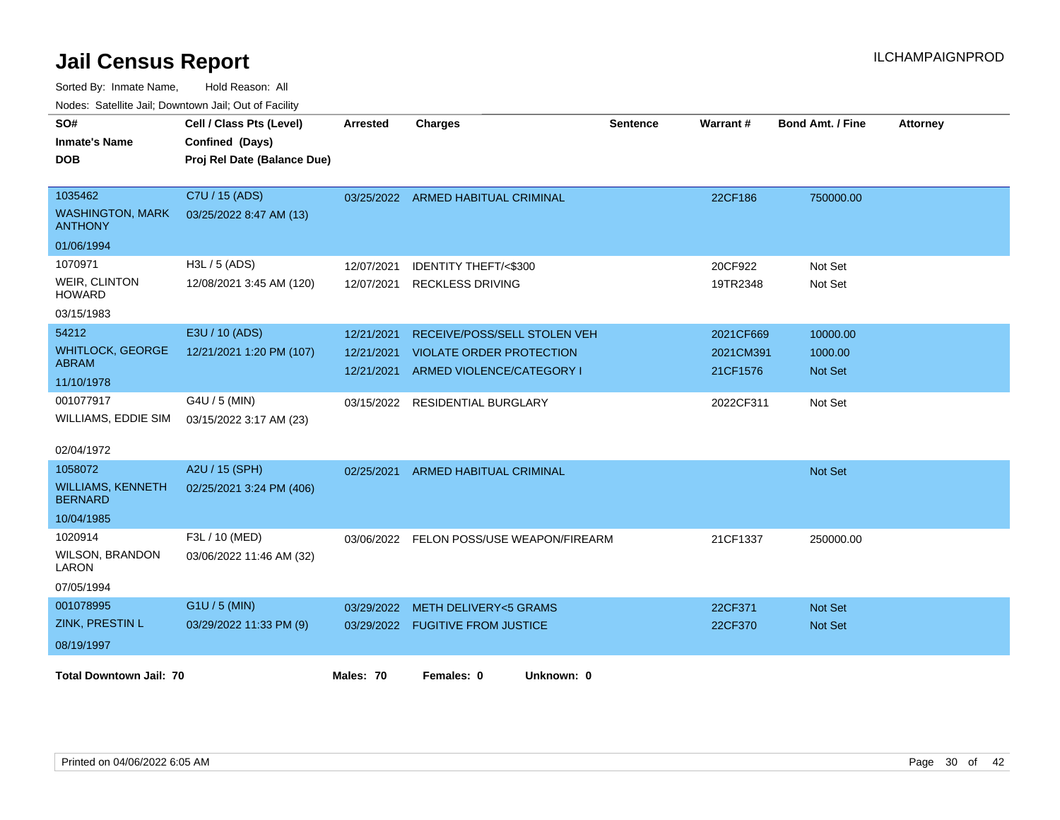# Jail Census Report

ILCHAMPAIGNPROD

Sorted By: Inmate Name, Hold Reason: All

Nodes: Satellite Jail; Downtown Jail; Out of Facility

| SO# / Inmate's Name / DOB | Cell / Class Pts (Level) / Confined (Days) / Proj Rel Date (Balance Due) | Arrested | Charges | Sentence | Warrant # | Bond Amt. / Fine | Attorney |
|---|---|---|---|---|---|---|---|
| 1035462 WASHINGTON, MARK ANTHONY 01/06/1994 | C7U / 15 (ADS) 03/25/2022 8:47 AM (13) | 03/25/2022 | ARMED HABITUAL CRIMINAL | | 22CF186 | 750000.00 | |
| 1070971 WEIR, CLINTON HOWARD 03/15/1983 | H3L / 5 (ADS) 12/08/2021 3:45 AM (120) | 12/07/2021 | IDENTITY THEFT/<$300 | | 20CF922 | Not Set | |
| | | 12/07/2021 | RECKLESS DRIVING | | 19TR2348 | Not Set | |
| 54212 WHITLOCK, GEORGE ABRAM 11/10/1978 | E3U / 10 (ADS) 12/21/2021 1:20 PM (107) | 12/21/2021 | RECEIVE/POSS/SELL STOLEN VEH | | 2021CF669 | 10000.00 | |
| | | 12/21/2021 | VIOLATE ORDER PROTECTION | | 2021CM391 | 1000.00 | |
| | | 12/21/2021 | ARMED VIOLENCE/CATEGORY I | | 21CF1576 | Not Set | |
| 001077917 WILLIAMS, EDDIE SIM 02/04/1972 | G4U / 5 (MIN) 03/15/2022 3:17 AM (23) | 03/15/2022 | RESIDENTIAL BURGLARY | | 2022CF311 | Not Set | |
| 1058072 WILLIAMS, KENNETH BERNARD 10/04/1985 | A2U / 15 (SPH) 02/25/2021 3:24 PM (406) | 02/25/2021 | ARMED HABITUAL CRIMINAL | | | Not Set | |
| 1020914 WILSON, BRANDON LARON 07/05/1994 | F3L / 10 (MED) 03/06/2022 11:46 AM (32) | 03/06/2022 | FELON POSS/USE WEAPON/FIREARM | | 21CF1337 | 250000.00 | |
| 001078995 ZINK, PRESTIN L 08/19/1997 | G1U / 5 (MIN) 03/29/2022 11:33 PM (9) | 03/29/2022 | METH DELIVERY<5 GRAMS | | 22CF371 | Not Set | |
| | | 03/29/2022 | FUGITIVE FROM JUSTICE | | 22CF370 | Not Set | |

**Total Downtown Jail: 70** **Males: 70** **Females: 0** **Unknown: 0**

Printed on 04/06/2022 6:05 AM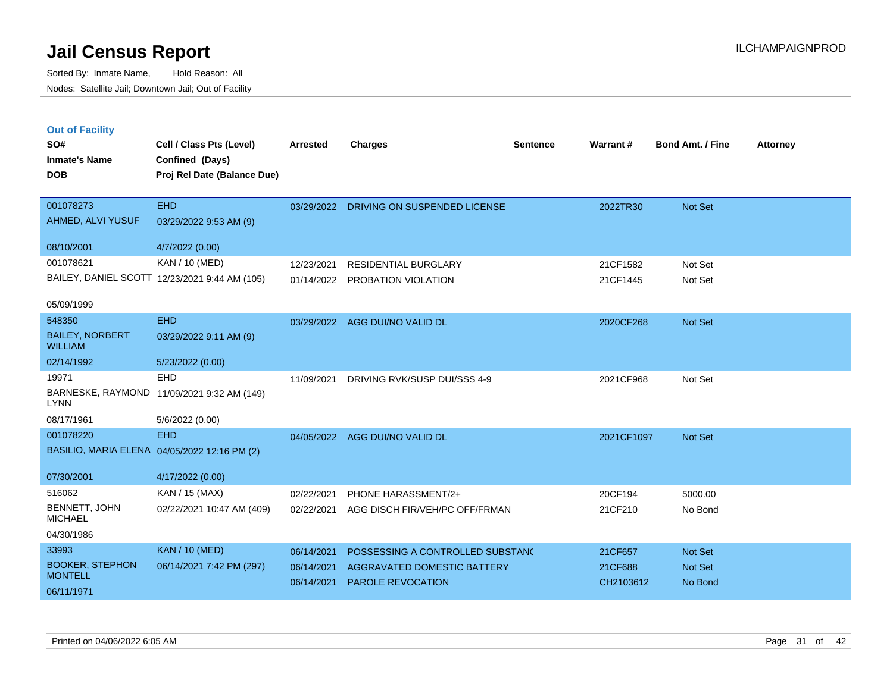# Jail Census Report

Sorted By: Inmate Name, Hold Reason: All

Nodes: Satellite Jail; Downtown Jail; Out of Facility

ILCHAMPAIGNPROD

## Out of Facility

| SO# / Inmate's Name / DOB | Cell / Class Pts (Level) / Confined (Days) / Proj Rel Date (Balance Due) | Arrested | Charges | Sentence | Warrant # | Bond Amt. / Fine | Attorney |
|---|---|---|---|---|---|---|---|
| 001078273<br>AHMED, ALVI YUSUF<br>08/10/2001 | EHD<br>03/29/2022 9:53 AM (9)<br>4/7/2022 (0.00) | 03/29/2022 | DRIVING ON SUSPENDED LICENSE | | 2022TR30 | Not Set | |
| 001078621<br>BAILEY, DANIEL SCOTT<br>05/09/1999 | KAN / 10 (MED)<br>12/23/2021 9:44 AM (105) | 12/23/2021 | RESIDENTIAL BURGLARY | | 21CF1582 | Not Set | |
| | | 01/14/2022 | PROBATION VIOLATION | | 21CF1445 | Not Set | |
| 548350<br>BAILEY, NORBERT WILLIAM<br>02/14/1992 | EHD<br>03/29/2022 9:11 AM (9)<br>5/23/2022 (0.00) | 03/29/2022 | AGG DUI/NO VALID DL | | 2020CF268 | Not Set | |
| 19971<br>BARNESKE, RAYMOND LYNN<br>08/17/1961 | EHD<br>11/09/2021 9:32 AM (149)<br>5/6/2022 (0.00) | 11/09/2021 | DRIVING RVK/SUSP DUI/SSS 4-9 | | 2021CF968 | Not Set | |
| 001078220<br>BASILIO, MARIA ELENA<br>07/30/2001 | EHD<br>04/05/2022 12:16 PM (2)<br>4/17/2022 (0.00) | 04/05/2022 | AGG DUI/NO VALID DL | | 2021CF1097 | Not Set | |
| 516062<br>BENNETT, JOHN MICHAEL<br>04/30/1986 | KAN / 15 (MAX)<br>02/22/2021 10:47 AM (409) | 02/22/2021 | PHONE HARASSMENT/2+ | | 20CF194 | 5000.00 | |
| | | 02/22/2021 | AGG DISCH FIR/VEH/PC OFF/FRMAN | | 21CF210 | No Bond | |
| 33993<br>BOOKER, STEPHON MONTELL<br>06/11/1971 | KAN / 10 (MED)<br>06/14/2021 7:42 PM (297) | 06/14/2021 | POSSESSING A CONTROLLED SUBSTANC | | 21CF657 | Not Set | |
| | | 06/14/2021 | AGGRAVATED DOMESTIC BATTERY | | 21CF688 | Not Set | |
| | | 06/14/2021 | PAROLE REVOCATION | | CH2103612 | No Bond | |

Printed on 04/06/2022 6:05 AM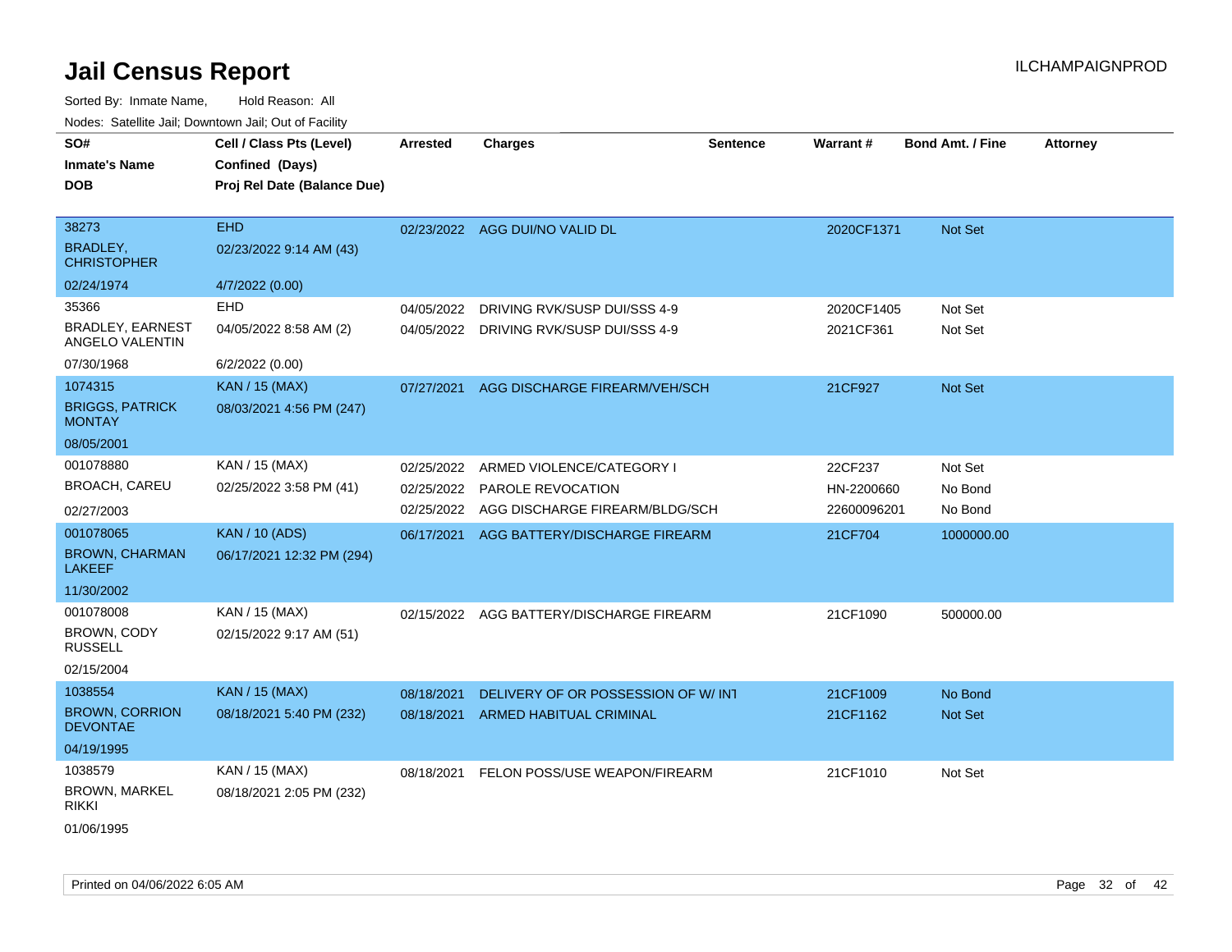# Jail Census Report

Sorted By: Inmate Name, Hold Reason: All

Nodes: Satellite Jail; Downtown Jail; Out of Facility

| SO# / Inmate's Name / DOB | Cell / Class Pts (Level) / Confined (Days) / Proj Rel Date (Balance Due) | Arrested | Charges | Sentence | Warrant # | Bond Amt. / Fine | Attorney |
|---|---|---|---|---|---|---|---|
| 38273<br>BRADLEY, CHRISTOPHER<br>02/24/1974 | EHD<br>02/23/2022 9:14 AM (43)<br>4/7/2022 (0.00) | 02/23/2022 | AGG DUI/NO VALID DL | | 2020CF1371 | Not Set | |
| 35366<br>BRADLEY, EARNEST ANGELO VALENTIN<br>07/30/1968 | EHD<br>04/05/2022 8:58 AM (2)<br>6/2/2022 (0.00) | 04/05/2022<br>04/05/2022 | DRIVING RVK/SUSP DUI/SSS 4-9<br>DRIVING RVK/SUSP DUI/SSS 4-9 | | 2020CF1405<br>2021CF361 | Not Set<br>Not Set | |
| 1074315<br>BRIGGS, PATRICK MONTAY<br>08/05/2001 | KAN / 15 (MAX)<br>08/03/2021 4:56 PM (247) | 07/27/2021 | AGG DISCHARGE FIREARM/VEH/SCH | | 21CF927 | Not Set | |
| 001078880<br>BROACH, CAREU<br>02/27/2003 | KAN / 15 (MAX)<br>02/25/2022 3:58 PM (41) | 02/25/2022<br>02/25/2022<br>02/25/2022 | ARMED VIOLENCE/CATEGORY I<br>PAROLE REVOCATION<br>AGG DISCHARGE FIREARM/BLDG/SCH | | 22CF237<br>HN-2200660<br>22600096201 | Not Set<br>No Bond<br>No Bond | |
| 001078065<br>BROWN, CHARMAN LAKEEF<br>11/30/2002 | KAN / 10 (ADS)<br>06/17/2021 12:32 PM (294) | 06/17/2021 | AGG BATTERY/DISCHARGE FIREARM | | 21CF704 | 1000000.00 | |
| 001078008<br>BROWN, CODY RUSSELL<br>02/15/2004 | KAN / 15 (MAX)<br>02/15/2022 9:17 AM (51) | 02/15/2022 | AGG BATTERY/DISCHARGE FIREARM | | 21CF1090 | 500000.00 | |
| 1038554<br>BROWN, CORRION DEVONTAE<br>04/19/1995 | KAN / 15 (MAX)<br>08/18/2021 5:40 PM (232) | 08/18/2021<br>08/18/2021 | DELIVERY OF OR POSSESSION OF W/ INT<br>ARMED HABITUAL CRIMINAL | | 21CF1009<br>21CF1162 | No Bond<br>Not Set | |
| 1038579<br>BROWN, MARKEL RIKKI<br>01/06/1995 | KAN / 15 (MAX)<br>08/18/2021 2:05 PM (232) | 08/18/2021 | FELON POSS/USE WEAPON/FIREARM | | 21CF1010 | Not Set | |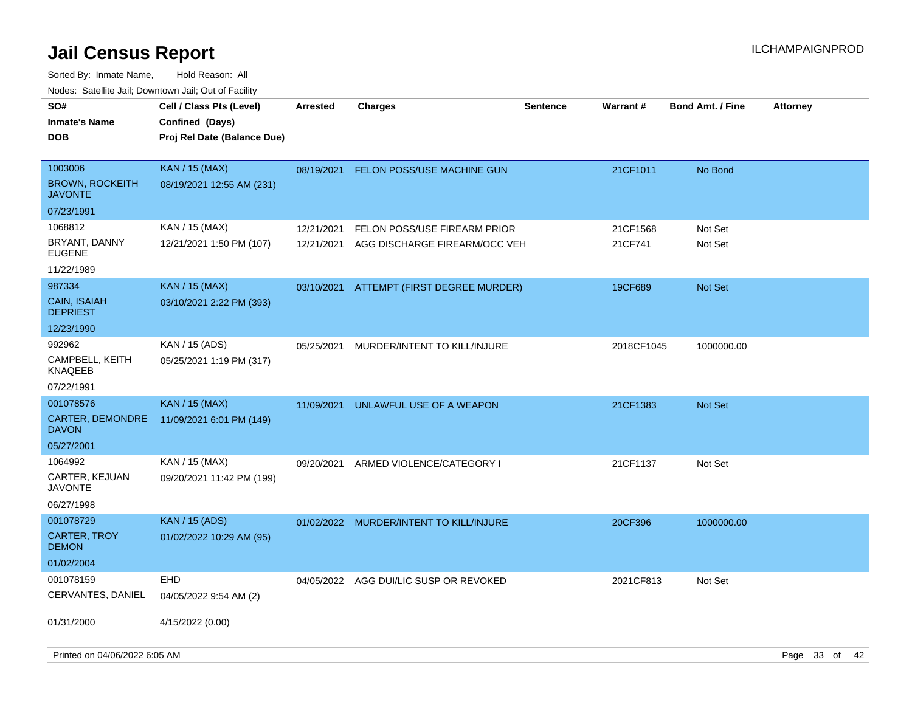# Jail Census Report

Sorted By: Inmate Name, Hold Reason: All

Nodes: Satellite Jail; Downtown Jail; Out of Facility

| SO# / Inmate's Name / DOB | Cell / Class Pts (Level) / Confined (Days) / Proj Rel Date (Balance Due) | Arrested | Charges | Sentence | Warrant # | Bond Amt. / Fine | Attorney |
|---|---|---|---|---|---|---|---|
| 1003006<br>BROWN, ROCKEITH JAVONTE<br>07/23/1991 | KAN / 15 (MAX)<br>08/19/2021 12:55 AM (231) | 08/19/2021 | FELON POSS/USE MACHINE GUN | | 21CF1011 | No Bond | |
| 1068812<br>BRYANT, DANNY EUGENE<br>11/22/1989 | KAN / 15 (MAX)<br>12/21/2021 1:50 PM (107) | 12/21/2021 | FELON POSS/USE FIREARM PRIOR | | 21CF1568 | Not Set | |
| | | 12/21/2021 | AGG DISCHARGE FIREARM/OCC VEH | | 21CF741 | Not Set | |
| 987334<br>CAIN, ISAIAH DEPRIEST<br>12/23/1990 | KAN / 15 (MAX)<br>03/10/2021 2:22 PM (393) | 03/10/2021 | ATTEMPT (FIRST DEGREE MURDER) | | 19CF689 | Not Set | |
| 992962<br>CAMPBELL, KEITH KNAQEEB<br>07/22/1991 | KAN / 15 (ADS)<br>05/25/2021 1:19 PM (317) | 05/25/2021 | MURDER/INTENT TO KILL/INJURE | | 2018CF1045 | 1000000.00 | |
| 001078576<br>CARTER, DEMONDRE DAVON<br>05/27/2001 | KAN / 15 (MAX)<br>11/09/2021 6:01 PM (149) | 11/09/2021 | UNLAWFUL USE OF A WEAPON | | 21CF1383 | Not Set | |
| 1064992<br>CARTER, KEJUAN JAVONTE<br>06/27/1998 | KAN / 15 (MAX)<br>09/20/2021 11:42 PM (199) | 09/20/2021 | ARMED VIOLENCE/CATEGORY I | | 21CF1137 | Not Set | |
| 001078729<br>CARTER, TROY DEMON<br>01/02/2004 | KAN / 15 (ADS)<br>01/02/2022 10:29 AM (95) | 01/02/2022 | MURDER/INTENT TO KILL/INJURE | | 20CF396 | 1000000.00 | |
| 001078159<br>CERVANTES, DANIEL<br>01/31/2000 | EHD<br>04/05/2022 9:54 AM (2)<br>4/15/2022 (0.00) | 04/05/2022 | AGG DUI/LIC SUSP OR REVOKED | | 2021CF813 | Not Set | |

Printed on 04/06/2022 6:05 AM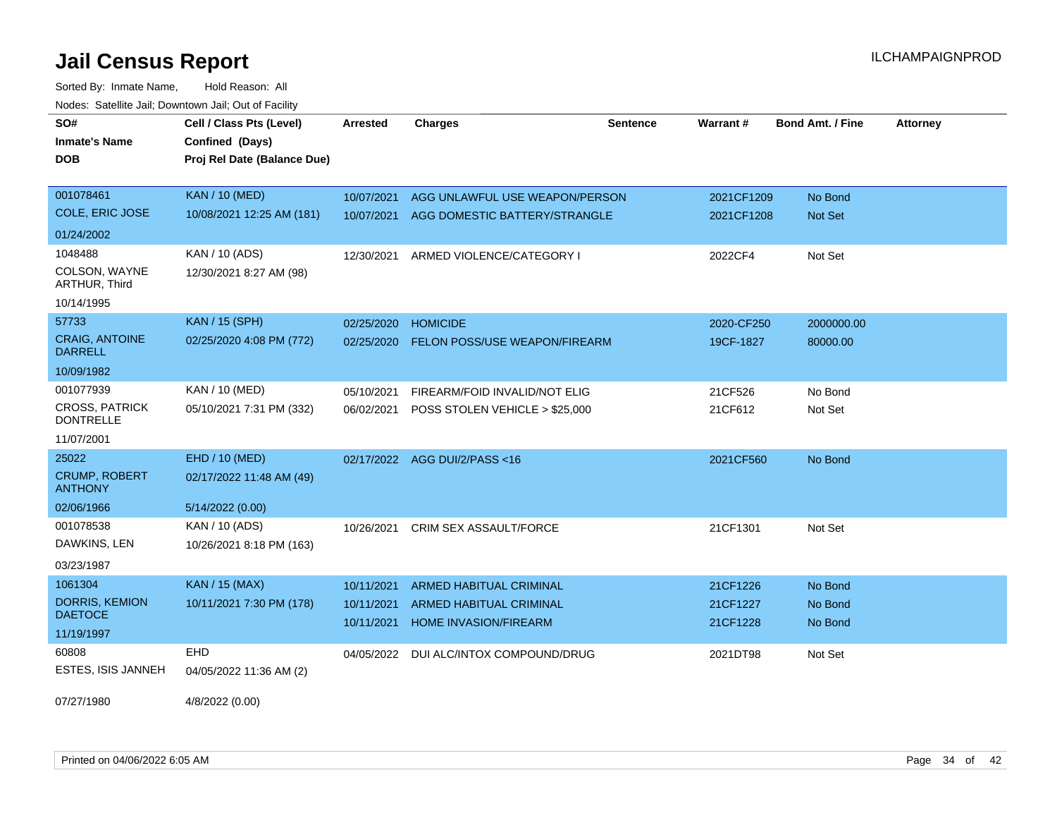# Jail Census Report

ILCHAMPAIGNPROD

Sorted By: Inmate Name, Hold Reason: All

Nodes: Satellite Jail; Downtown Jail; Out of Facility

| SO#<br>Inmate's Name<br>DOB | Cell / Class Pts (Level)<br>Confined (Days)<br>Proj Rel Date (Balance Due) | Arrested | Charges | Sentence | Warrant # | Bond Amt. / Fine | Attorney |
|---|---|---|---|---|---|---|---|
| 001078461<br>COLE, ERIC JOSE<br>01/24/2002 | KAN / 10 (MED)<br>10/08/2021 12:25 AM (181) | 10/07/2021<br>10/07/2021 | AGG UNLAWFUL USE WEAPON/PERSON<br>AGG DOMESTIC BATTERY/STRANGLE | | 2021CF1209<br>2021CF1208 | No Bond<br>Not Set | |
| 1048488<br>COLSON, WAYNE ARTHUR, Third<br>10/14/1995 | KAN / 10 (ADS)<br>12/30/2021 8:27 AM (98) | 12/30/2021 | ARMED VIOLENCE/CATEGORY I | | 2022CF4 | Not Set | |
| 57733<br>CRAIG, ANTOINE DARRELL<br>10/09/1982 | KAN / 15 (SPH)<br>02/25/2020 4:08 PM (772) | 02/25/2020<br>02/25/2020 | HOMICIDE<br>FELON POSS/USE WEAPON/FIREARM | | 2020-CF250<br>19CF-1827 | 2000000.00<br>80000.00 | |
| 001077939<br>CROSS, PATRICK DONTRELLE<br>11/07/2001 | KAN / 10 (MED)<br>05/10/2021 7:31 PM (332) | 05/10/2021<br>06/02/2021 | FIREARM/FOID INVALID/NOT ELIG<br>POSS STOLEN VEHICLE > $25,000 | | 21CF526<br>21CF612 | No Bond<br>Not Set | |
| 25022<br>CRUMP, ROBERT ANTHONY<br>02/06/1966 | EHD / 10 (MED)<br>02/17/2022 11:48 AM (49)<br>5/14/2022 (0.00) | 02/17/2022 | AGG DUI/2/PASS <16 | | 2021CF560 | No Bond | |
| 001078538<br>DAWKINS, LEN<br>03/23/1987 | KAN / 10 (ADS)<br>10/26/2021 8:18 PM (163) | 10/26/2021 | CRIM SEX ASSAULT/FORCE | | 21CF1301 | Not Set | |
| 1061304<br>DORRIS, KEMION DAETOCE<br>11/19/1997 | KAN / 15 (MAX)<br>10/11/2021 7:30 PM (178) | 10/11/2021<br>10/11/2021<br>10/11/2021 | ARMED HABITUAL CRIMINAL<br>ARMED HABITUAL CRIMINAL<br>HOME INVASION/FIREARM | | 21CF1226<br>21CF1227<br>21CF1228 | No Bond<br>No Bond<br>No Bond | |
| 60808<br>ESTES, ISIS JANNEH<br>07/27/1980 | EHD<br>04/05/2022 11:36 AM (2)<br>4/8/2022 (0.00) | 04/05/2022 | DUI ALC/INTOX COMPOUND/DRUG | | 2021DT98 | Not Set | |

Printed on 04/06/2022 6:05 AM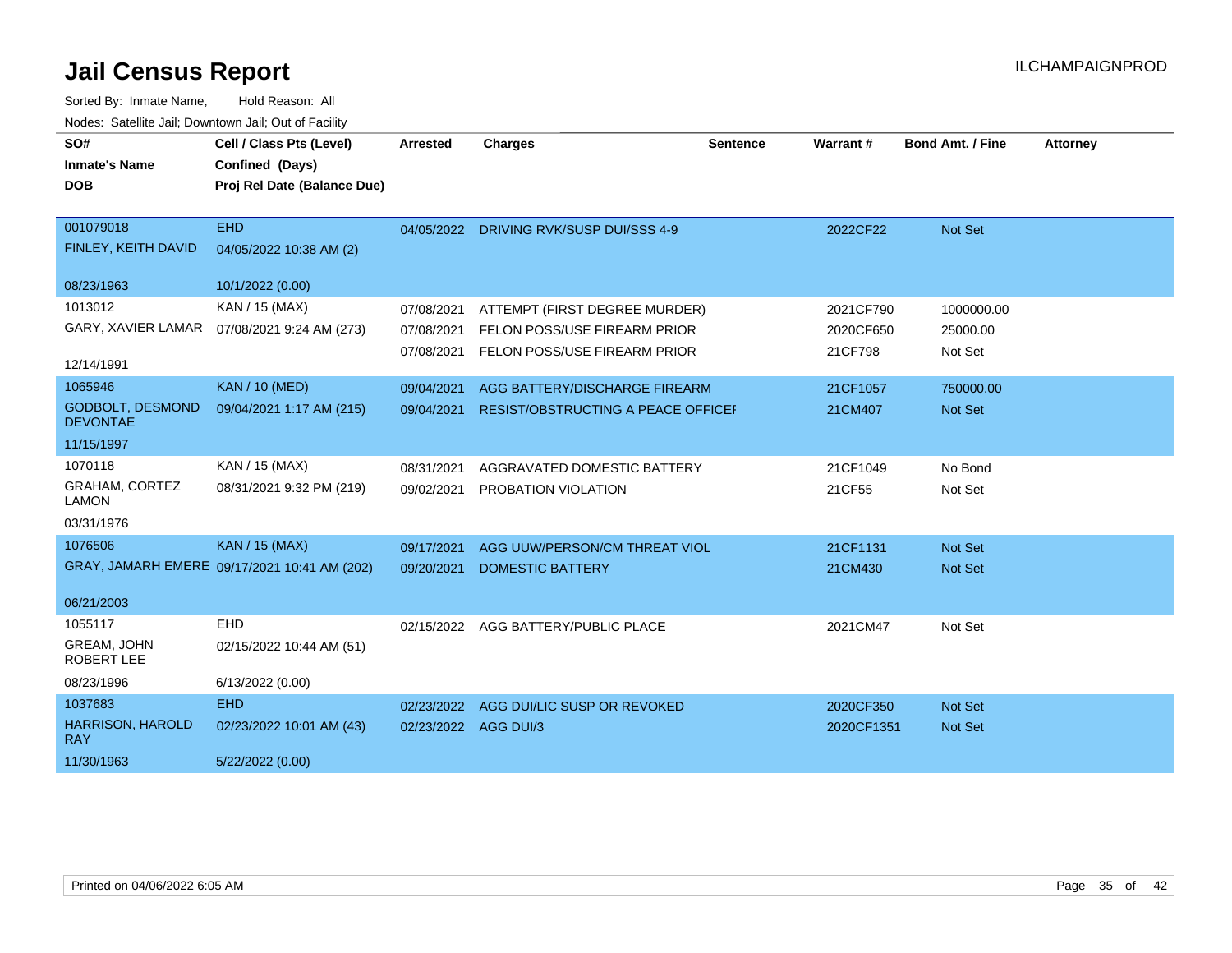# Jail Census Report

ILCHAMPAIGNPROD

Sorted By: Inmate Name, Hold Reason: All

Nodes: Satellite Jail; Downtown Jail; Out of Facility

| SO# / Inmate's Name / DOB | Cell / Class Pts (Level) / Confined (Days) / Proj Rel Date (Balance Due) | Arrested | Charges | Sentence | Warrant # | Bond Amt. / Fine | Attorney |
|---|---|---|---|---|---|---|---|
| 001079018 | EHD | 04/05/2022 | DRIVING RVK/SUSP DUI/SSS 4-9 | | 2022CF22 | Not Set | |
| FINLEY, KEITH DAVID | 04/05/2022 10:38 AM (2) | | | | | | |
| 08/23/1963 | 10/1/2022 (0.00) | | | | | | |
| 1013012 | KAN / 15 (MAX) | 07/08/2021 | ATTEMPT (FIRST DEGREE MURDER) | | 2021CF790 | 1000000.00 | |
| GARY, XAVIER LAMAR | 07/08/2021 9:24 AM (273) | 07/08/2021 | FELON POSS/USE FIREARM PRIOR | | 2020CF650 | 25000.00 | |
| | | 07/08/2021 | FELON POSS/USE FIREARM PRIOR | | 21CF798 | Not Set | |
| 12/14/1991 | | | | | | | |
| 1065946 | KAN / 10 (MED) | 09/04/2021 | AGG BATTERY/DISCHARGE FIREARM | | 21CF1057 | 750000.00 | |
| GODBOLT, DESMOND DEVONTAE | 09/04/2021 1:17 AM (215) | 09/04/2021 | RESIST/OBSTRUCTING A PEACE OFFICEI | | 21CM407 | Not Set | |
| 11/15/1997 | | | | | | | |
| 1070118 | KAN / 15 (MAX) | 08/31/2021 | AGGRAVATED DOMESTIC BATTERY | | 21CF1049 | No Bond | |
| GRAHAM, CORTEZ LAMON | 08/31/2021 9:32 PM (219) | 09/02/2021 | PROBATION VIOLATION | | 21CF55 | Not Set | |
| 03/31/1976 | | | | | | | |
| 1076506 | KAN / 15 (MAX) | 09/17/2021 | AGG UUW/PERSON/CM THREAT VIOL | | 21CF1131 | Not Set | |
| GRAY, JAMARH EMERE | 09/17/2021 10:41 AM (202) | 09/20/2021 | DOMESTIC BATTERY | | 21CM430 | Not Set | |
| 06/21/2003 | | | | | | | |
| 1055117 | EHD | 02/15/2022 | AGG BATTERY/PUBLIC PLACE | | 2021CM47 | Not Set | |
| GREAM, JOHN ROBERT LEE | 02/15/2022 10:44 AM (51) | | | | | | |
| 08/23/1996 | 6/13/2022 (0.00) | | | | | | |
| 1037683 | EHD | 02/23/2022 | AGG DUI/LIC SUSP OR REVOKED | | 2020CF350 | Not Set | |
| HARRISON, HAROLD RAY | 02/23/2022 10:01 AM (43) | 02/23/2022 | AGG DUI/3 | | 2020CF1351 | Not Set | |
| 11/30/1963 | 5/22/2022 (0.00) | | | | | | |

Printed on 04/06/2022 6:05 AM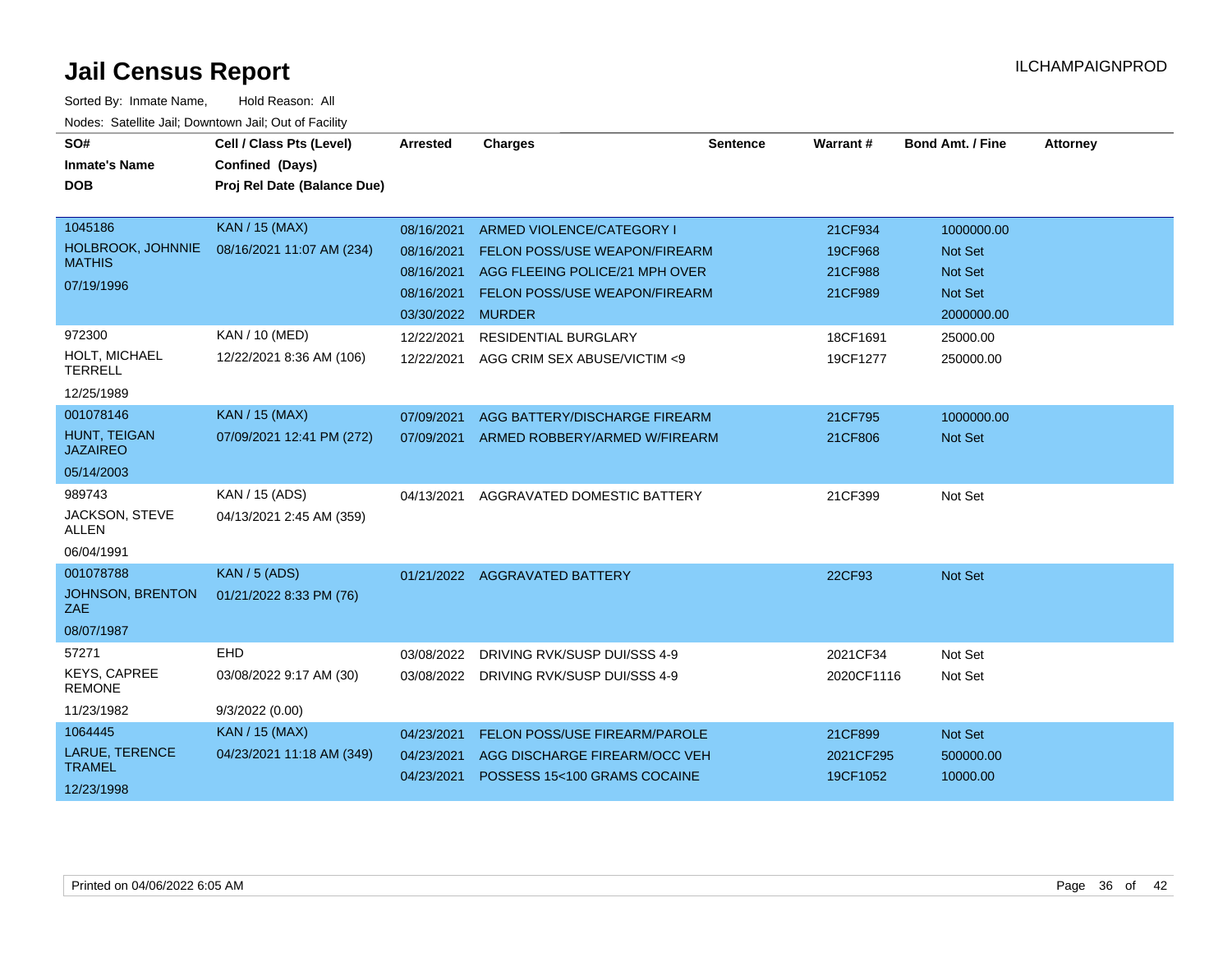# Jail Census Report

ILCHAMPAIGNPROD

Sorted By: Inmate Name, Hold Reason: All

Nodes: Satellite Jail; Downtown Jail; Out of Facility

| SO#<br>Inmate's Name<br>DOB | Cell / Class Pts (Level)<br>Confined (Days)<br>Proj Rel Date (Balance Due) | Arrested | Charges | Sentence | Warrant # | Bond Amt. / Fine | Attorney |
|---|---|---|---|---|---|---|---|
| 1045186<br>HOLBROOK, JOHNNIE MATHIS<br>07/19/1996 | KAN / 15 (MAX)<br>08/16/2021 11:07 AM (234) | 08/16/2021 | ARMED VIOLENCE/CATEGORY I | | 21CF934 | 1000000.00 | |
| | | 08/16/2021 | FELON POSS/USE WEAPON/FIREARM | | 19CF968 | Not Set | |
| | | 08/16/2021 | AGG FLEEING POLICE/21 MPH OVER | | 21CF988 | Not Set | |
| | | 08/16/2021 | FELON POSS/USE WEAPON/FIREARM | | 21CF989 | Not Set | |
| | | 03/30/2022 | MURDER | | | 2000000.00 | |
| 972300<br>HOLT, MICHAEL TERRELL<br>12/25/1989 | KAN / 10 (MED)<br>12/22/2021 8:36 AM (106) | 12/22/2021 | RESIDENTIAL BURGLARY | | 18CF1691 | 25000.00 | |
| | | 12/22/2021 | AGG CRIM SEX ABUSE/VICTIM <9 | | 19CF1277 | 250000.00 | |
| 001078146<br>HUNT, TEIGAN JAZAIREO<br>05/14/2003 | KAN / 15 (MAX)<br>07/09/2021 12:41 PM (272) | 07/09/2021 | AGG BATTERY/DISCHARGE FIREARM | | 21CF795 | 1000000.00 | |
| | | 07/09/2021 | ARMED ROBBERY/ARMED W/FIREARM | | 21CF806 | Not Set | |
| 989743<br>JACKSON, STEVE ALLEN<br>06/04/1991 | KAN / 15 (ADS)<br>04/13/2021 2:45 AM (359) | 04/13/2021 | AGGRAVATED DOMESTIC BATTERY | | 21CF399 | Not Set | |
| 001078788<br>JOHNSON, BRENTON ZAE<br>08/07/1987 | KAN / 5 (ADS)<br>01/21/2022 8:33 PM (76) | 01/21/2022 | AGGRAVATED BATTERY | | 22CF93 | Not Set | |
| 57271<br>KEYS, CAPREE REMONE<br>11/23/1982 | EHD<br>03/08/2022 9:17 AM (30)<br>9/3/2022 (0.00) | 03/08/2022 | DRIVING RVK/SUSP DUI/SSS 4-9 | | 2021CF34 | Not Set | |
| | | 03/08/2022 | DRIVING RVK/SUSP DUI/SSS 4-9 | | 2020CF1116 | Not Set | |
| 1064445<br>LARUE, TERENCE TRAMEL<br>12/23/1998 | KAN / 15 (MAX)<br>04/23/2021 11:18 AM (349) | 04/23/2021 | FELON POSS/USE FIREARM/PAROLE | | 21CF899 | Not Set | |
| | | 04/23/2021 | AGG DISCHARGE FIREARM/OCC VEH | | 2021CF295 | 500000.00 | |
| | | 04/23/2021 | POSSESS 15<100 GRAMS COCAINE | | 19CF1052 | 10000.00 | |

Printed on 04/06/2022 6:05 AM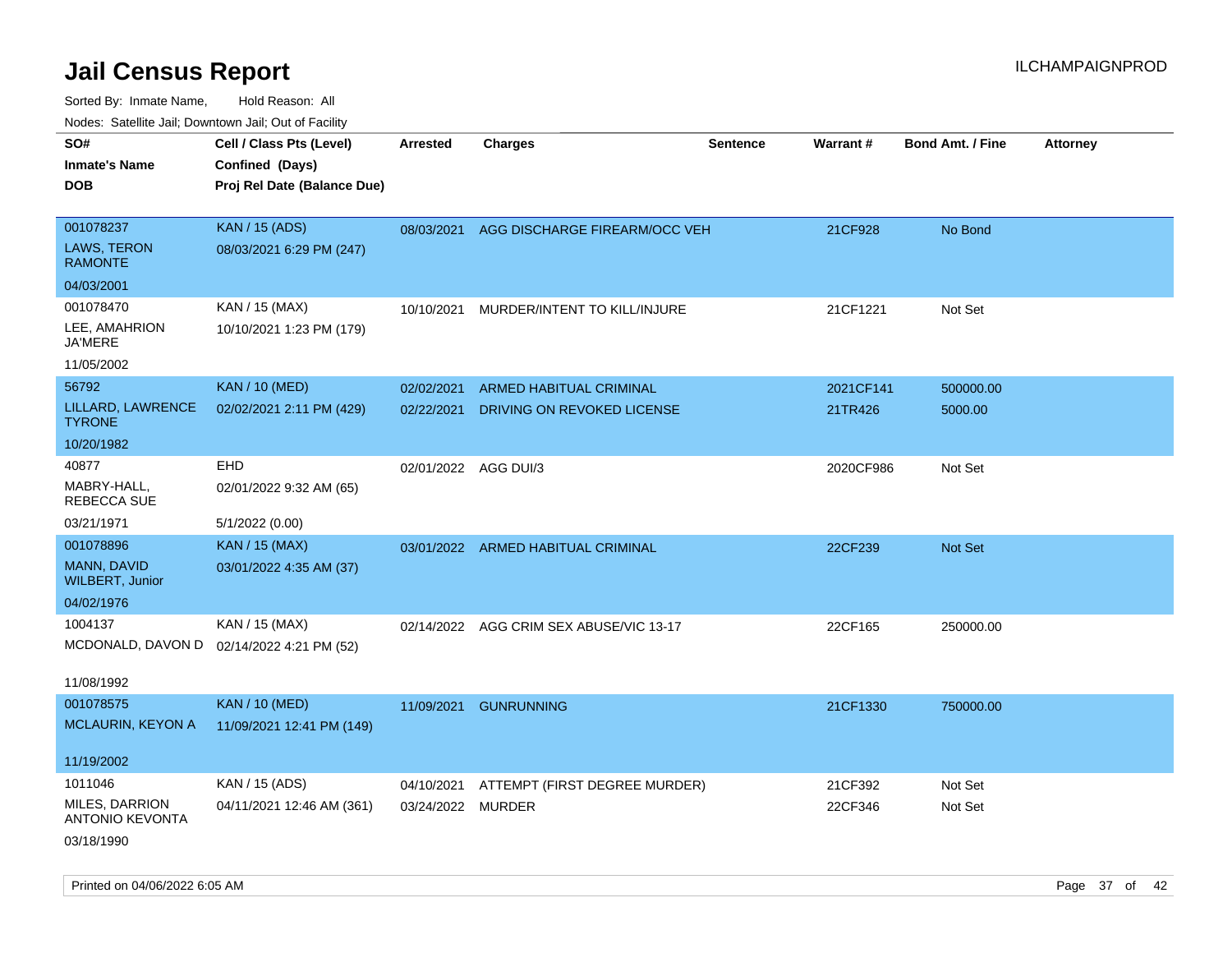# Jail Census Report

ILCHAMPAIGNPROD

Sorted By: Inmate Name, Hold Reason: All

Nodes: Satellite Jail; Downtown Jail; Out of Facility

| SO# / Inmate's Name / DOB | Cell / Class Pts (Level) / Confined (Days) / Proj Rel Date (Balance Due) | Arrested | Charges | Sentence | Warrant # | Bond Amt. / Fine | Attorney |
|---|---|---|---|---|---|---|---|
| 001078237<br>LAWS, TERON RAMONTE<br>04/03/2001 | KAN / 15 (ADS)<br>08/03/2021 6:29 PM (247) | 08/03/2021 | AGG DISCHARGE FIREARM/OCC VEH | | 21CF928 | No Bond | |
| 001078470<br>LEE, AMAHRION JA'MERE<br>11/05/2002 | KAN / 15 (MAX)<br>10/10/2021 1:23 PM (179) | 10/10/2021 | MURDER/INTENT TO KILL/INJURE | | 21CF1221 | Not Set | |
| 56792<br>LILLARD, LAWRENCE TYRONE<br>10/20/1982 | KAN / 10 (MED)<br>02/02/2021 2:11 PM (429) | 02/02/2021<br>02/22/2021 | ARMED HABITUAL CRIMINAL<br>DRIVING ON REVOKED LICENSE | | 2021CF141<br>21TR426 | 500000.00<br>5000.00 | |
| 40877<br>MABRY-HALL, REBECCA SUE<br>03/21/1971 | EHD<br>02/01/2022 9:32 AM (65)<br>5/1/2022 (0.00) | 02/01/2022 | AGG DUI/3 | | 2020CF986 | Not Set | |
| 001078896<br>MANN, DAVID WILBERT, Junior<br>04/02/1976 | KAN / 15 (MAX)<br>03/01/2022 4:35 AM (37) | 03/01/2022 | ARMED HABITUAL CRIMINAL | | 22CF239 | Not Set | |
| 1004137<br>MCDONALD, DAVON D<br>11/08/1992 | KAN / 15 (MAX)<br>02/14/2022 4:21 PM (52) | 02/14/2022 | AGG CRIM SEX ABUSE/VIC 13-17 | | 22CF165 | 250000.00 | |
| 001078575<br>MCLAURIN, KEYON A<br>11/19/2002 | KAN / 10 (MED)<br>11/09/2021 12:41 PM (149) | 11/09/2021 | GUNRUNNING | | 21CF1330 | 750000.00 | |
| 1011046<br>MILES, DARRION ANTONIO KEVONTA<br>03/18/1990 | KAN / 15 (ADS)<br>04/11/2021 12:46 AM (361) | 04/10/2021<br>03/24/2022 | ATTEMPT (FIRST DEGREE MURDER)<br>MURDER | | 21CF392<br>22CF346 | Not Set<br>Not Set | |

Printed on 04/06/2022 6:05 AM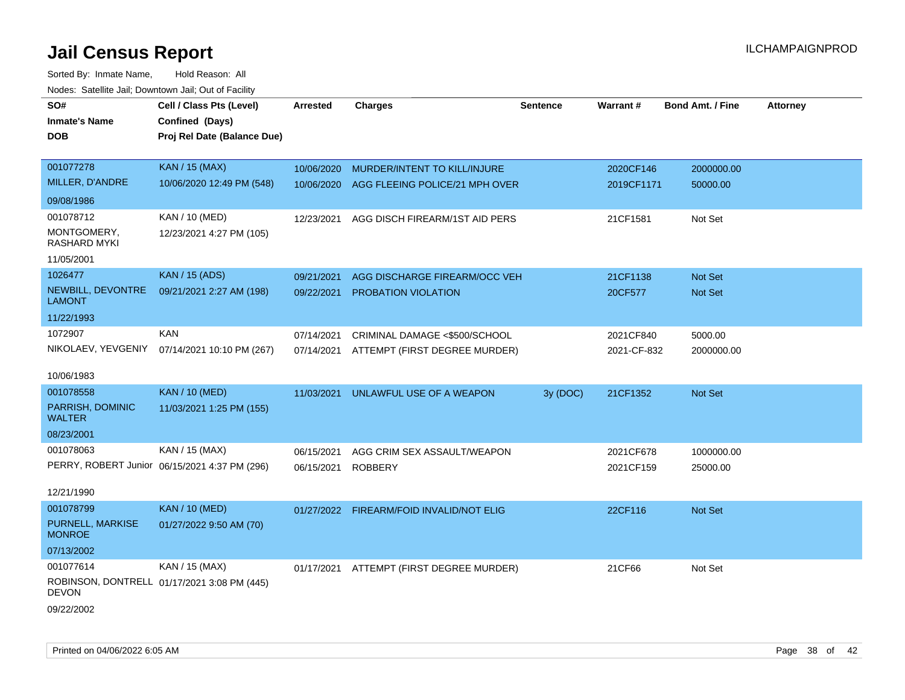# Jail Census Report

ILCHAMPAIGNPROD

Sorted By: Inmate Name, Hold Reason: All

Nodes: Satellite Jail; Downtown Jail; Out of Facility

| SO# / Inmate's Name / DOB | Cell / Class Pts (Level) / Confined (Days) / Proj Rel Date (Balance Due) | Arrested | Charges | Sentence | Warrant # | Bond Amt. / Fine | Attorney |
|---|---|---|---|---|---|---|---|
| 001077278<br>MILLER, D'ANDRE<br>09/08/1986 | KAN / 15 (MAX)<br>10/06/2020 12:49 PM (548) | 10/06/2020<br>10/06/2020 | MURDER/INTENT TO KILL/INJURE<br>AGG FLEEING POLICE/21 MPH OVER | | 2020CF146<br>2019CF1171 | 2000000.00<br>50000.00 | |
| 001078712<br>MONTGOMERY, RASHARD MYKI<br>11/05/2001 | KAN / 10 (MED)<br>12/23/2021 4:27 PM (105) | 12/23/2021 | AGG DISCH FIREARM/1ST AID PERS | | 21CF1581 | Not Set | |
| 1026477<br>NEWBILL, DEVONTRE LAMONT<br>11/22/1993 | KAN / 15 (ADS)<br>09/21/2021 2:27 AM (198) | 09/21/2021<br>09/22/2021 | AGG DISCHARGE FIREARM/OCC VEH<br>PROBATION VIOLATION | | 21CF1138<br>20CF577 | Not Set<br>Not Set | |
| 1072907<br>NIKOLAEV, YEVGENIY<br>10/06/1983 | KAN<br>07/14/2021 10:10 PM (267) | 07/14/2021<br>07/14/2021 | CRIMINAL DAMAGE <$500/SCHOOL<br>ATTEMPT (FIRST DEGREE MURDER) | | 2021CF840<br>2021-CF-832 | 5000.00<br>2000000.00 | |
| 001078558<br>PARRISH, DOMINIC WALTER<br>08/23/2001 | KAN / 10 (MED)<br>11/03/2021 1:25 PM (155) | 11/03/2021 | UNLAWFUL USE OF A WEAPON | 3y (DOC) | 21CF1352 | Not Set | |
| 001078063<br>PERRY, ROBERT Junior<br>12/21/1990 | KAN / 15 (MAX)<br>06/15/2021 4:37 PM (296) | 06/15/2021<br>06/15/2021 | AGG CRIM SEX ASSAULT/WEAPON<br>ROBBERY | | 2021CF678<br>2021CF159 | 1000000.00<br>25000.00 | |
| 001078799<br>PURNELL, MARKISE MONROE<br>07/13/2002 | KAN / 10 (MED)<br>01/27/2022 9:50 AM (70) | 01/27/2022 | FIREARM/FOID INVALID/NOT ELIG | | 22CF116 | Not Set | |
| 001077614<br>ROBINSON, DONTRELL DEVON<br>09/22/2002 | KAN / 15 (MAX)<br>01/17/2021 3:08 PM (445) | 01/17/2021 | ATTEMPT (FIRST DEGREE MURDER) | | 21CF66 | Not Set | |

Printed on 04/06/2022 6:05 AM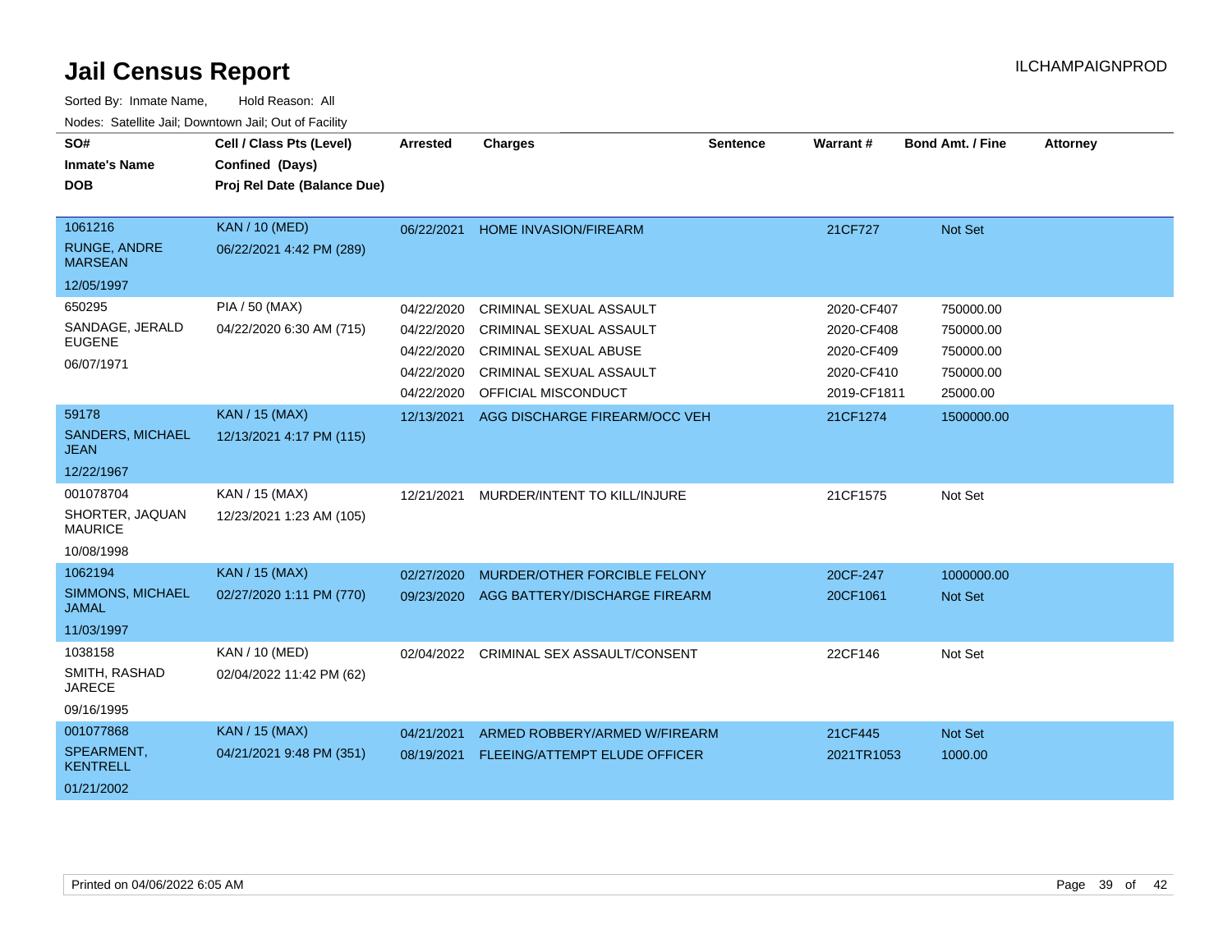# Jail Census Report

ILCHAMPAIGNPROD

Sorted By: Inmate Name, Hold Reason: All

Nodes: Satellite Jail; Downtown Jail; Out of Facility

| SO# / Inmate's Name / DOB | Cell / Class Pts (Level) / Confined (Days) / Proj Rel Date (Balance Due) | Arrested | Charges | Sentence | Warrant # | Bond Amt. / Fine | Attorney |
|---|---|---|---|---|---|---|---|
| 1061216 RUNGE, ANDRE MARSEAN 12/05/1997 | KAN / 10 (MED) 06/22/2021 4:42 PM (289) | 06/22/2021 | HOME INVASION/FIREARM | | 21CF727 | Not Set | |
| 650295 SANDAGE, JERALD EUGENE 06/07/1971 | PIA / 50 (MAX) 04/22/2020 6:30 AM (715) | 04/22/2020 | CRIMINAL SEXUAL ASSAULT | | 2020-CF407 | 750000.00 | |
| | | 04/22/2020 | CRIMINAL SEXUAL ASSAULT | | 2020-CF408 | 750000.00 | |
| | | 04/22/2020 | CRIMINAL SEXUAL ABUSE | | 2020-CF409 | 750000.00 | |
| | | 04/22/2020 | CRIMINAL SEXUAL ASSAULT | | 2020-CF410 | 750000.00 | |
| | | 04/22/2020 | OFFICIAL MISCONDUCT | | 2019-CF1811 | 25000.00 | |
| 59178 SANDERS, MICHAEL JEAN 12/22/1967 | KAN / 15 (MAX) 12/13/2021 4:17 PM (115) | 12/13/2021 | AGG DISCHARGE FIREARM/OCC VEH | | 21CF1274 | 1500000.00 | |
| 001078704 SHORTER, JAQUAN MAURICE 10/08/1998 | KAN / 15 (MAX) 12/23/2021 1:23 AM (105) | 12/21/2021 | MURDER/INTENT TO KILL/INJURE | | 21CF1575 | Not Set | |
| 1062194 SIMMONS, MICHAEL JAMAL 11/03/1997 | KAN / 15 (MAX) 02/27/2020 1:11 PM (770) | 02/27/2020 | MURDER/OTHER FORCIBLE FELONY | | 20CF-247 | 1000000.00 | |
| | | 09/23/2020 | AGG BATTERY/DISCHARGE FIREARM | | 20CF1061 | Not Set | |
| 1038158 SMITH, RASHAD JARECE 09/16/1995 | KAN / 10 (MED) 02/04/2022 11:42 PM (62) | 02/04/2022 | CRIMINAL SEX ASSAULT/CONSENT | | 22CF146 | Not Set | |
| 001077868 SPEARMENT, KENTRELL 01/21/2002 | KAN / 15 (MAX) 04/21/2021 9:48 PM (351) | 04/21/2021 | ARMED ROBBERY/ARMED W/FIREARM | | 21CF445 | Not Set | |
| | | 08/19/2021 | FLEEING/ATTEMPT ELUDE OFFICER | | 2021TR1053 | 1000.00 | |

Printed on 04/06/2022 6:05 AM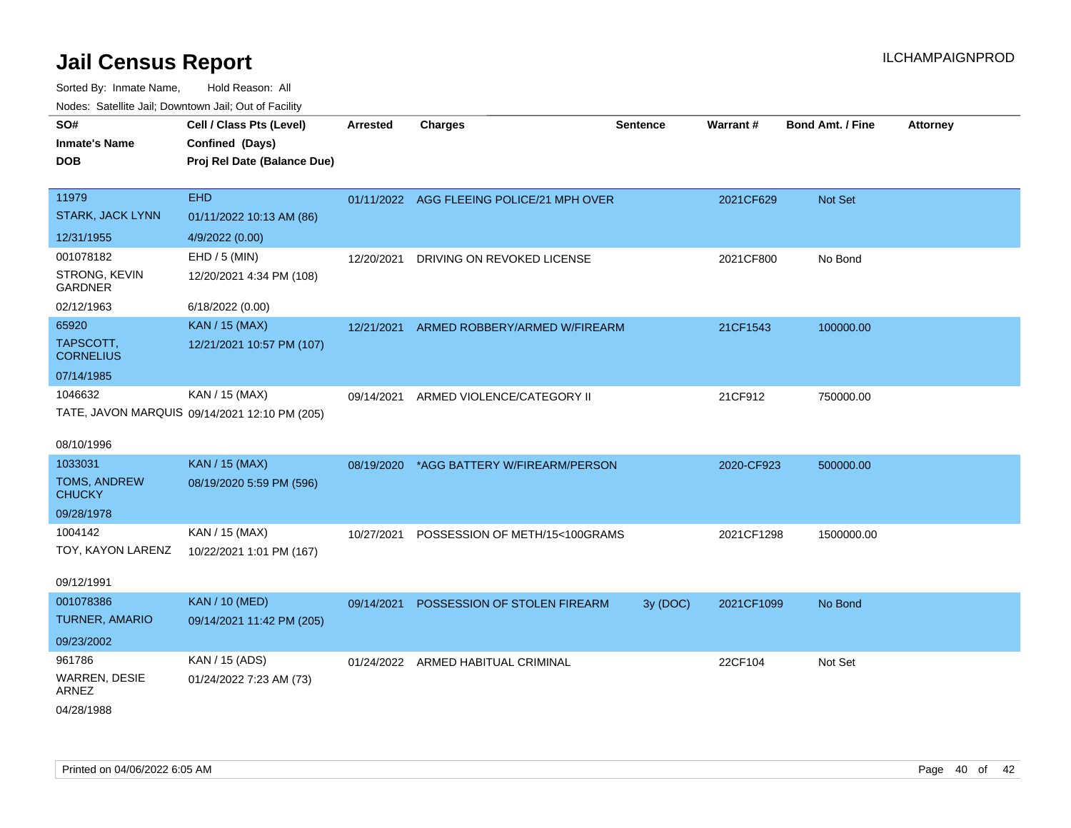# Jail Census Report

ILCHAMPAIGNPROD

Sorted By: Inmate Name, Hold Reason: All

Nodes: Satellite Jail; Downtown Jail; Out of Facility

| SO# / Inmate's Name / DOB | Cell / Class Pts (Level) / Confined (Days) / Proj Rel Date (Balance Due) | Arrested | Charges | Sentence | Warrant # | Bond Amt. / Fine | Attorney |
|---|---|---|---|---|---|---|---|
| 11979<br>STARK, JACK LYNN<br>12/31/1955 | EHD<br>01/11/2022 10:13 AM (86)<br>4/9/2022 (0.00) | 01/11/2022 | AGG FLEEING POLICE/21 MPH OVER | | 2021CF629 | Not Set | |
| 001078182<br>STRONG, KEVIN GARDNER<br>02/12/1963 | EHD / 5 (MIN)<br>12/20/2021 4:34 PM (108)<br>6/18/2022 (0.00) | 12/20/2021 | DRIVING ON REVOKED LICENSE | | 2021CF800 | No Bond | |
| 65920<br>TAPSCOTT, CORNELIUS<br>07/14/1985 | KAN / 15 (MAX)<br>12/21/2021 10:57 PM (107) | 12/21/2021 | ARMED ROBBERY/ARMED W/FIREARM | | 21CF1543 | 100000.00 | |
| 1046632<br>TATE, JAVON MARQUIS<br>08/10/1996 | KAN / 15 (MAX)<br>09/14/2021 12:10 PM (205) | 09/14/2021 | ARMED VIOLENCE/CATEGORY II | | 21CF912 | 750000.00 | |
| 1033031<br>TOMS, ANDREW CHUCKY<br>09/28/1978 | KAN / 15 (MAX)<br>08/19/2020 5:59 PM (596) | 08/19/2020 | *AGG BATTERY W/FIREARM/PERSON | | 2020-CF923 | 500000.00 | |
| 1004142<br>TOY, KAYON LARENZ<br>09/12/1991 | KAN / 15 (MAX)<br>10/22/2021 1:01 PM (167) | 10/27/2021 | POSSESSION OF METH/15<100GRAMS | | 2021CF1298 | 1500000.00 | |
| 001078386<br>TURNER, AMARIO<br>09/23/2002 | KAN / 10 (MED)<br>09/14/2021 11:42 PM (205) | 09/14/2021 | POSSESSION OF STOLEN FIREARM | 3y (DOC) | 2021CF1099 | No Bond | |
| 961786<br>WARREN, DESIE ARNEZ<br>04/28/1988 | KAN / 15 (ADS)<br>01/24/2022 7:23 AM (73) | 01/24/2022 | ARMED HABITUAL CRIMINAL | | 22CF104 | Not Set | |

Printed on 04/06/2022 6:05 AM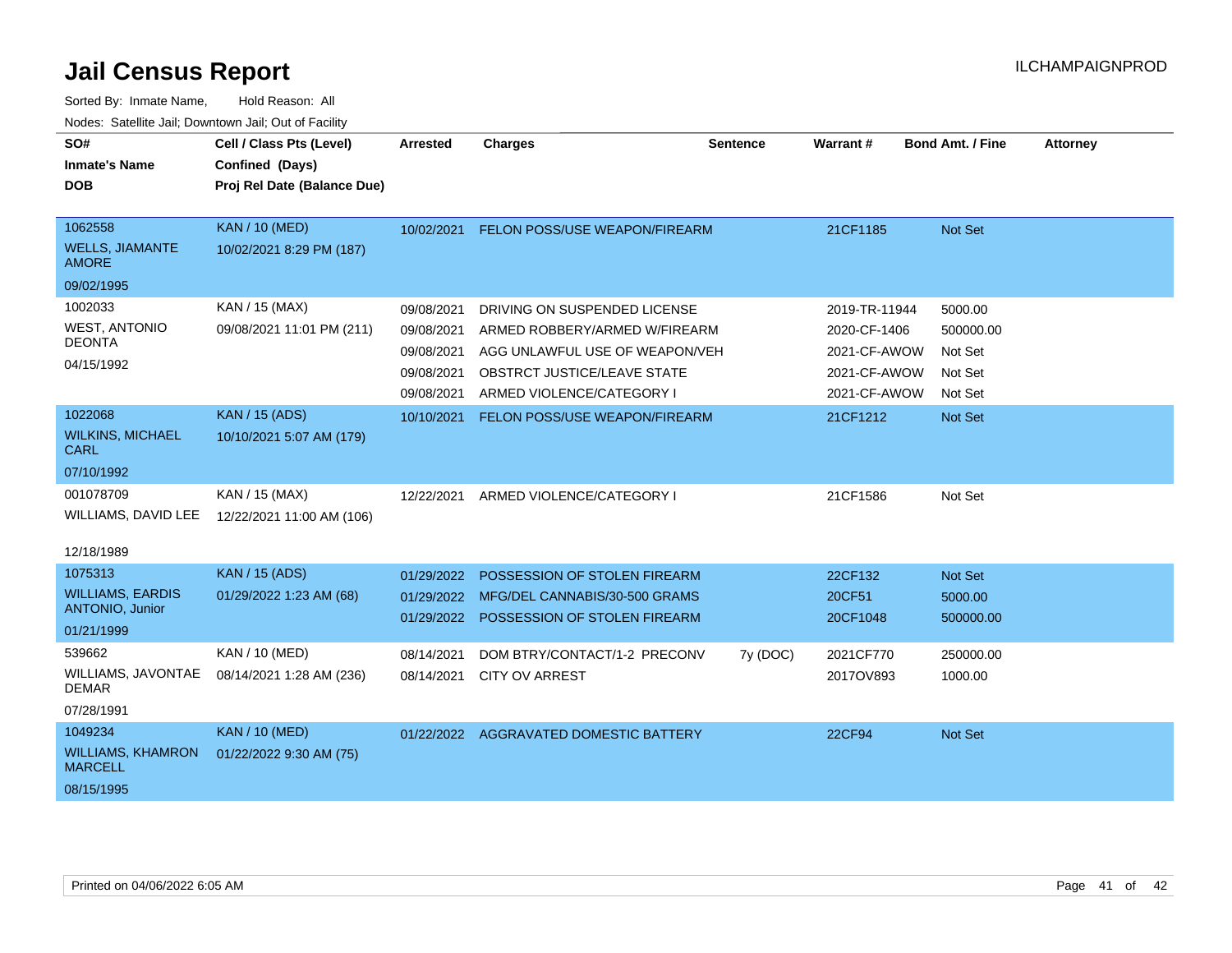# Jail Census Report

Sorted By: Inmate Name, Hold Reason: All

Nodes: Satellite Jail; Downtown Jail; Out of Facility

| SO# / Inmate's Name / DOB | Cell / Class Pts (Level) / Confined (Days) / Proj Rel Date (Balance Due) | Arrested | Charges | Sentence | Warrant # | Bond Amt. / Fine | Attorney |
|---|---|---|---|---|---|---|---|
| 1062558 WELLS, JIAMANTE AMORE 09/02/1995 | KAN / 10 (MED) 10/02/2021 8:29 PM (187) | 10/02/2021 | FELON POSS/USE WEAPON/FIREARM | | 21CF1185 | Not Set | |
| 1002033 WEST, ANTONIO DEONTA 04/15/1992 | KAN / 15 (MAX) 09/08/2021 11:01 PM (211) | 09/08/2021 | DRIVING ON SUSPENDED LICENSE | | 2019-TR-11944 | 5000.00 | |
| | | 09/08/2021 | ARMED ROBBERY/ARMED W/FIREARM | | 2020-CF-1406 | 500000.00 | |
| | | 09/08/2021 | AGG UNLAWFUL USE OF WEAPON/VEH | | 2021-CF-AWOW | Not Set | |
| | | 09/08/2021 | OBSTRCT JUSTICE/LEAVE STATE | | 2021-CF-AWOW | Not Set | |
| | | 09/08/2021 | ARMED VIOLENCE/CATEGORY I | | 2021-CF-AWOW | Not Set | |
| 1022068 WILKINS, MICHAEL CARL 07/10/1992 | KAN / 15 (ADS) 10/10/2021 5:07 AM (179) | 10/10/2021 | FELON POSS/USE WEAPON/FIREARM | | 21CF1212 | Not Set | |
| 001078709 WILLIAMS, DAVID LEE 12/18/1989 | KAN / 15 (MAX) 12/22/2021 11:00 AM (106) | 12/22/2021 | ARMED VIOLENCE/CATEGORY I | | 21CF1586 | Not Set | |
| 1075313 WILLIAMS, EARDIS ANTONIO, Junior 01/21/1999 | KAN / 15 (ADS) 01/29/2022 1:23 AM (68) | 01/29/2022 | POSSESSION OF STOLEN FIREARM | | 22CF132 | Not Set | |
| | | 01/29/2022 | MFG/DEL CANNABIS/30-500 GRAMS | | 20CF51 | 5000.00 | |
| | | 01/29/2022 | POSSESSION OF STOLEN FIREARM | | 20CF1048 | 500000.00 | |
| 539662 WILLIAMS, JAVONTAE DEMAR 07/28/1991 | KAN / 10 (MED) 08/14/2021 1:28 AM (236) | 08/14/2021 | DOM BTRY/CONTACT/1-2 PRECONV | 7y (DOC) | 2021CF770 | 250000.00 | |
| | | 08/14/2021 | CITY OV ARREST | | 2017OV893 | 1000.00 | |
| 1049234 WILLIAMS, KHAMRON MARCELL 08/15/1995 | KAN / 10 (MED) 01/22/2022 9:30 AM (75) | 01/22/2022 | AGGRAVATED DOMESTIC BATTERY | | 22CF94 | Not Set | |

Printed on 04/06/2022 6:05 AM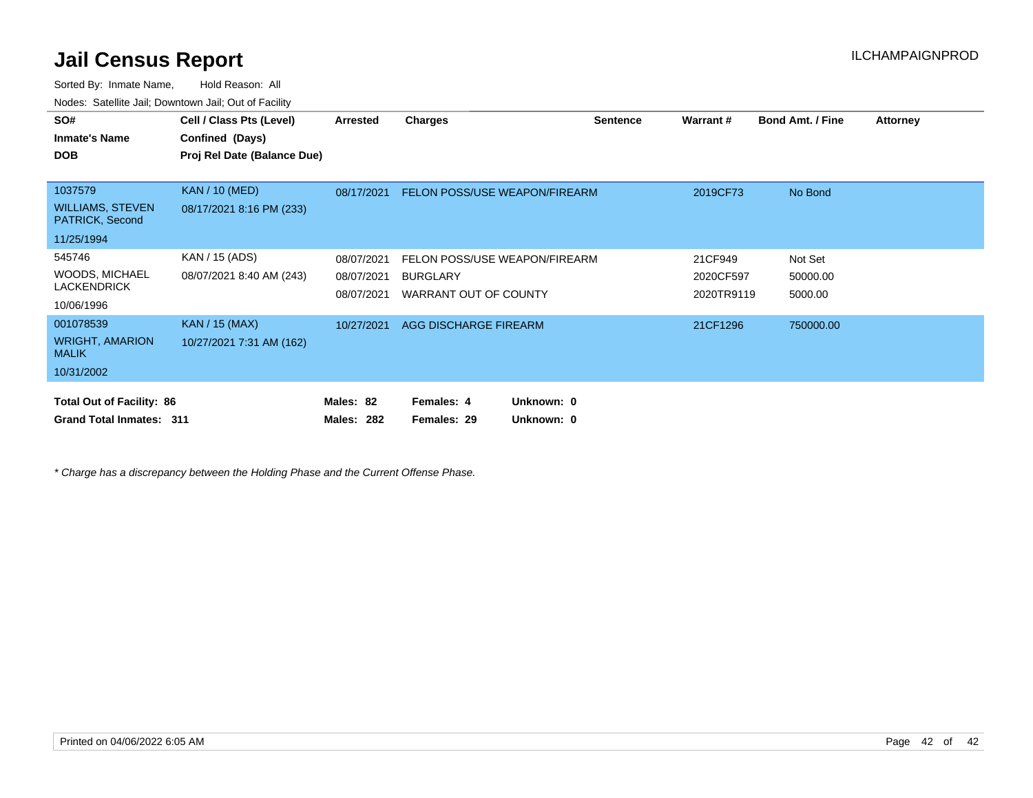# Jail Census Report

ILCHAMPAIGNPROD

Sorted By: Inmate Name, Hold Reason: All

Nodes: Satellite Jail; Downtown Jail; Out of Facility

| SO# / Inmate's Name / DOB | Cell / Class Pts (Level) / Confined (Days) / Proj Rel Date (Balance Due) | Arrested | Charges | Sentence | Warrant # | Bond Amt. / Fine | Attorney |
|---|---|---|---|---|---|---|---|
| 1037579<br>WILLIAMS, STEVEN PATRICK, Second<br>11/25/1994 | KAN / 10 (MED)<br>08/17/2021 8:16 PM (233) | 08/17/2021 | FELON POSS/USE WEAPON/FIREARM | | 2019CF73 | No Bond | |
| 545746<br>WOODS, MICHAEL LACKENDRICK<br>10/06/1996 | KAN / 15 (ADS)<br>08/07/2021 8:40 AM (243) | 08/07/2021 | FELON POSS/USE WEAPON/FIREARM | | 21CF949 | Not Set | |
| | | 08/07/2021 | BURGLARY | | 2020CF597 | 50000.00 | |
| | | 08/07/2021 | WARRANT OUT OF COUNTY | | 2020TR9119 | 5000.00 | |
| 001078539<br>WRIGHT, AMARION MALIK<br>10/31/2002 | KAN / 15 (MAX)<br>10/27/2021 7:31 AM (162) | 10/27/2021 | AGG DISCHARGE FIREARM | | 21CF1296 | 750000.00 | |

**Total Out of Facility: 86** **Males: 82** **Females: 4** **Unknown: 0**

**Grand Total Inmates: 311** **Males: 282** **Females: 29** **Unknown: 0**

*\* Charge has a discrepancy between the Holding Phase and the Current Offense Phase.*

Printed on 04/06/2022 6:05 AM